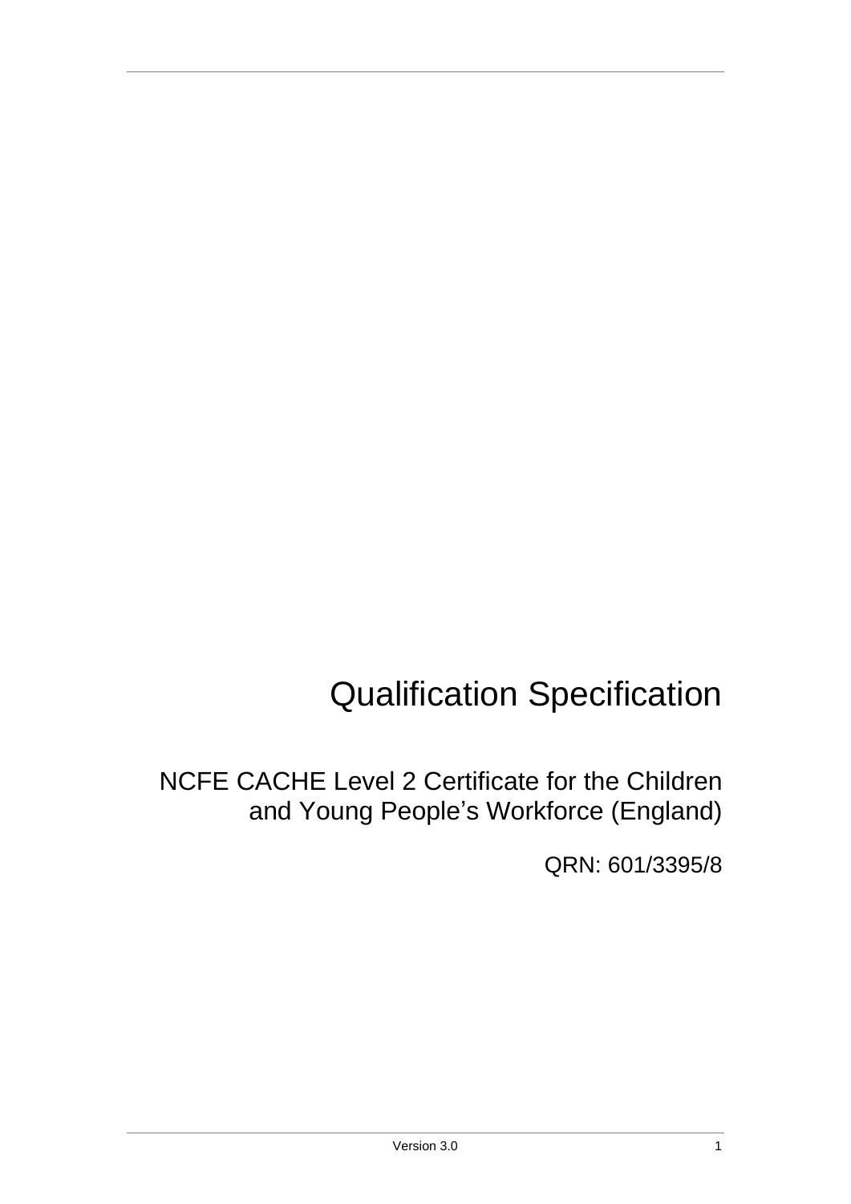# Qualification Specification

## NCFE CACHE Level 2 Certificate for the Children and Young People's Workforce (England)

QRN: 601/3395/8

Version 3.0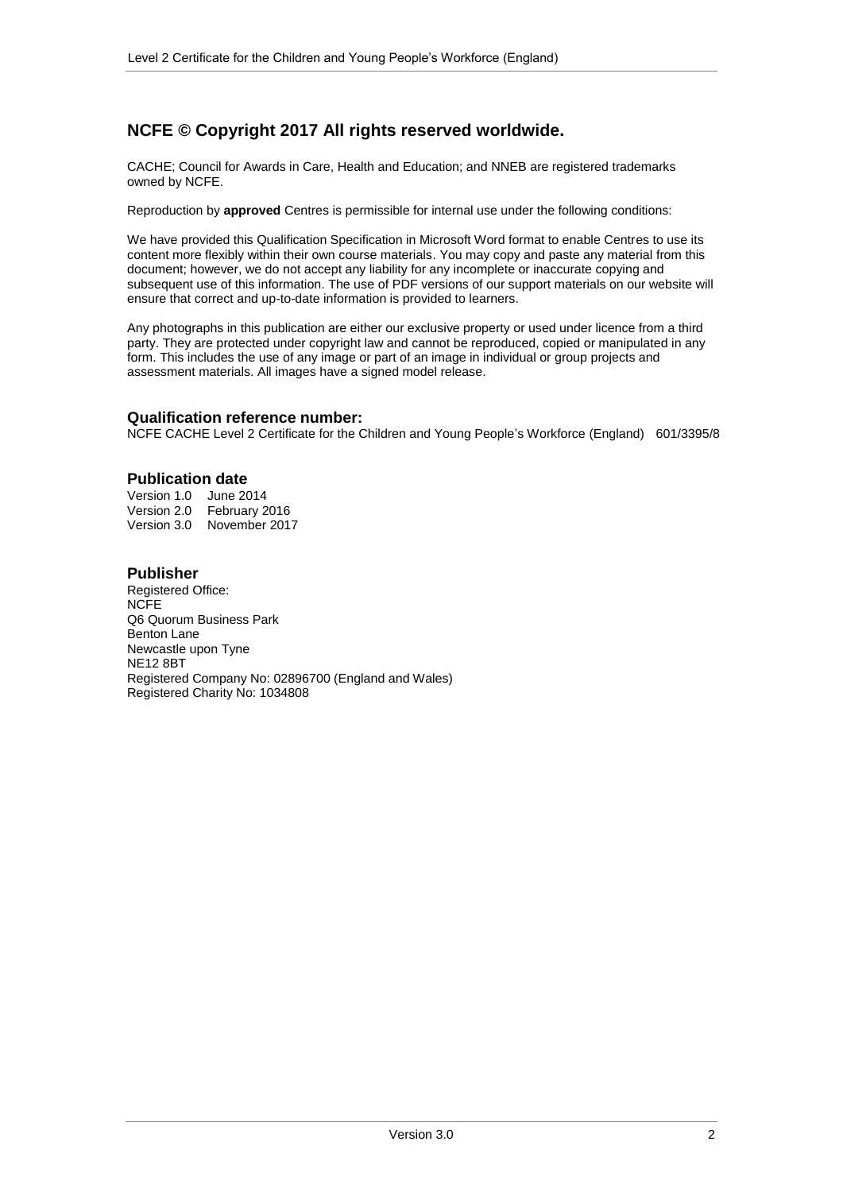## NCFE © Copyright 2017 All rights reserved worldwide.

CACHE; Council for Awards in Care, Health and Education; and NNEB are registered trademarks owned by NCFE.

Reproduction by **approved** Centres is permissible for internal use under the following conditions:

We have provided this Qualification Specification in Microsoft Word format to enable Centres to use its content more flexibly within their own course materials. You may copy and paste any material from this document; however, we do not accept any liability for any incomplete or inaccurate copying and subsequent use of this information. The use of PDF versions of our support materials on our website will ensure that correct and up-to-date information is provided to learners.

Any photographs in this publication are either our exclusive property or used under licence from a third party. They are protected under copyright law and cannot be reproduced, copied or manipulated in any form. This includes the use of any image or part of an image in individual or group projects and assessment materials. All images have a signed model release.

### Qualification reference number:

NCFE CACHE Level 2 Certificate for the Children and Young People's Workforce (England) 601/3395/8

### Publication date

Version 1.0 June 2014
Version 2.0 February 2016
Version 3.0 November 2017

### Publisher

Registered Office:
NCFE
Q6 Quorum Business Park
Benton Lane
Newcastle upon Tyne
NE12 8BT
Registered Company No: 02896700 (England and Wales)
Registered Charity No: 1034808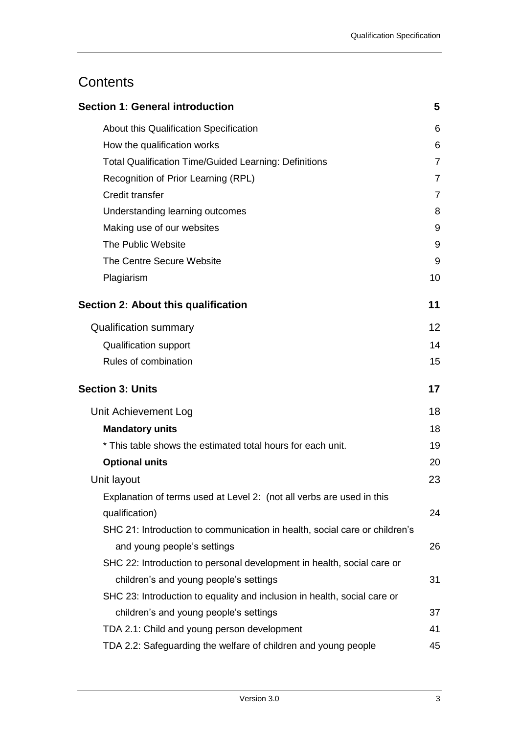# Contents

| | |
|---|---|
| **Section 1: General introduction** | **5** |
| About this Qualification Specification | 6 |
| How the qualification works | 6 |
| Total Qualification Time/Guided Learning: Definitions | 7 |
| Recognition of Prior Learning (RPL) | 7 |
| Credit transfer | 7 |
| Understanding learning outcomes | 8 |
| Making use of our websites | 9 |
| The Public Website | 9 |
| The Centre Secure Website | 9 |
| Plagiarism | 10 |
| **Section 2: About this qualification** | **11** |
| Qualification summary | 12 |
| Qualification support | 14 |
| Rules of combination | 15 |
| **Section 3: Units** | **17** |
| Unit Achievement Log | 18 |
| **Mandatory units** | 18 |
| * This table shows the estimated total hours for each unit. | 19 |
| **Optional units** | 20 |
| Unit layout | 23 |
| Explanation of terms used at Level 2: (not all verbs are used in this qualification) | 24 |
| SHC 21: Introduction to communication in health, social care or children's and young people's settings | 26 |
| SHC 22: Introduction to personal development in health, social care or children's and young people's settings | 31 |
| SHC 23: Introduction to equality and inclusion in health, social care or children's and young people's settings | 37 |
| TDA 2.1: Child and young person development | 41 |
| TDA 2.2: Safeguarding the welfare of children and young people | 45 |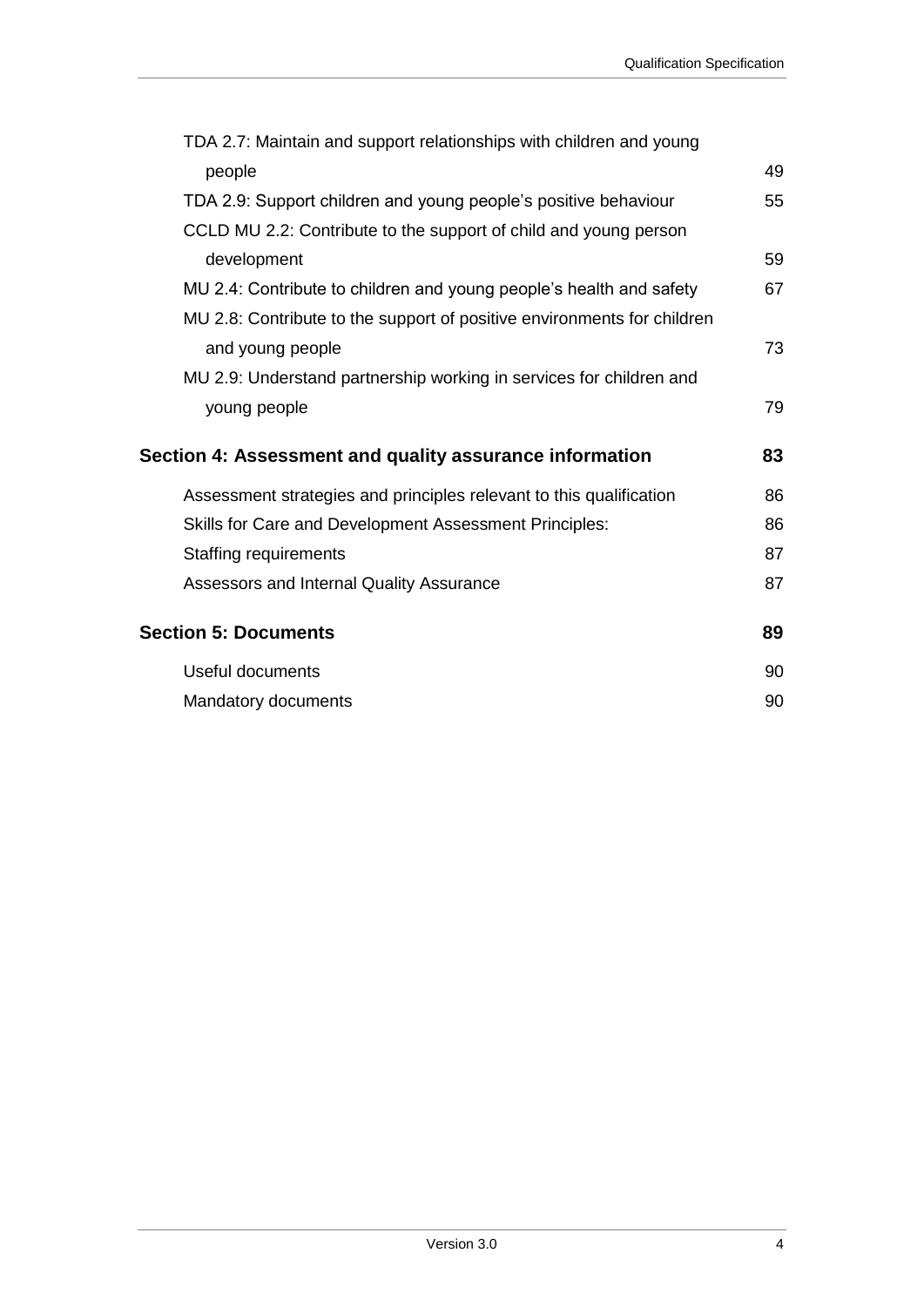TDA 2.7: Maintain and support relationships with children and young people 49

TDA 2.9: Support children and young people's positive behaviour 55

CCLD MU 2.2: Contribute to the support of child and young person development 59

MU 2.4: Contribute to children and young people's health and safety 67

MU 2.8: Contribute to the support of positive environments for children and young people 73

MU 2.9: Understand partnership working in services for children and young people 79

**Section 4: Assessment and quality assurance information 83**

Assessment strategies and principles relevant to this qualification 86

Skills for Care and Development Assessment Principles: 86

Staffing requirements 87

Assessors and Internal Quality Assurance 87

**Section 5: Documents 89**

Useful documents 90

Mandatory documents 90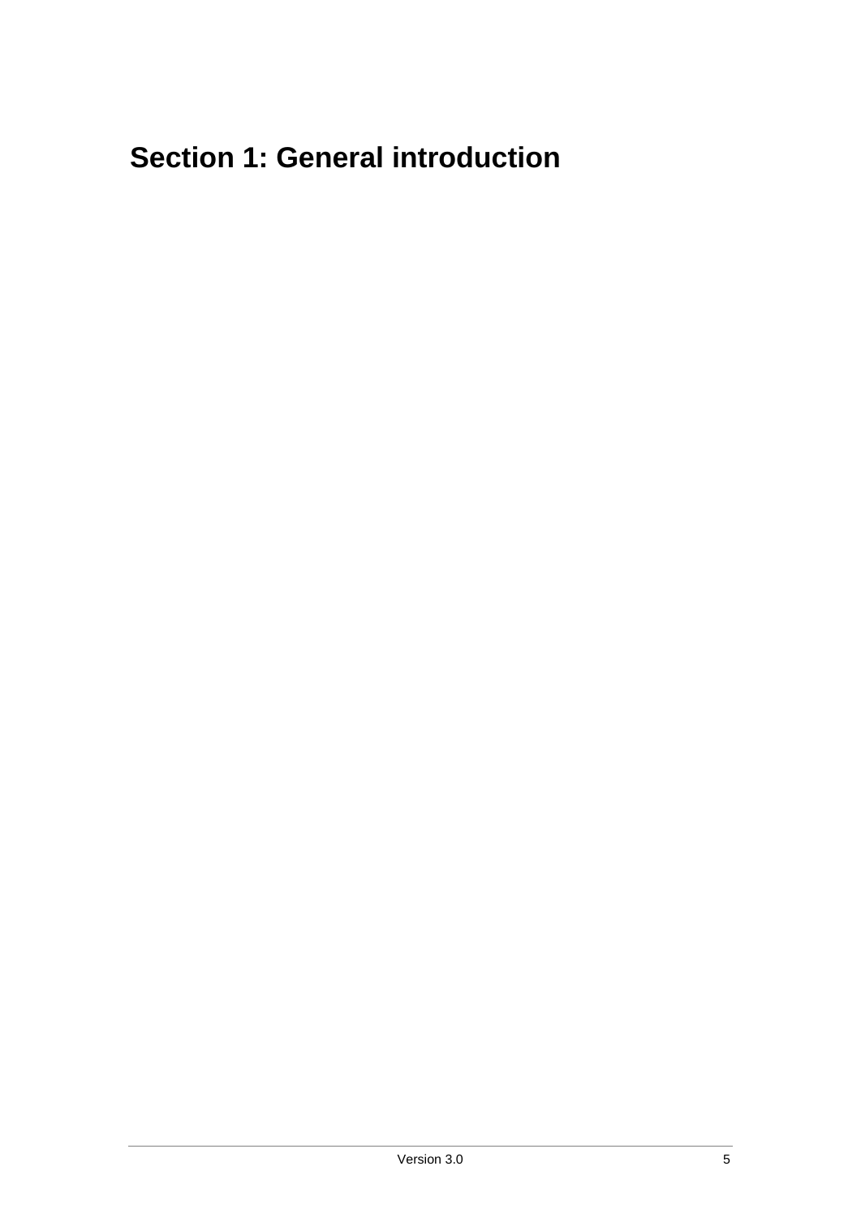# Section 1: General introduction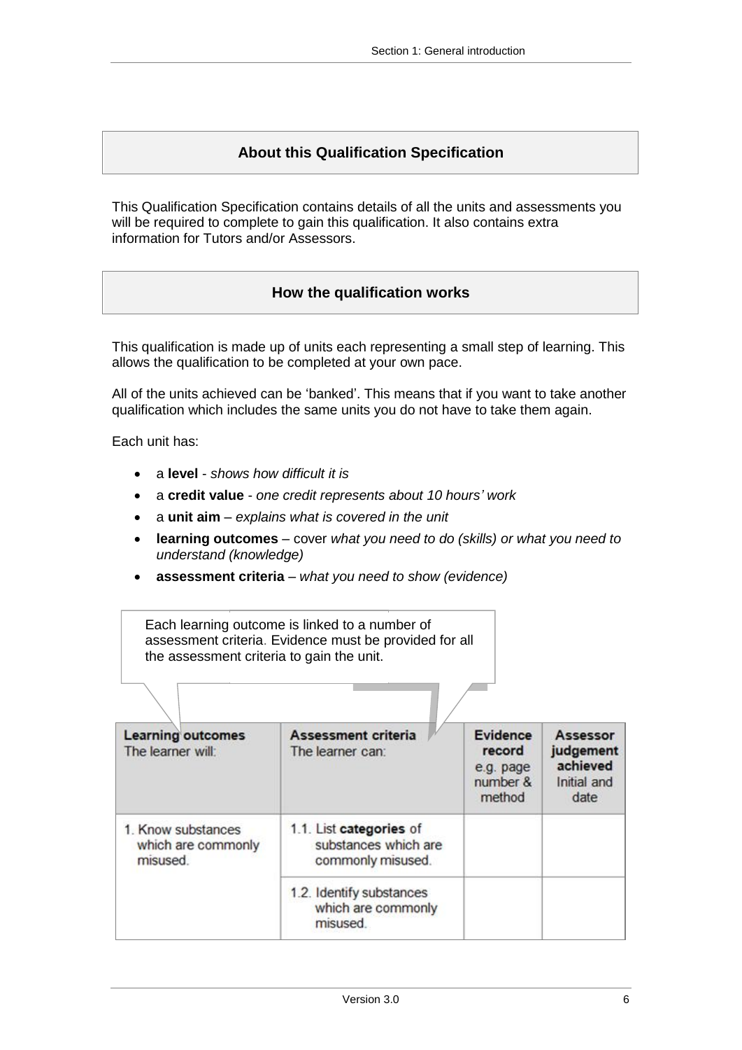## About this Qualification Specification

This Qualification Specification contains details of all the units and assessments you will be required to complete to gain this qualification. It also contains extra information for Tutors and/or Assessors.

## How the qualification works

This qualification is made up of units each representing a small step of learning. This allows the qualification to be completed at your own pace.

All of the units achieved can be 'banked'. This means that if you want to take another qualification which includes the same units you do not have to take them again.

Each unit has:

- a **level** - *shows how difficult it is*
- a **credit value** - *one credit represents about 10 hours' work*
- a **unit aim** – *explains what is covered in the unit*
- **learning outcomes** – cover *what you need to do (skills) or what you need to understand (knowledge)*
- **assessment criteria** – *what you need to show (evidence)*

Each learning outcome is linked to a number of assessment criteria. Evidence must be provided for all the assessment criteria to gain the unit.

| **Learning outcomes** The learner will: | **Assessment criteria** The learner can: | **Evidence record** e.g. page number & method | **Assessor judgement achieved** Initial and date |
|---|---|---|---|
| 1. Know substances which are commonly misused. | 1.1. List **categories** of substances which are commonly misused. | | |
| | 1.2. Identify substances which are commonly misused. | | |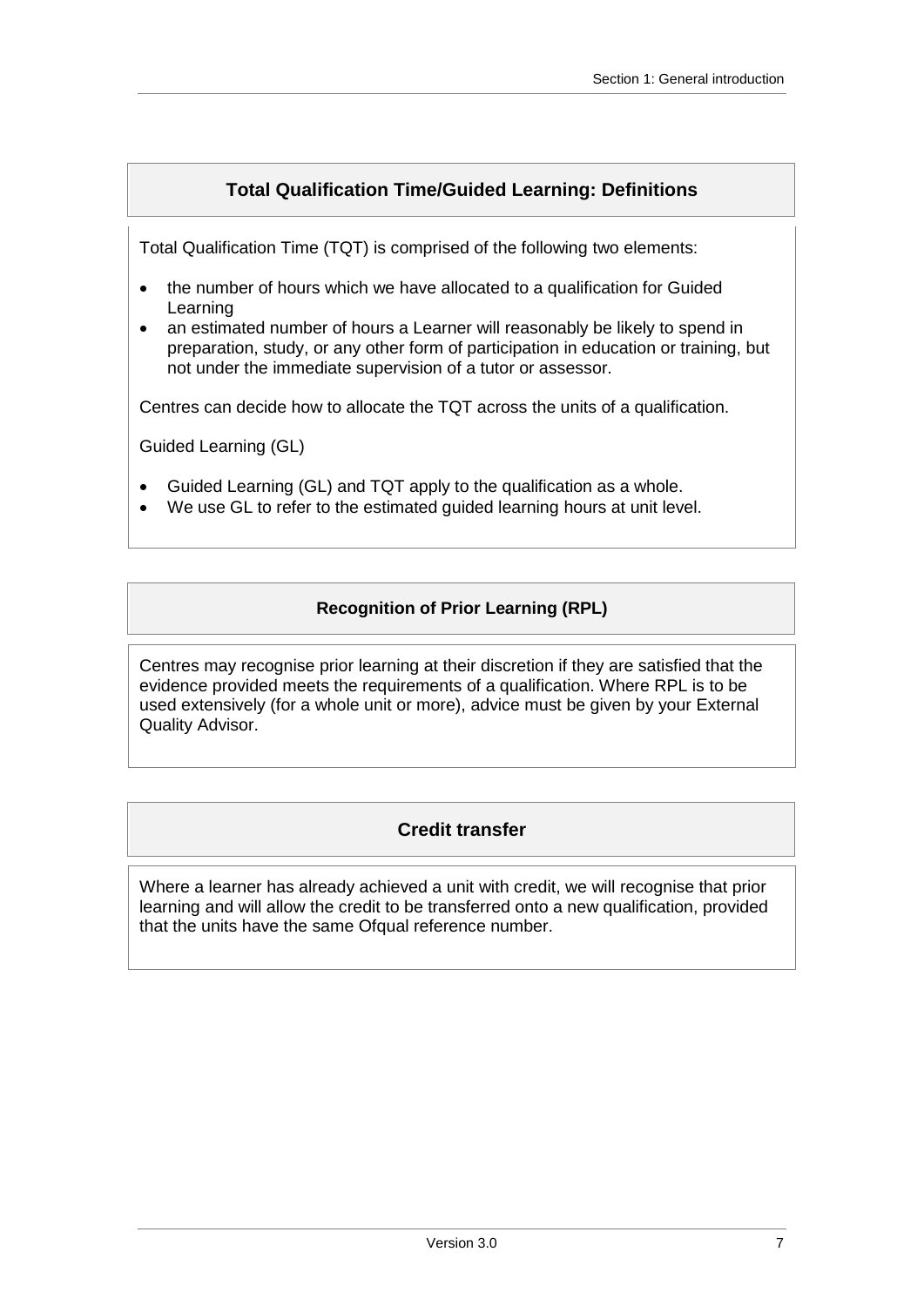## Total Qualification Time/Guided Learning: Definitions

Total Qualification Time (TQT) is comprised of the following two elements:

- the number of hours which we have allocated to a qualification for Guided Learning
- an estimated number of hours a Learner will reasonably be likely to spend in preparation, study, or any other form of participation in education or training, but not under the immediate supervision of a tutor or assessor.

Centres can decide how to allocate the TQT across the units of a qualification.

Guided Learning (GL)

- Guided Learning (GL) and TQT apply to the qualification as a whole.
- We use GL to refer to the estimated guided learning hours at unit level.

## Recognition of Prior Learning (RPL)

Centres may recognise prior learning at their discretion if they are satisfied that the evidence provided meets the requirements of a qualification. Where RPL is to be used extensively (for a whole unit or more), advice must be given by your External Quality Advisor.

## Credit transfer

Where a learner has already achieved a unit with credit, we will recognise that prior learning and will allow the credit to be transferred onto a new qualification, provided that the units have the same Ofqual reference number.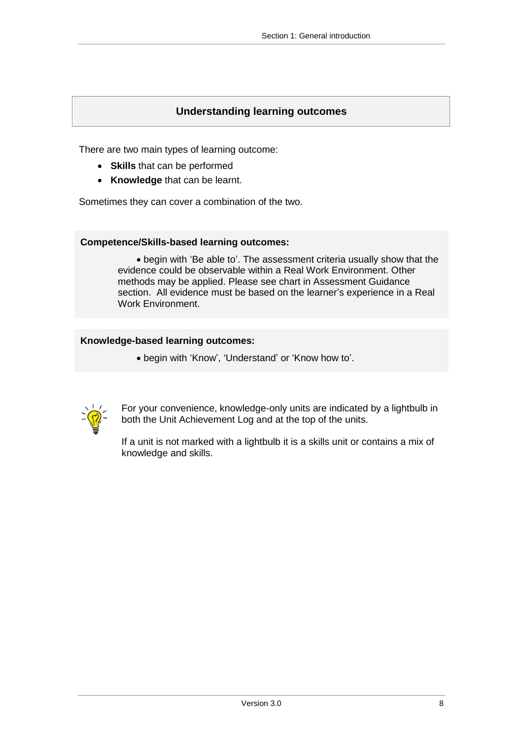## Understanding learning outcomes

There are two main types of learning outcome:

- **Skills** that can be performed
- **Knowledge** that can be learnt.

Sometimes they can cover a combination of the two.

**Competence/Skills-based learning outcomes:**

- begin with 'Be able to'. The assessment criteria usually show that the evidence could be observable within a Real Work Environment. Other methods may be applied. Please see chart in Assessment Guidance section. All evidence must be based on the learner's experience in a Real Work Environment.

**Knowledge-based learning outcomes:**

- begin with 'Know', 'Understand' or 'Know how to'.

For your convenience, knowledge-only units are indicated by a lightbulb in both the Unit Achievement Log and at the top of the units.

If a unit is not marked with a lightbulb it is a skills unit or contains a mix of knowledge and skills.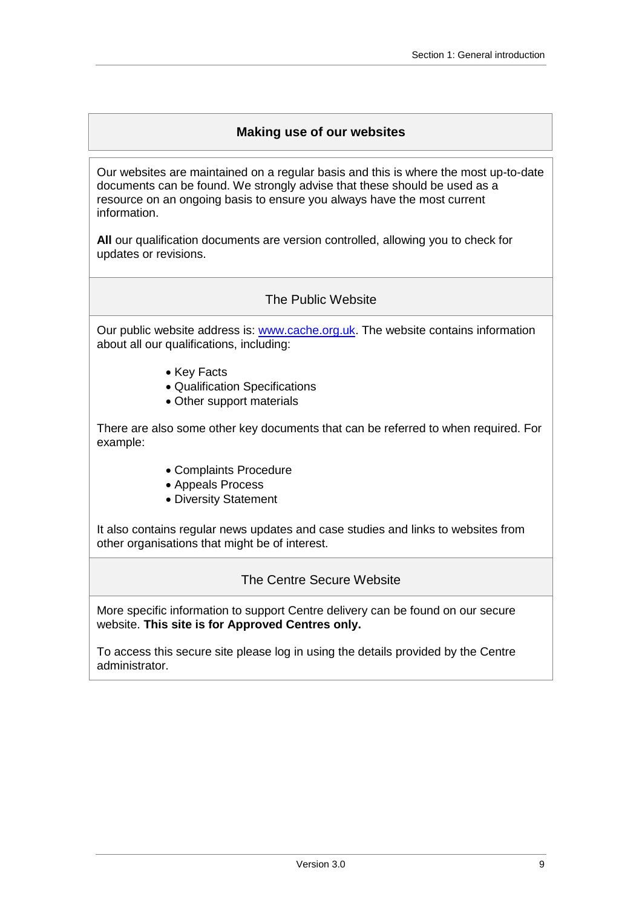## Making use of our websites

Our websites are maintained on a regular basis and this is where the most up-to-date documents can be found. We strongly advise that these should be used as a resource on an ongoing basis to ensure you always have the most current information.

**All** our qualification documents are version controlled, allowing you to check for updates or revisions.

### The Public Website

Our public website address is: www.cache.org.uk. The website contains information about all our qualifications, including:

- Key Facts
- Qualification Specifications
- Other support materials

There are also some other key documents that can be referred to when required. For example:

- Complaints Procedure
- Appeals Process
- Diversity Statement

It also contains regular news updates and case studies and links to websites from other organisations that might be of interest.

### The Centre Secure Website

More specific information to support Centre delivery can be found on our secure website. **This site is for Approved Centres only.**

To access this secure site please log in using the details provided by the Centre administrator.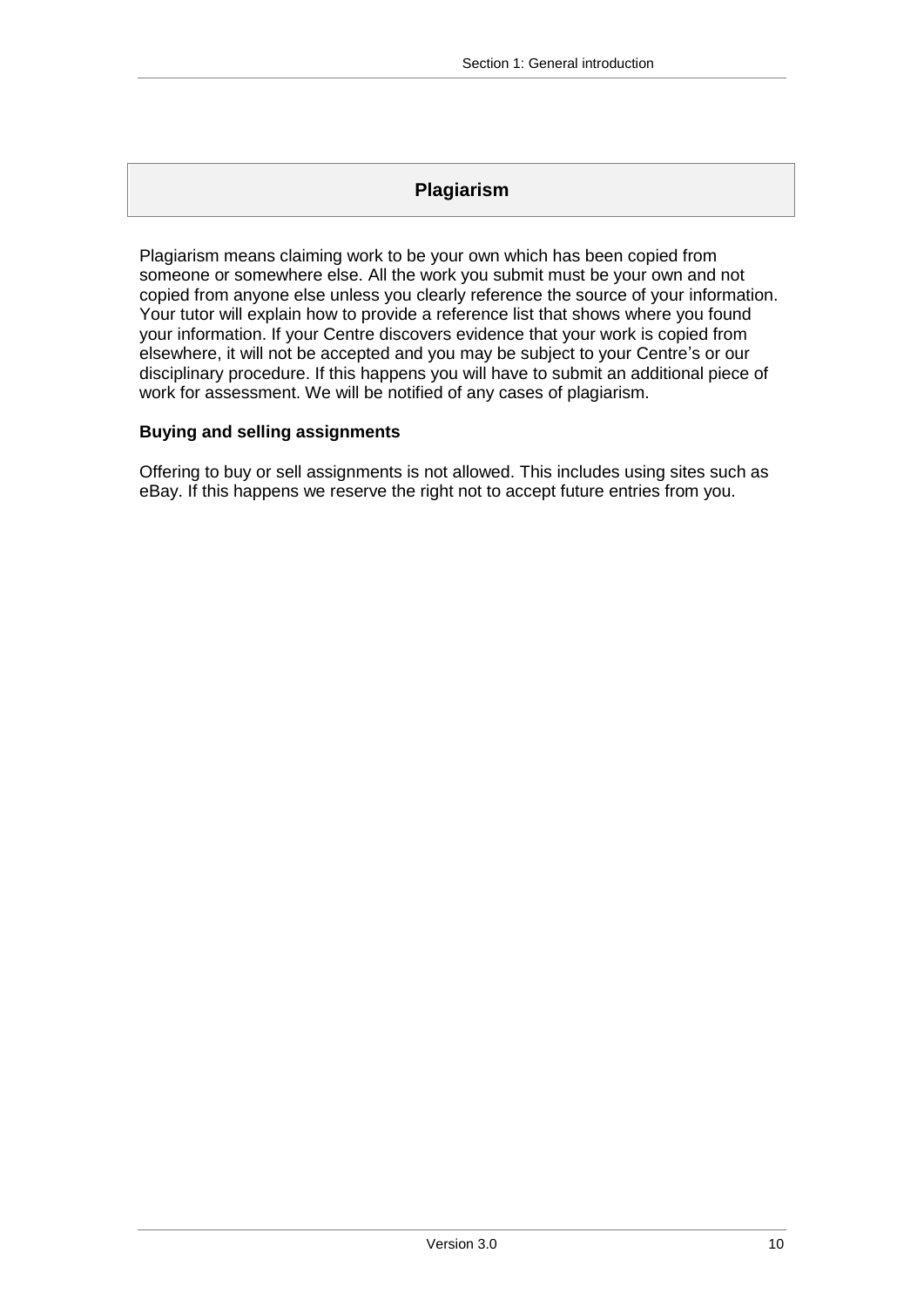## Plagiarism

Plagiarism means claiming work to be your own which has been copied from someone or somewhere else. All the work you submit must be your own and not copied from anyone else unless you clearly reference the source of your information. Your tutor will explain how to provide a reference list that shows where you found your information. If your Centre discovers evidence that your work is copied from elsewhere, it will not be accepted and you may be subject to your Centre's or our disciplinary procedure. If this happens you will have to submit an additional piece of work for assessment. We will be notified of any cases of plagiarism.

### Buying and selling assignments

Offering to buy or sell assignments is not allowed. This includes using sites such as eBay. If this happens we reserve the right not to accept future entries from you.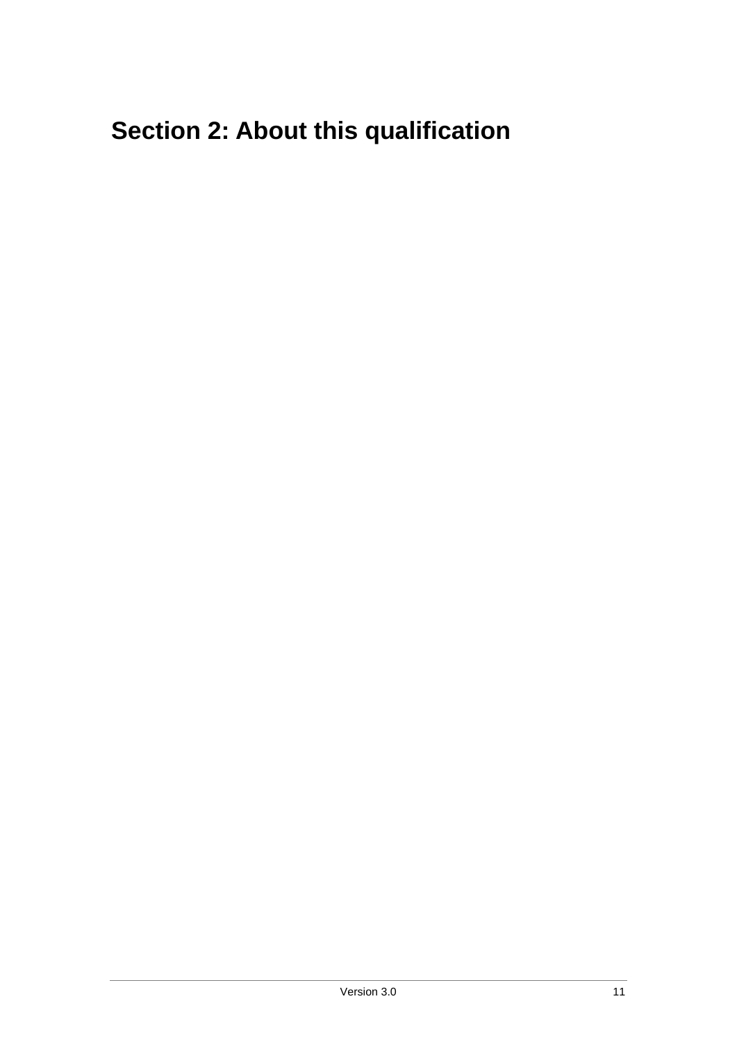# Section 2: About this qualification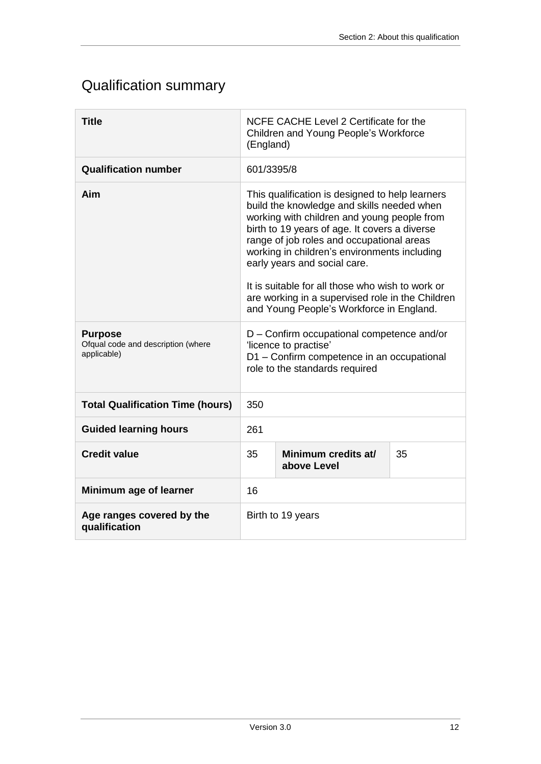## Qualification summary

| **Title** | NCFE CACHE Level 2 Certificate for the Children and Young People's Workforce (England) | | |
|---|---|---|---|
| **Qualification number** | 601/3395/8 | | |
| **Aim** | This qualification is designed to help learners build the knowledge and skills needed when working with children and young people from birth to 19 years of age. It covers a diverse range of job roles and occupational areas working in children's environments including early years and social care.<br><br>It is suitable for all those who wish to work or are working in a supervised role in the Children and Young People's Workforce in England. | | |
| **Purpose**<br>Ofqual code and description (where applicable) | D – Confirm occupational competence and/or 'licence to practise'<br>D1 – Confirm competence in an occupational role to the standards required | | |
| **Total Qualification Time (hours)** | 350 | | |
| **Guided learning hours** | 261 | | |
| **Credit value** | 35 | **Minimum credits at/ above Level** | 35 |
| **Minimum age of learner** | 16 | | |
| **Age ranges covered by the qualification** | Birth to 19 years | | |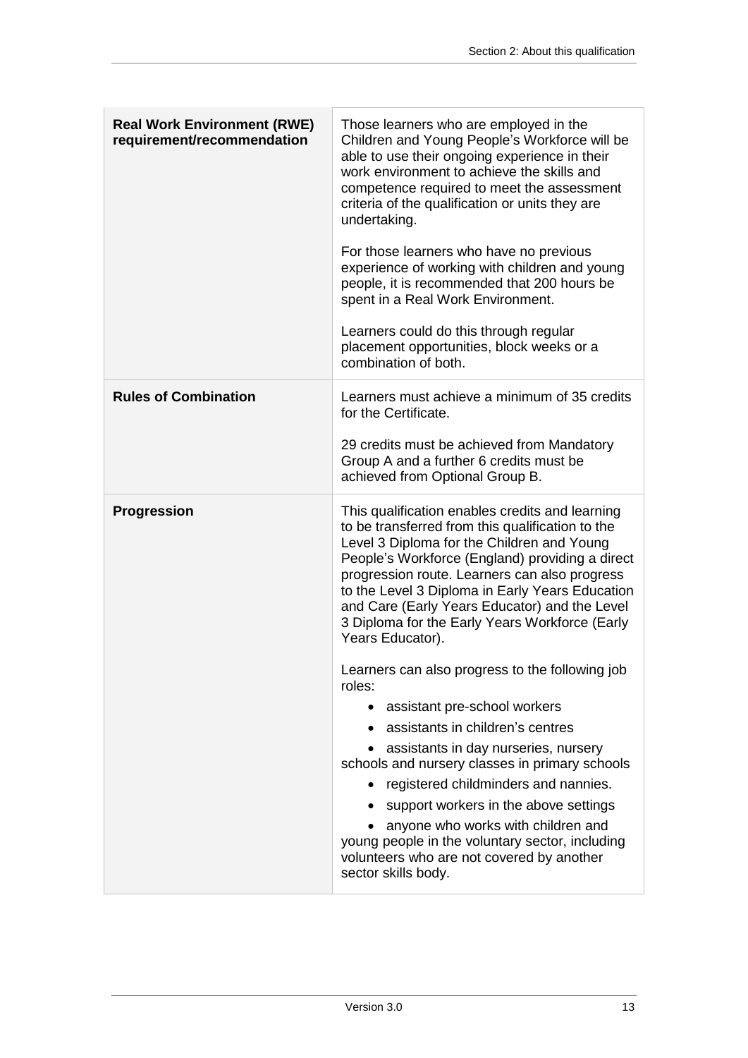| | |
|---|---|
| **Real Work Environment (RWE) requirement/recommendation** | Those learners who are employed in the Children and Young People's Workforce will be able to use their ongoing experience in their work environment to achieve the skills and competence required to meet the assessment criteria of the qualification or units they are undertaking.<br><br>For those learners who have no previous experience of working with children and young people, it is recommended that 200 hours be spent in a Real Work Environment.<br><br>Learners could do this through regular placement opportunities, block weeks or a combination of both. |
| **Rules of Combination** | Learners must achieve a minimum of 35 credits for the Certificate.<br><br>29 credits must be achieved from Mandatory Group A and a further 6 credits must be achieved from Optional Group B. |
| **Progression** | This qualification enables credits and learning to be transferred from this qualification to the Level 3 Diploma for the Children and Young People's Workforce (England) providing a direct progression route. Learners can also progress to the Level 3 Diploma in Early Years Education and Care (Early Years Educator) and the Level 3 Diploma for the Early Years Workforce (Early Years Educator).<br><br>Learners can also progress to the following job roles:<br>• assistant pre-school workers<br>• assistants in children's centres<br>• assistants in day nurseries, nursery schools and nursery classes in primary schools<br>• registered childminders and nannies.<br>• support workers in the above settings<br>• anyone who works with children and young people in the voluntary sector, including volunteers who are not covered by another sector skills body. |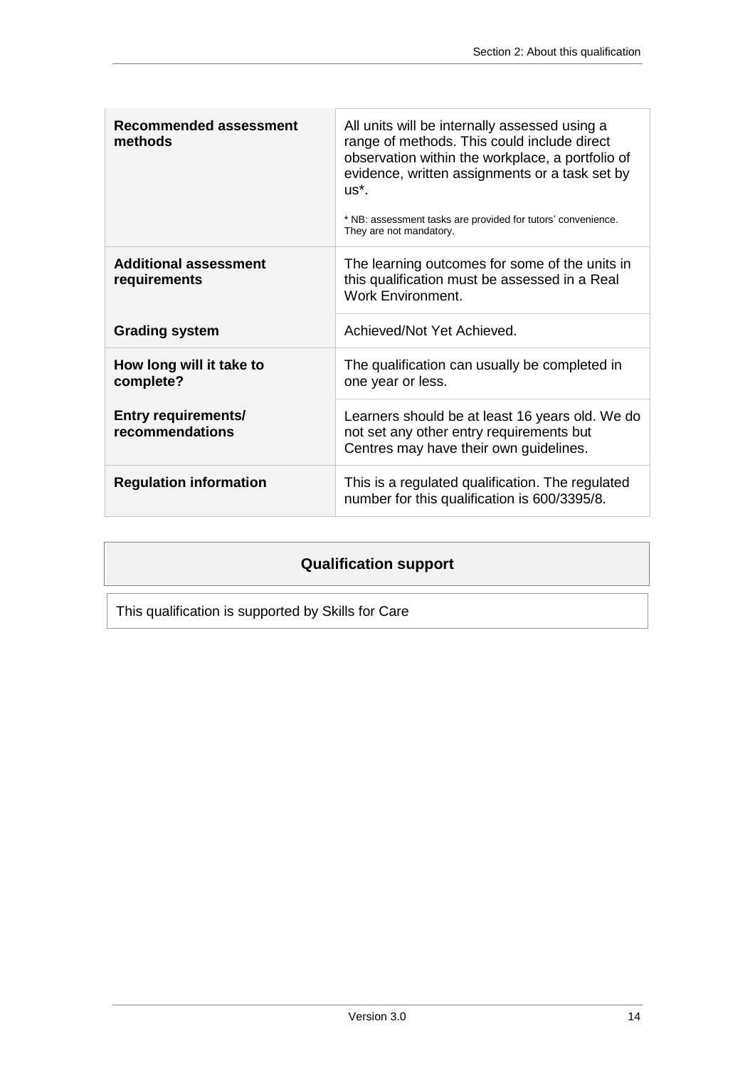| | |
|---|---|
| **Recommended assessment methods** | All units will be internally assessed using a range of methods. This could include direct observation within the workplace, a portfolio of evidence, written assignments or a task set by us*.<br><br>* NB: assessment tasks are provided for tutors' convenience. They are not mandatory. |
| **Additional assessment requirements** | The learning outcomes for some of the units in this qualification must be assessed in a Real Work Environment. |
| **Grading system** | Achieved/Not Yet Achieved. |
| **How long will it take to complete?** | The qualification can usually be completed in one year or less. |
| **Entry requirements/ recommendations** | Learners should be at least 16 years old. We do not set any other entry requirements but Centres may have their own guidelines. |
| **Regulation information** | This is a regulated qualification. The regulated number for this qualification is 600/3395/8. |

| **Qualification support** |
|---|
| This qualification is supported by Skills for Care |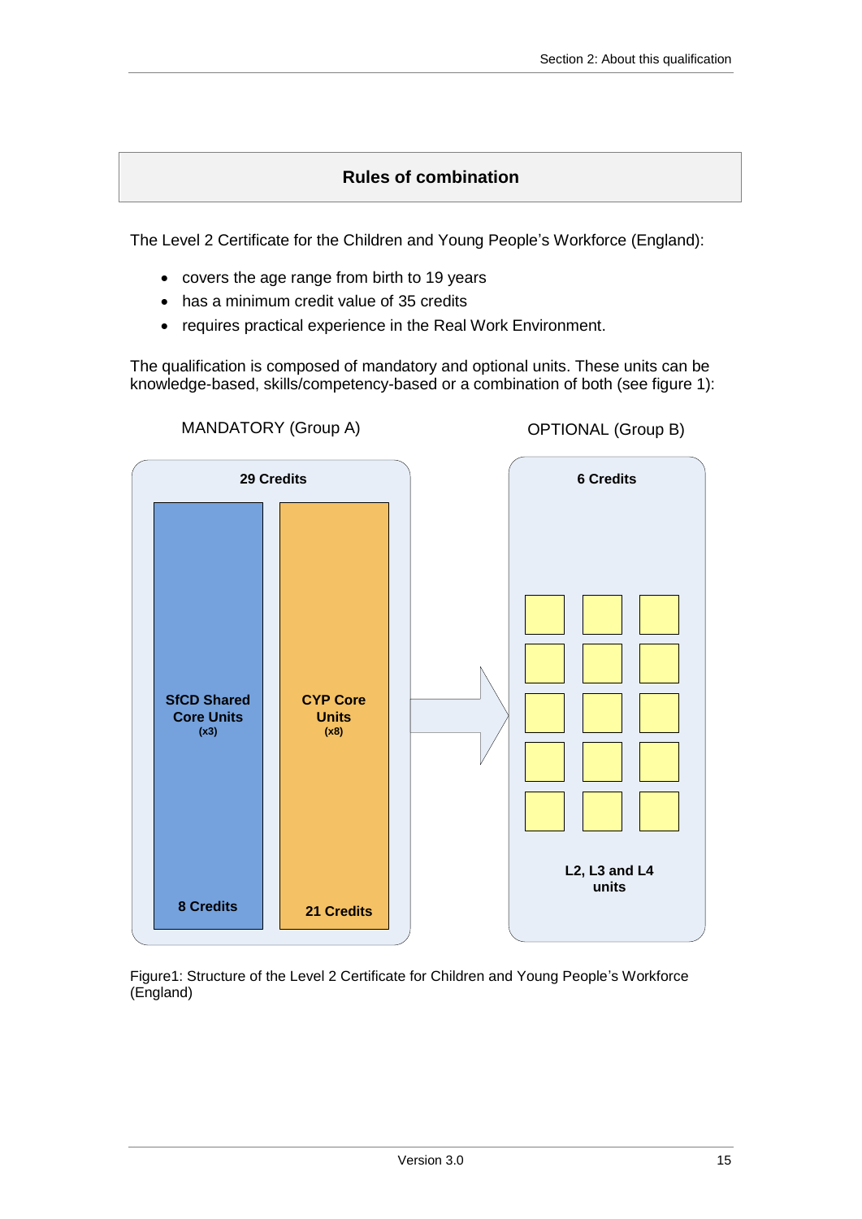## Rules of combination

The Level 2 Certificate for the Children and Young People's Workforce (England):

- covers the age range from birth to 19 years
- has a minimum credit value of 35 credits
- requires practical experience in the Real Work Environment.

The qualification is composed of mandatory and optional units. These units can be knowledge-based, skills/competency-based or a combination of both (see figure 1):

MANDATORY (Group A)

29 Credits

**SfCD Shared Core Units** (x3)

8 Credits

**CYP Core Units** (x8)

21 Credits

OPTIONAL (Group B)

6 Credits

**L2, L3 and L4 units**

Figure1: Structure of the Level 2 Certificate for Children and Young People's Workforce (England)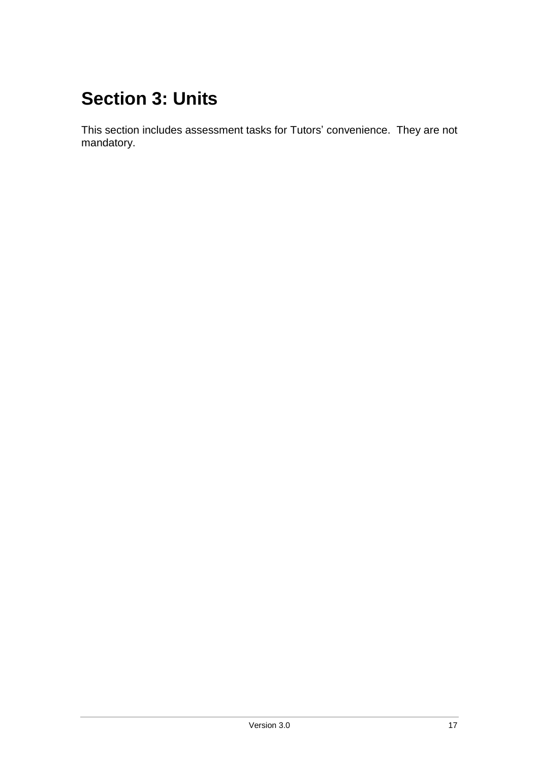# Section 3: Units

This section includes assessment tasks for Tutors' convenience.  They are not mandatory.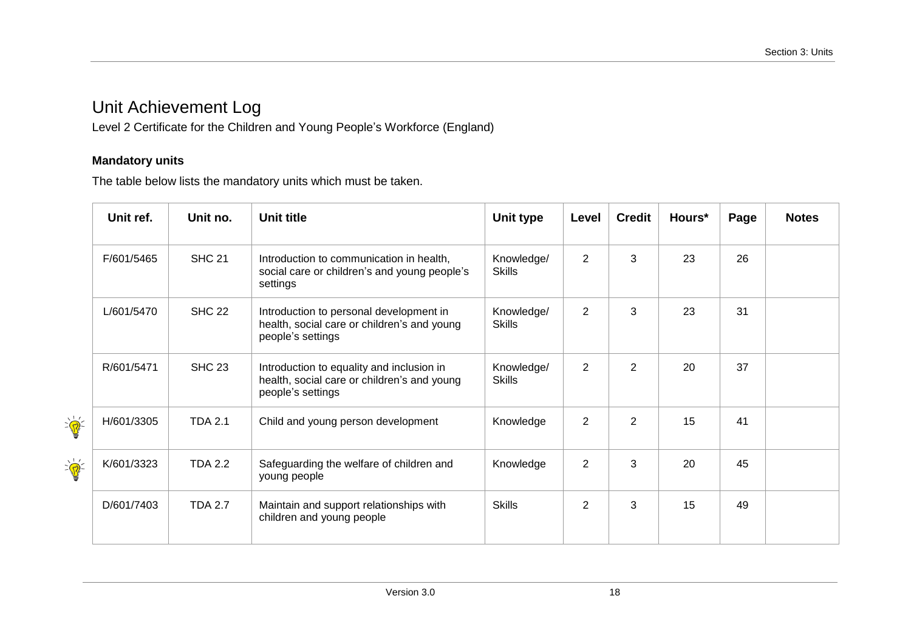# Unit Achievement Log

Level 2 Certificate for the Children and Young People's Workforce (England)

**Mandatory units**

The table below lists the mandatory units which must be taken.

| Unit ref. | Unit no. | Unit title | Unit type | Level | Credit | Hours* | Page | Notes |
|---|---|---|---|---|---|---|---|---|
| F/601/5465 | SHC 21 | Introduction to communication in health, social care or children's and young people's settings | Knowledge/ Skills | 2 | 3 | 23 | 26 | |
| L/601/5470 | SHC 22 | Introduction to personal development in health, social care or children's and young people's settings | Knowledge/ Skills | 2 | 3 | 23 | 31 | |
| R/601/5471 | SHC 23 | Introduction to equality and inclusion in health, social care or children's and young people's settings | Knowledge/ Skills | 2 | 2 | 20 | 37 | |
| H/601/3305 | TDA 2.1 | Child and young person development | Knowledge | 2 | 2 | 15 | 41 | |
| K/601/3323 | TDA 2.2 | Safeguarding the welfare of children and young people | Knowledge | 2 | 3 | 20 | 45 | |
| D/601/7403 | TDA 2.7 | Maintain and support relationships with children and young people | Skills | 2 | 3 | 15 | 49 | |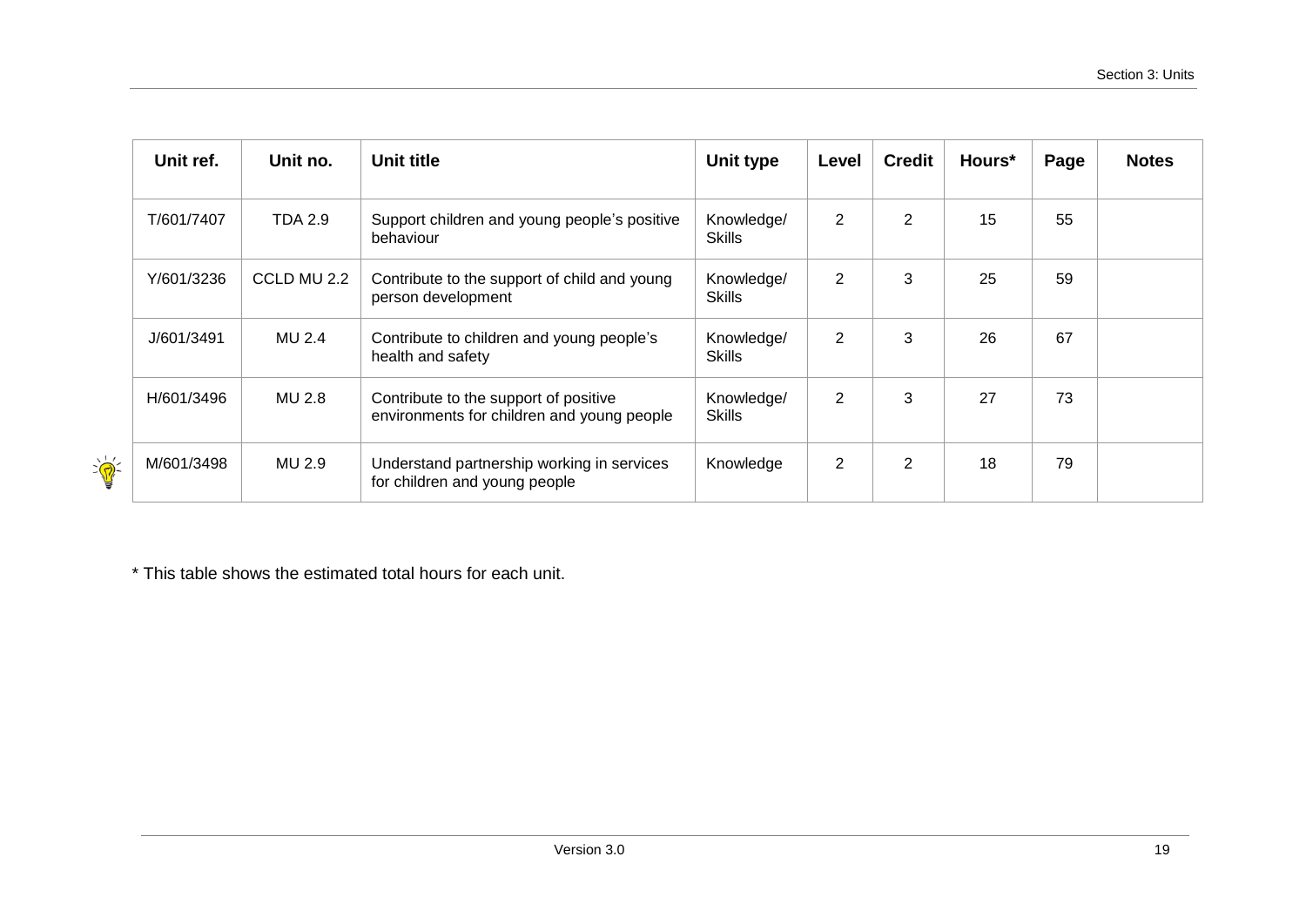| Unit ref. | Unit no. | Unit title | Unit type | Level | Credit | Hours* | Page | Notes |
|---|---|---|---|---|---|---|---|---|
| T/601/7407 | TDA 2.9 | Support children and young people's positive behaviour | Knowledge/ Skills | 2 | 2 | 15 | 55 | |
| Y/601/3236 | CCLD MU 2.2 | Contribute to the support of child and young person development | Knowledge/ Skills | 2 | 3 | 25 | 59 | |
| J/601/3491 | MU 2.4 | Contribute to children and young people's health and safety | Knowledge/ Skills | 2 | 3 | 26 | 67 | |
| H/601/3496 | MU 2.8 | Contribute to the support of positive environments for children and young people | Knowledge/ Skills | 2 | 3 | 27 | 73 | |
| M/601/3498 | MU 2.9 | Understand partnership working in services for children and young people | Knowledge | 2 | 2 | 18 | 79 | |

* This table shows the estimated total hours for each unit.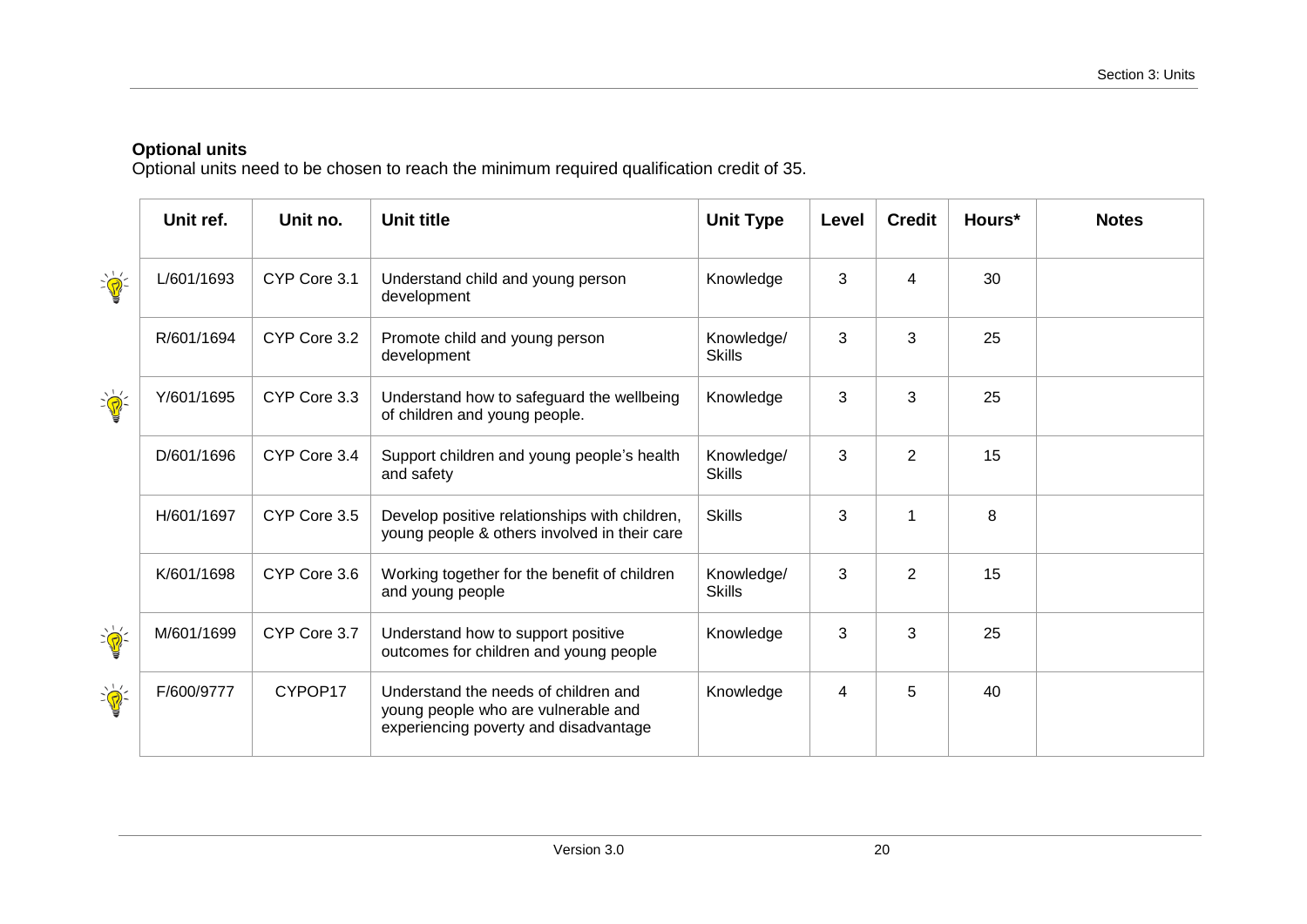**Optional units**

Optional units need to be chosen to reach the minimum required qualification credit of 35.

| Unit ref. | Unit no. | Unit title | Unit Type | Level | Credit | Hours* | Notes |
|---|---|---|---|---|---|---|---|
| L/601/1693 | CYP Core 3.1 | Understand child and young person development | Knowledge | 3 | 4 | 30 | |
| R/601/1694 | CYP Core 3.2 | Promote child and young person development | Knowledge/ Skills | 3 | 3 | 25 | |
| Y/601/1695 | CYP Core 3.3 | Understand how to safeguard the wellbeing of children and young people. | Knowledge | 3 | 3 | 25 | |
| D/601/1696 | CYP Core 3.4 | Support children and young people's health and safety | Knowledge/ Skills | 3 | 2 | 15 | |
| H/601/1697 | CYP Core 3.5 | Develop positive relationships with children, young people & others involved in their care | Skills | 3 | 1 | 8 | |
| K/601/1698 | CYP Core 3.6 | Working together for the benefit of children and young people | Knowledge/ Skills | 3 | 2 | 15 | |
| M/601/1699 | CYP Core 3.7 | Understand how to support positive outcomes for children and young people | Knowledge | 3 | 3 | 25 | |
| F/600/9777 | CYPOP17 | Understand the needs of children and young people who are vulnerable and experiencing poverty and disadvantage | Knowledge | 4 | 5 | 40 | |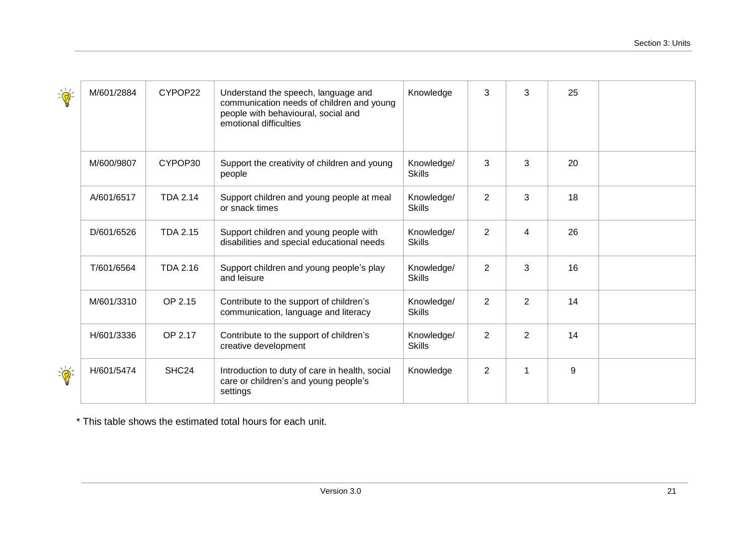| | | | | | | | |
|---|---|---|---|---|---|---|---|
| M/601/2884 | CYPOP22 | Understand the speech, language and communication needs of children and young people with behavioural, social and emotional difficulties | Knowledge | 3 | 3 | 25 | |
| M/600/9807 | CYPOP30 | Support the creativity of children and young people | Knowledge/ Skills | 3 | 3 | 20 | |
| A/601/6517 | TDA 2.14 | Support children and young people at meal or snack times | Knowledge/ Skills | 2 | 3 | 18 | |
| D/601/6526 | TDA 2.15 | Support children and young people with disabilities and special educational needs | Knowledge/ Skills | 2 | 4 | 26 | |
| T/601/6564 | TDA 2.16 | Support children and young people's play and leisure | Knowledge/ Skills | 2 | 3 | 16 | |
| M/601/3310 | OP 2.15 | Contribute to the support of children's communication, language and literacy | Knowledge/ Skills | 2 | 2 | 14 | |
| H/601/3336 | OP 2.17 | Contribute to the support of children's creative development | Knowledge/ Skills | 2 | 2 | 14 | |
| H/601/5474 | SHC24 | Introduction to duty of care in health, social care or children's and young people's settings | Knowledge | 2 | 1 | 9 | |

* This table shows the estimated total hours for each unit.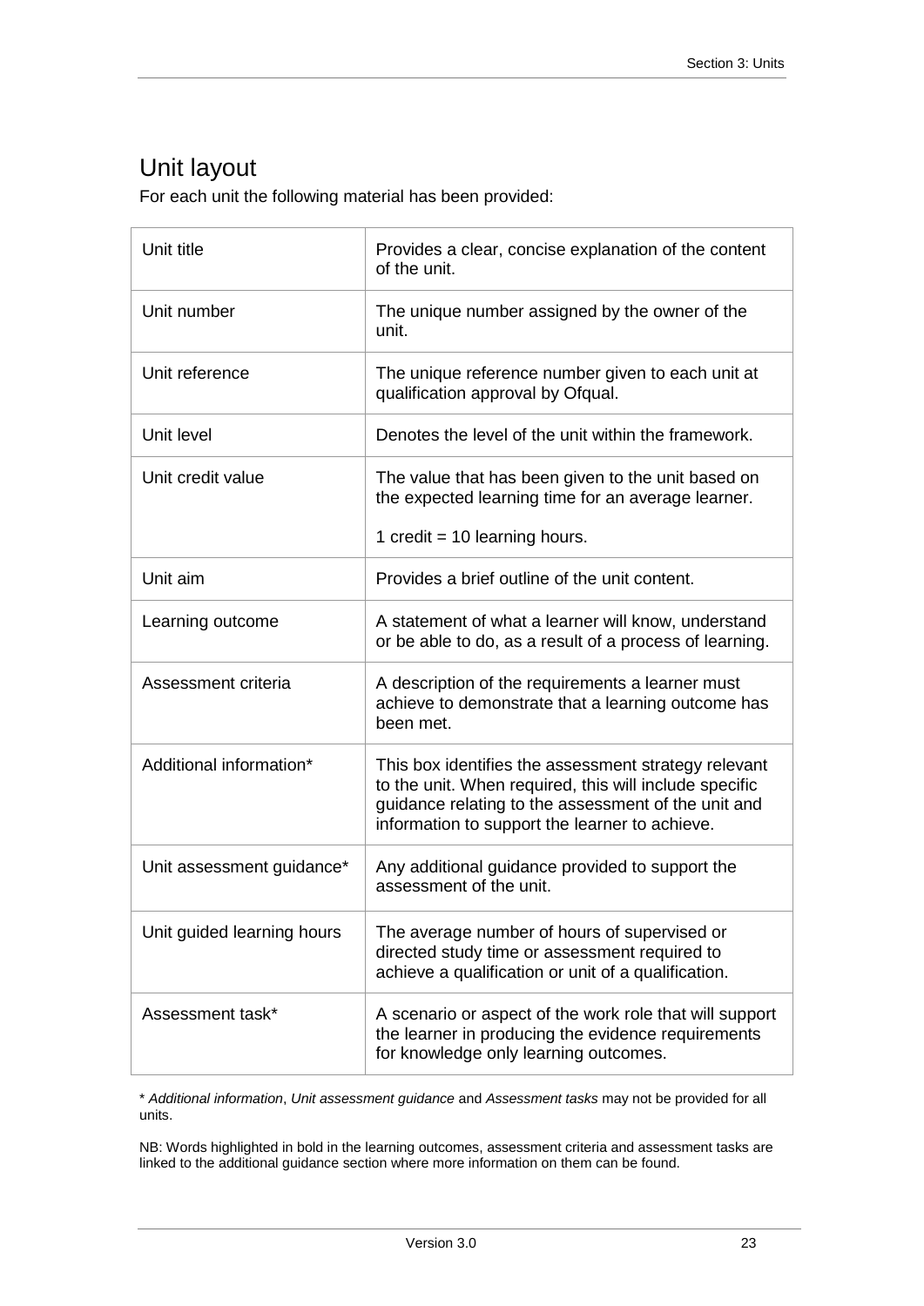## Unit layout

For each unit the following material has been provided:

| | |
|---|---|
| Unit title | Provides a clear, concise explanation of the content of the unit. |
| Unit number | The unique number assigned by the owner of the unit. |
| Unit reference | The unique reference number given to each unit at qualification approval by Ofqual. |
| Unit level | Denotes the level of the unit within the framework. |
| Unit credit value | The value that has been given to the unit based on the expected learning time for an average learner.<br><br>1 credit = 10 learning hours. |
| Unit aim | Provides a brief outline of the unit content. |
| Learning outcome | A statement of what a learner will know, understand or be able to do, as a result of a process of learning. |
| Assessment criteria | A description of the requirements a learner must achieve to demonstrate that a learning outcome has been met. |
| Additional information* | This box identifies the assessment strategy relevant to the unit. When required, this will include specific guidance relating to the assessment of the unit and information to support the learner to achieve. |
| Unit assessment guidance* | Any additional guidance provided to support the assessment of the unit. |
| Unit guided learning hours | The average number of hours of supervised or directed study time or assessment required to achieve a qualification or unit of a qualification. |
| Assessment task* | A scenario or aspect of the work role that will support the learner in producing the evidence requirements for knowledge only learning outcomes. |

\* *Additional information*, *Unit assessment guidance* and *Assessment tasks* may not be provided for all units.

NB: Words highlighted in bold in the learning outcomes, assessment criteria and assessment tasks are linked to the additional guidance section where more information on them can be found.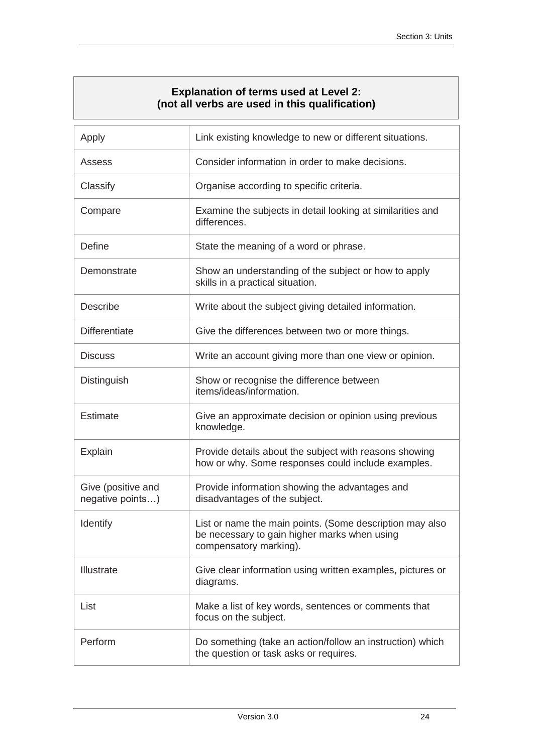| Explanation of terms used at Level 2: (not all verbs are used in this qualification) | |
|---|---|
| Apply | Link existing knowledge to new or different situations. |
| Assess | Consider information in order to make decisions. |
| Classify | Organise according to specific criteria. |
| Compare | Examine the subjects in detail looking at similarities and differences. |
| Define | State the meaning of a word or phrase. |
| Demonstrate | Show an understanding of the subject or how to apply skills in a practical situation. |
| Describe | Write about the subject giving detailed information. |
| Differentiate | Give the differences between two or more things. |
| Discuss | Write an account giving more than one view or opinion. |
| Distinguish | Show or recognise the difference between items/ideas/information. |
| Estimate | Give an approximate decision or opinion using previous knowledge. |
| Explain | Provide details about the subject with reasons showing how or why. Some responses could include examples. |
| Give (positive and negative points…) | Provide information showing the advantages and disadvantages of the subject. |
| Identify | List or name the main points. (Some description may also be necessary to gain higher marks when using compensatory marking). |
| Illustrate | Give clear information using written examples, pictures or diagrams. |
| List | Make a list of key words, sentences or comments that focus on the subject. |
| Perform | Do something (take an action/follow an instruction) which the question or task asks or requires. |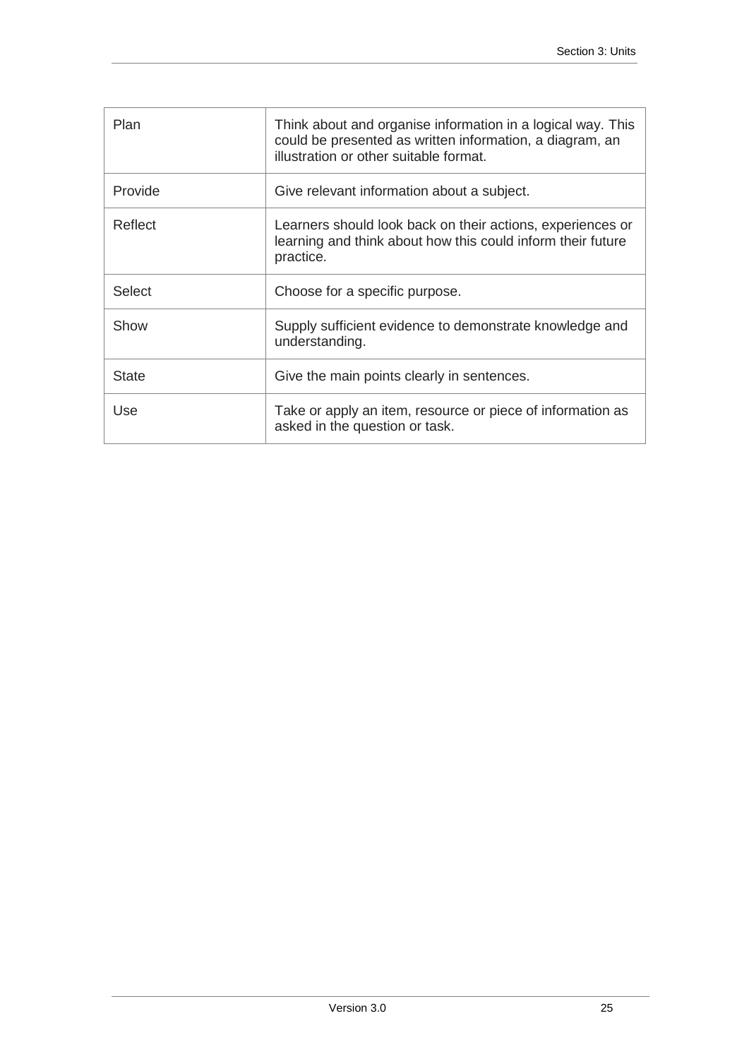| | |
|---|---|
| Plan | Think about and organise information in a logical way. This could be presented as written information, a diagram, an illustration or other suitable format. |
| Provide | Give relevant information about a subject. |
| Reflect | Learners should look back on their actions, experiences or learning and think about how this could inform their future practice. |
| Select | Choose for a specific purpose. |
| Show | Supply sufficient evidence to demonstrate knowledge and understanding. |
| State | Give the main points clearly in sentences. |
| Use | Take or apply an item, resource or piece of information as asked in the question or task. |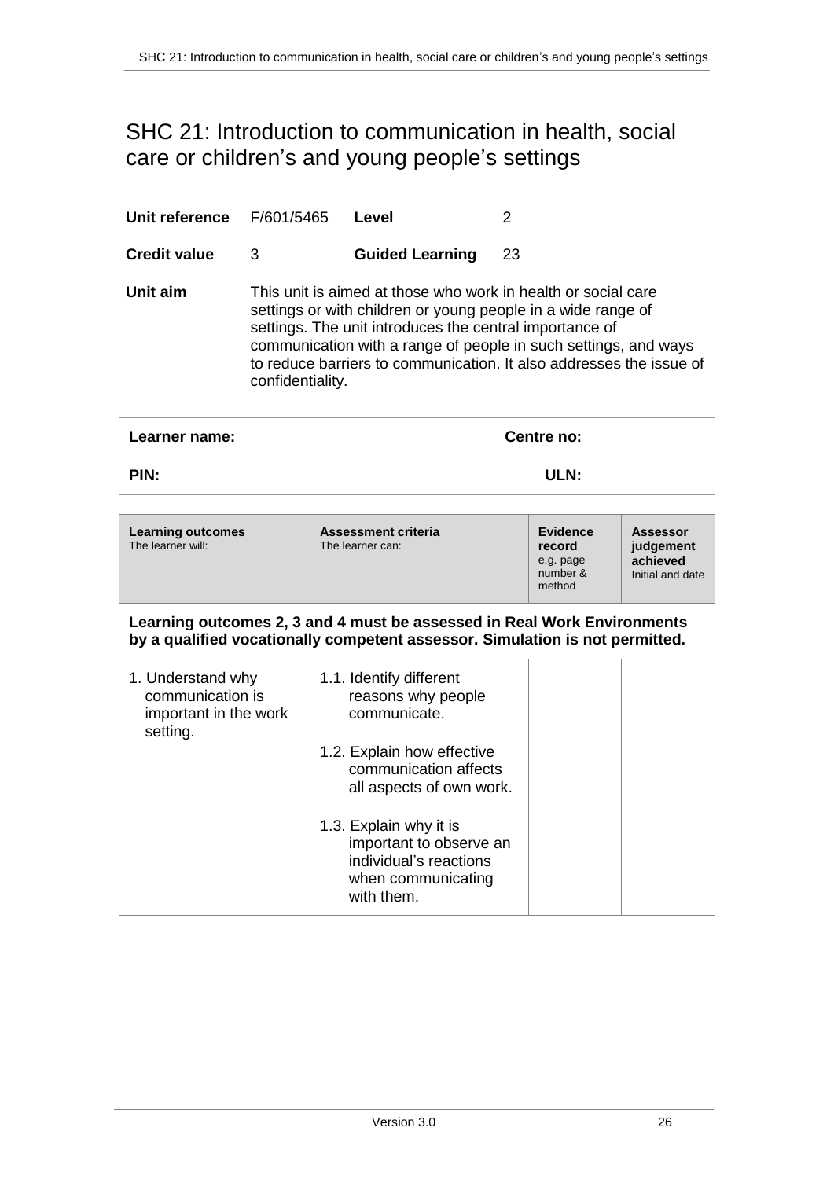# SHC 21: Introduction to communication in health, social care or children's and young people's settings

| | | | |
|---|---|---|---|
| **Unit reference** | F/601/5465 | **Level** | 2 |
| **Credit value** | 3 | **Guided Learning** | 23 |

**Unit aim** This unit is aimed at those who work in health or social care settings or with children or young people in a wide range of settings. The unit introduces the central importance of communication with a range of people in such settings, and ways to reduce barriers to communication. It also addresses the issue of confidentiality.

| | |
|---|---|
| **Learner name:** | **Centre no:** |
| **PIN:** | **ULN:** |

| **Learning outcomes** The learner will: | **Assessment criteria** The learner can: | **Evidence record** e.g. page number & method | **Assessor judgement achieved** Initial and date |
|---|---|---|---|
| **Learning outcomes 2, 3 and 4 must be assessed in Real Work Environments by a qualified vocationally competent assessor. Simulation is not permitted.** | | | |
| 1. Understand why communication is important in the work setting. | 1.1. Identify different reasons why people communicate. | | |
| | 1.2. Explain how effective communication affects all aspects of own work. | | |
| | 1.3. Explain why it is important to observe an individual's reactions when communicating with them. | | |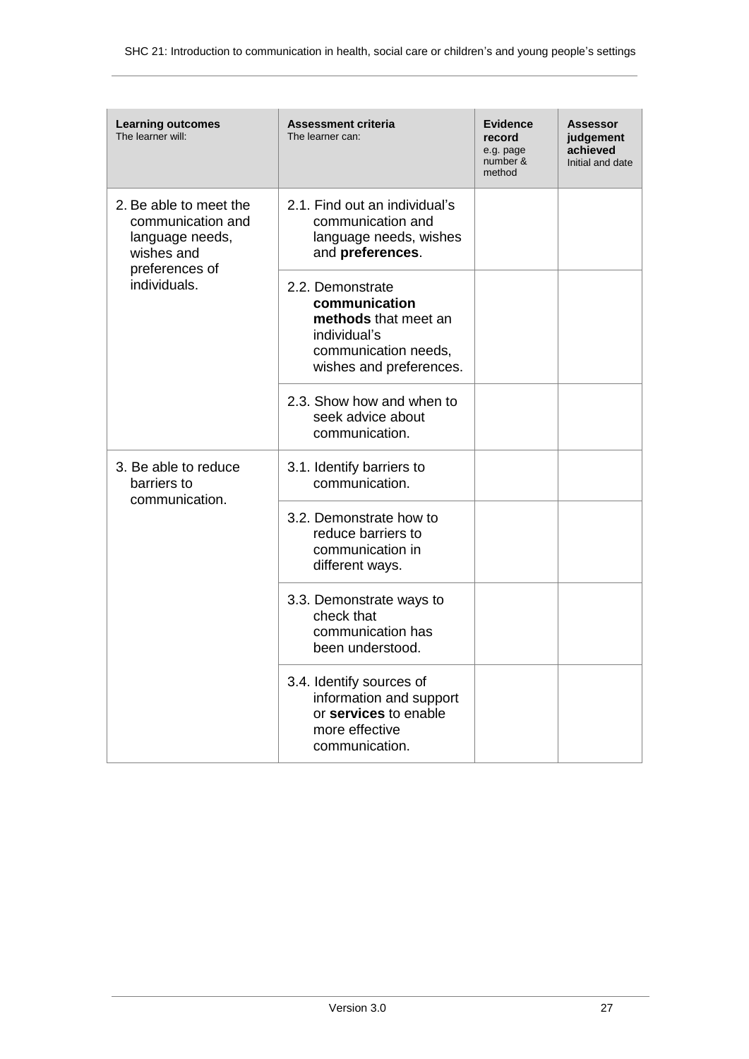| **Learning outcomes** The learner will: | **Assessment criteria** The learner can: | **Evidence record** e.g. page number & method | **Assessor judgement achieved** Initial and date |
|---|---|---|---|
| 2. Be able to meet the communication and language needs, wishes and preferences of individuals. | 2.1. Find out an individual's communication and language needs, wishes and **preferences**. | | |
| | 2.2. Demonstrate **communication methods** that meet an individual's communication needs, wishes and preferences. | | |
| | 2.3. Show how and when to seek advice about communication. | | |
| 3. Be able to reduce barriers to communication. | 3.1. Identify barriers to communication. | | |
| | 3.2. Demonstrate how to reduce barriers to communication in different ways. | | |
| | 3.3. Demonstrate ways to check that communication has been understood. | | |
| | 3.4. Identify sources of information and support or **services** to enable more effective communication. | | |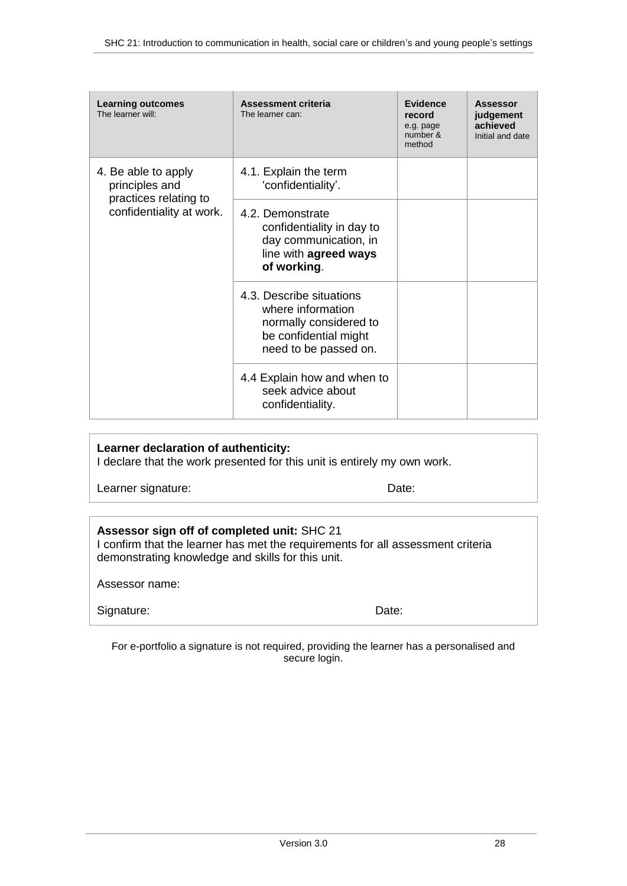| **Learning outcomes** The learner will: | **Assessment criteria** The learner can: | **Evidence record** e.g. page number & method | **Assessor judgement achieved** Initial and date |
|---|---|---|---|
| 4. Be able to apply principles and practices relating to confidentiality at work. | 4.1. Explain the term 'confidentiality'. | | |
| | 4.2. Demonstrate confidentiality in day to day communication, in line with **agreed ways of working**. | | |
| | 4.3. Describe situations where information normally considered to be confidential might need to be passed on. | | |
| | 4.4 Explain how and when to seek advice about confidentiality. | | |

**Learner declaration of authenticity:**
I declare that the work presented for this unit is entirely my own work.

Learner signature: Date:

**Assessor sign off of completed unit:** SHC 21
I confirm that the learner has met the requirements for all assessment criteria demonstrating knowledge and skills for this unit.

Assessor name:

Signature: Date:

For e-portfolio a signature is not required, providing the learner has a personalised and secure login.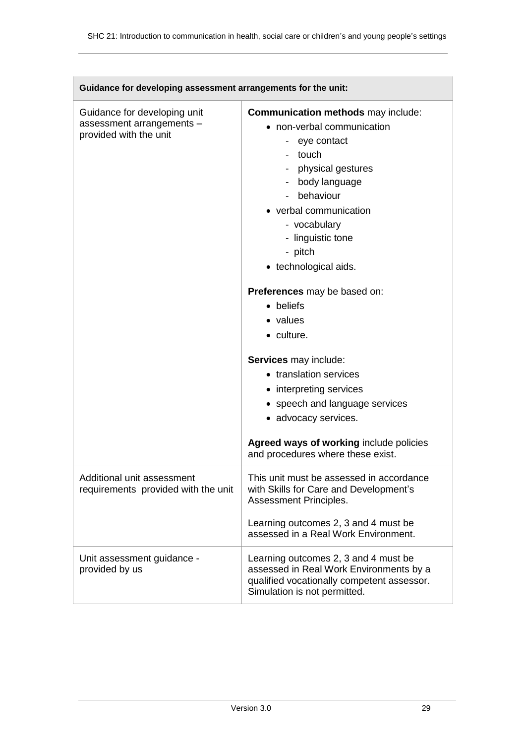| Guidance for developing assessment arrangements for the unit: | |
|---|---|
| Guidance for developing unit assessment arrangements – provided with the unit | **Communication methods** may include:<br>• non-verbal communication<br>  - eye contact<br>  - touch<br>  - physical gestures<br>  - body language<br>  - behaviour<br>• verbal communication<br>  - vocabulary<br>  - linguistic tone<br>  - pitch<br>• technological aids.<br><br>**Preferences** may be based on:<br>• beliefs<br>• values<br>• culture.<br><br>**Services** may include:<br>• translation services<br>• interpreting services<br>• speech and language services<br>• advocacy services.<br><br>**Agreed ways of working** include policies and procedures where these exist. |
| Additional unit assessment requirements provided with the unit | This unit must be assessed in accordance with Skills for Care and Development's Assessment Principles.<br><br>Learning outcomes 2, 3 and 4 must be assessed in a Real Work Environment. |
| Unit assessment guidance - provided by us | Learning outcomes 2, 3 and 4 must be assessed in Real Work Environments by a qualified vocationally competent assessor. Simulation is not permitted. |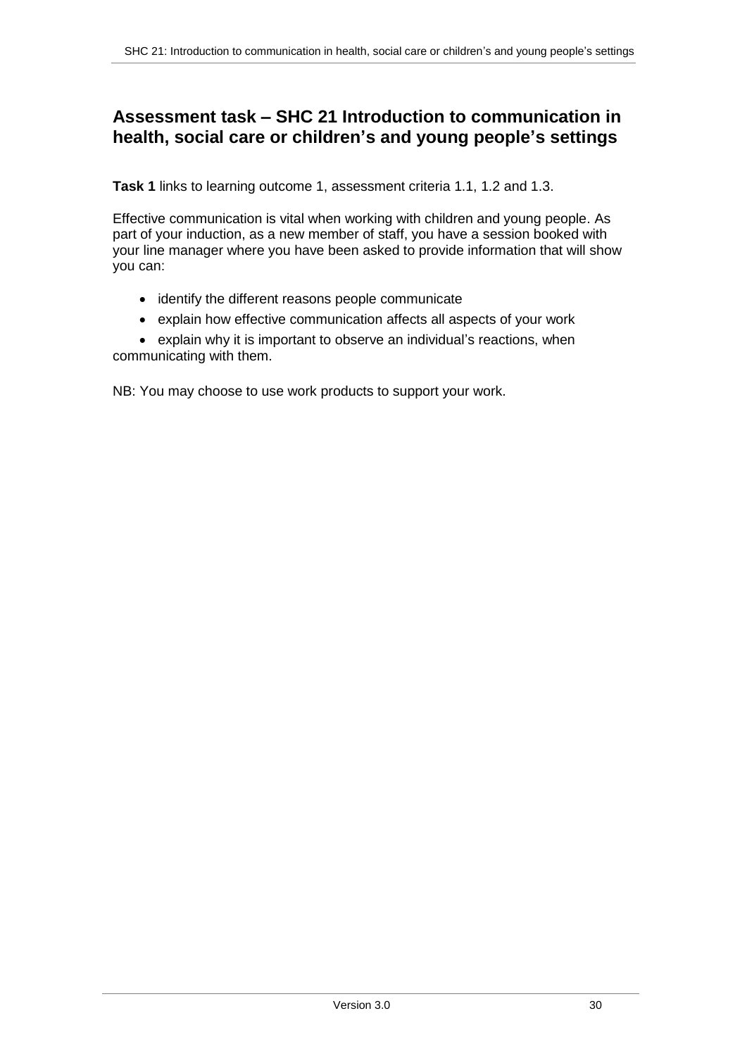## Assessment task – SHC 21 Introduction to communication in health, social care or children's and young people's settings

**Task 1** links to learning outcome 1, assessment criteria 1.1, 1.2 and 1.3.

Effective communication is vital when working with children and young people. As part of your induction, as a new member of staff, you have a session booked with your line manager where you have been asked to provide information that will show you can:

- identify the different reasons people communicate
- explain how effective communication affects all aspects of your work
- explain why it is important to observe an individual's reactions, when communicating with them.

NB: You may choose to use work products to support your work.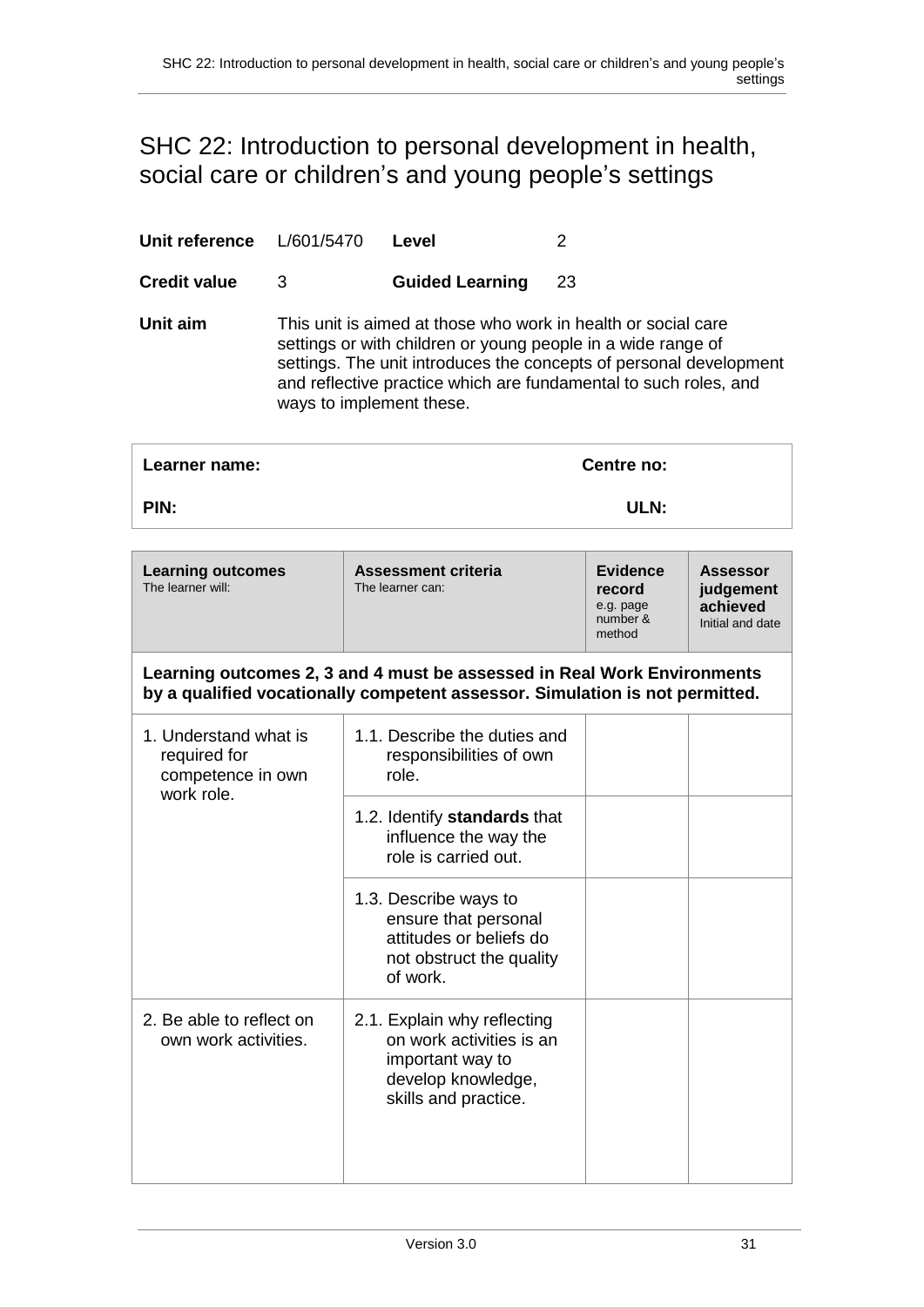# SHC 22: Introduction to personal development in health, social care or children's and young people's settings

| | | | |
|---|---|---|---|
| **Unit reference** | L/601/5470 | **Level** | 2 |
| **Credit value** | 3 | **Guided Learning** | 23 |

**Unit aim** This unit is aimed at those who work in health or social care settings or with children or young people in a wide range of settings. The unit introduces the concepts of personal development and reflective practice which are fundamental to such roles, and ways to implement these.

| | |
|---|---|
| **Learner name:** | **Centre no:** |
| **PIN:** | **ULN:** |

| **Learning outcomes** The learner will: | **Assessment criteria** The learner can: | **Evidence record** e.g. page number & method | **Assessor judgement achieved** Initial and date |
|---|---|---|---|
| **Learning outcomes 2, 3 and 4 must be assessed in Real Work Environments by a qualified vocationally competent assessor. Simulation is not permitted.** | | | |
| 1. Understand what is required for competence in own work role. | 1.1. Describe the duties and responsibilities of own role. | | |
| | 1.2. Identify **standards** that influence the way the role is carried out. | | |
| | 1.3. Describe ways to ensure that personal attitudes or beliefs do not obstruct the quality of work. | | |
| 2. Be able to reflect on own work activities. | 2.1. Explain why reflecting on work activities is an important way to develop knowledge, skills and practice. | | |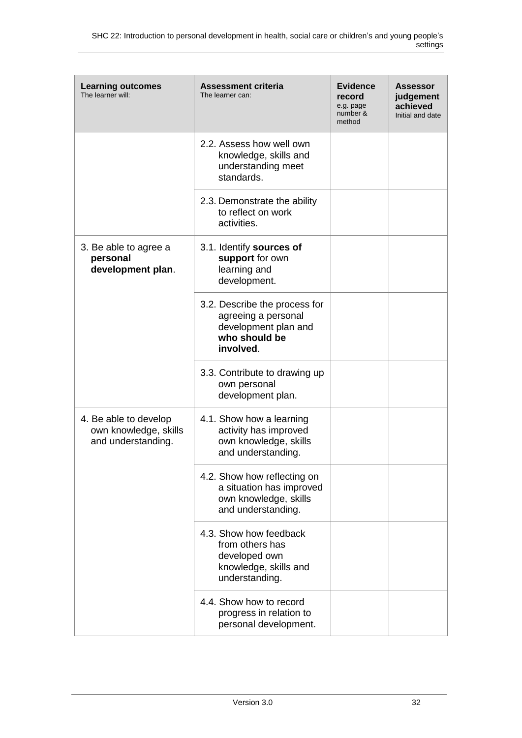| **Learning outcomes** The learner will: | **Assessment criteria** The learner can: | **Evidence record** e.g. page number & method | **Assessor judgement achieved** Initial and date |
|---|---|---|---|
| | 2.2. Assess how well own knowledge, skills and understanding meet standards. | | |
| | 2.3. Demonstrate the ability to reflect on work activities. | | |
| 3. Be able to agree a **personal development plan**. | 3.1. Identify **sources of support** for own learning and development. | | |
| | 3.2. Describe the process for agreeing a personal development plan and **who should be involved**. | | |
| | 3.3. Contribute to drawing up own personal development plan. | | |
| 4. Be able to develop own knowledge, skills and understanding. | 4.1. Show how a learning activity has improved own knowledge, skills and understanding. | | |
| | 4.2. Show how reflecting on a situation has improved own knowledge, skills and understanding. | | |
| | 4.3. Show how feedback from others has developed own knowledge, skills and understanding. | | |
| | 4.4. Show how to record progress in relation to personal development. | | |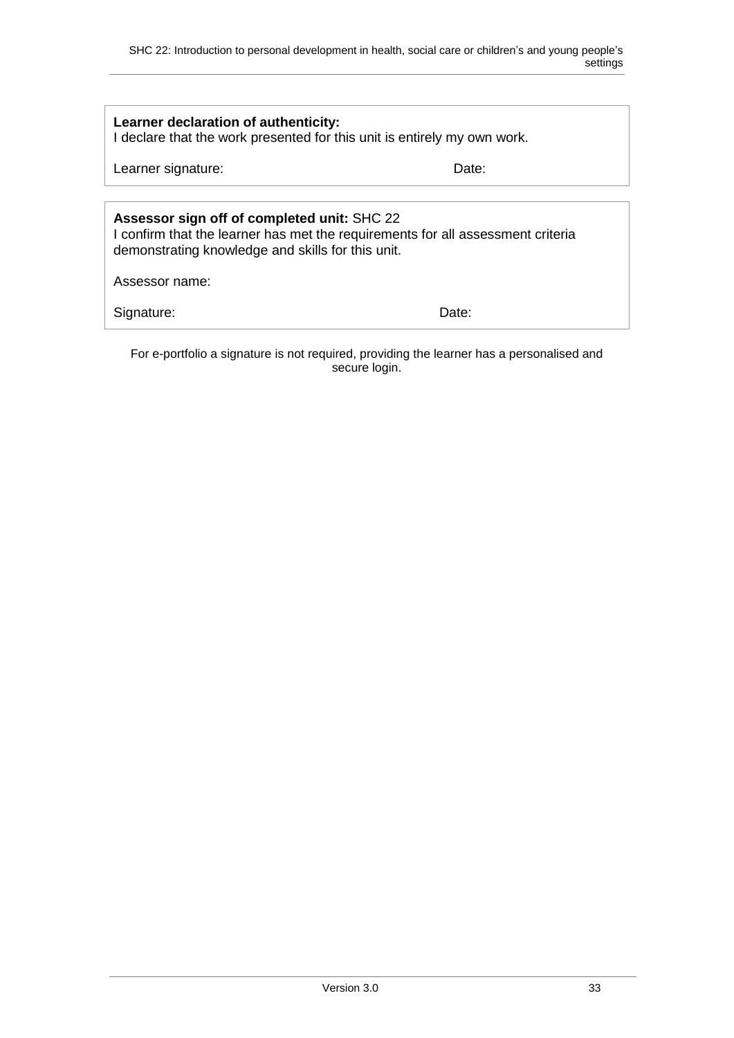**Learner declaration of authenticity:**
I declare that the work presented for this unit is entirely my own work.

Learner signature: Date:

**Assessor sign off of completed unit:** SHC 22
I confirm that the learner has met the requirements for all assessment criteria demonstrating knowledge and skills for this unit.

Assessor name:

Signature: Date:

For e-portfolio a signature is not required, providing the learner has a personalised and secure login.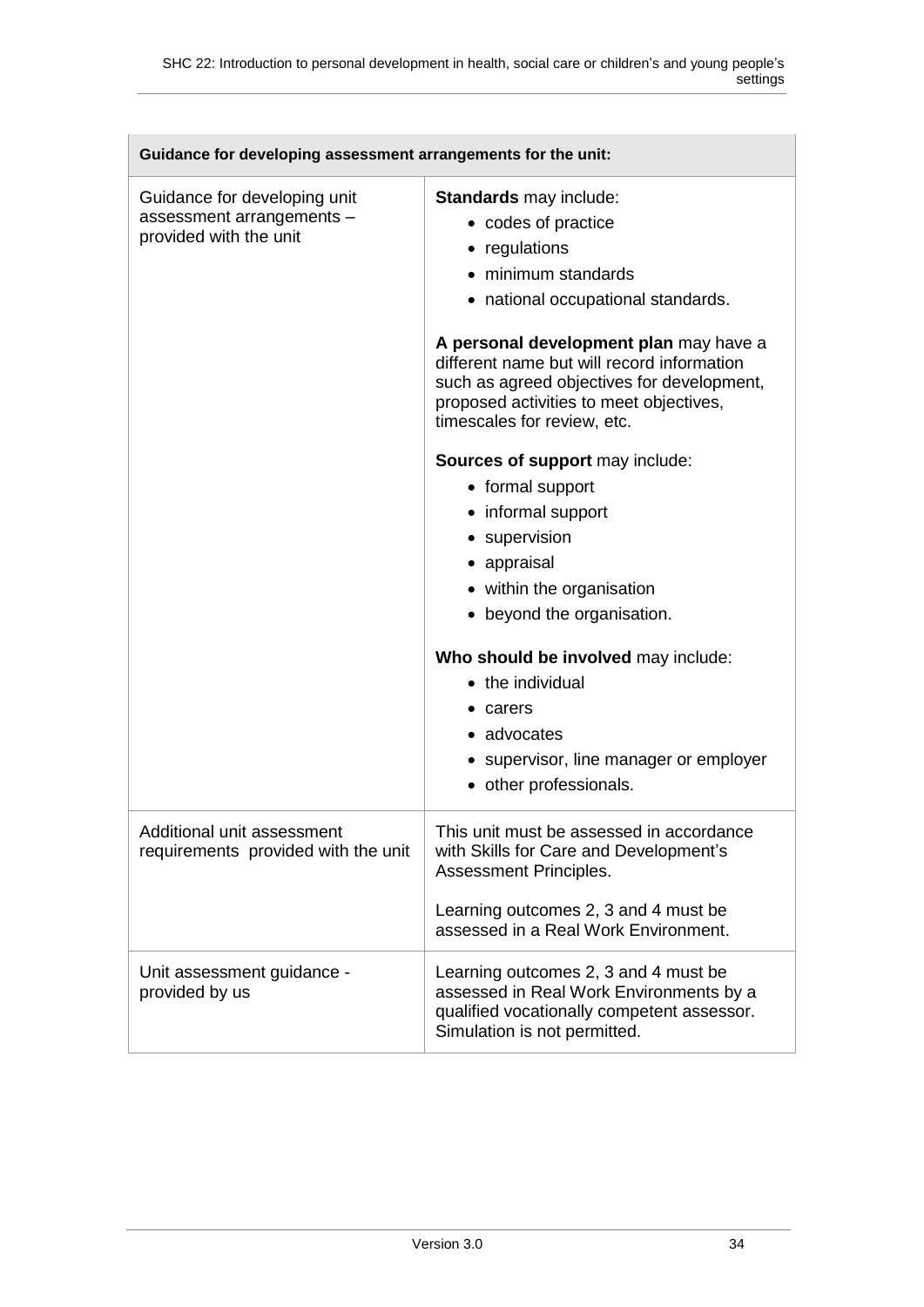| Guidance for developing assessment arrangements for the unit: | |
|---|---|
| Guidance for developing unit assessment arrangements – provided with the unit | **Standards** may include:<br>• codes of practice<br>• regulations<br>• minimum standards<br>• national occupational standards.<br><br>**A personal development plan** may have a different name but will record information such as agreed objectives for development, proposed activities to meet objectives, timescales for review, etc.<br><br>**Sources of support** may include:<br>• formal support<br>• informal support<br>• supervision<br>• appraisal<br>• within the organisation<br>• beyond the organisation.<br><br>**Who should be involved** may include:<br>• the individual<br>• carers<br>• advocates<br>• supervisor, line manager or employer<br>• other professionals. |
| Additional unit assessment requirements provided with the unit | This unit must be assessed in accordance with Skills for Care and Development's Assessment Principles.<br><br>Learning outcomes 2, 3 and 4 must be assessed in a Real Work Environment. |
| Unit assessment guidance - provided by us | Learning outcomes 2, 3 and 4 must be assessed in Real Work Environments by a qualified vocationally competent assessor. Simulation is not permitted. |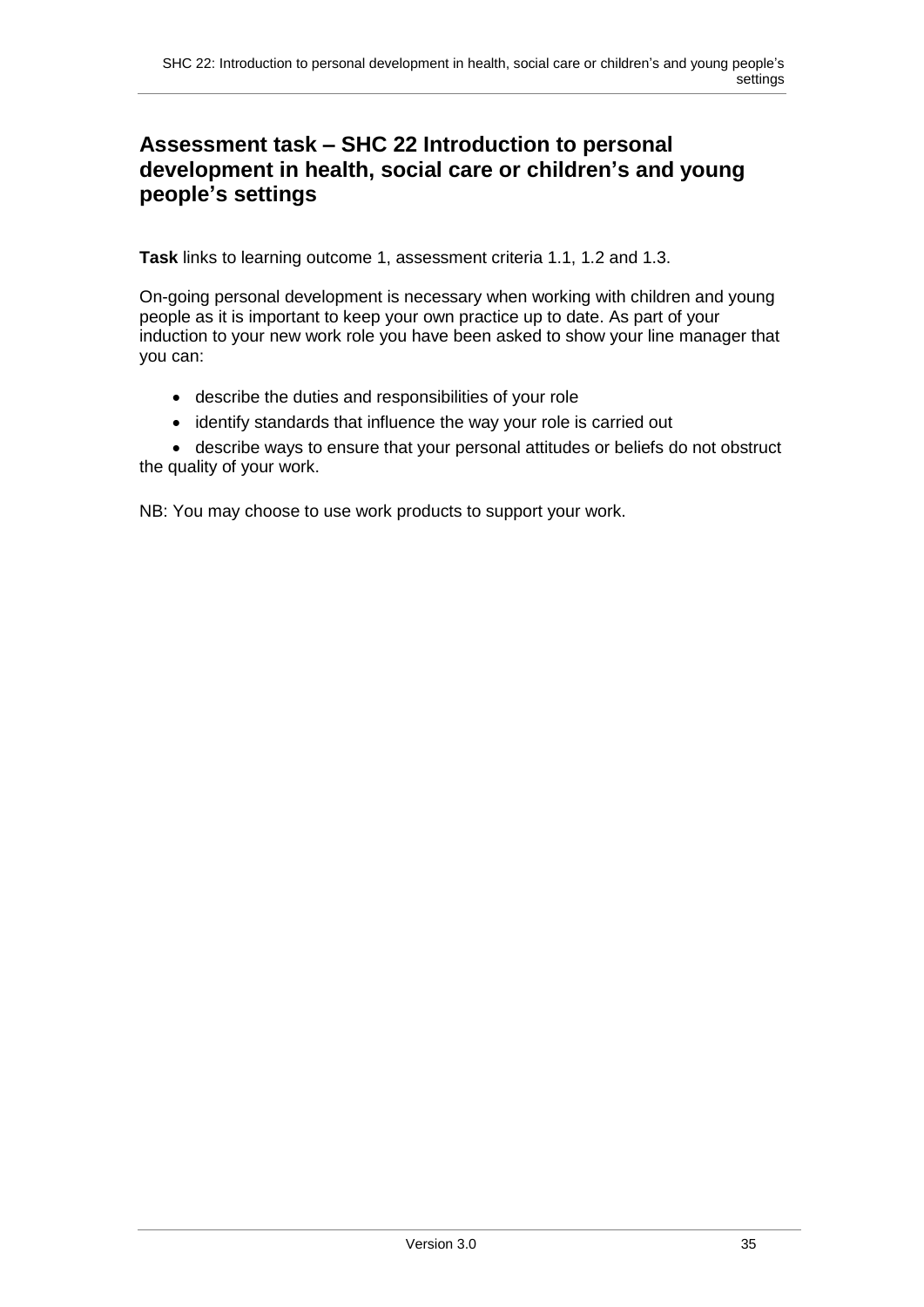## Assessment task – SHC 22 Introduction to personal development in health, social care or children's and young people's settings

**Task** links to learning outcome 1, assessment criteria 1.1, 1.2 and 1.3.

On-going personal development is necessary when working with children and young people as it is important to keep your own practice up to date. As part of your induction to your new work role you have been asked to show your line manager that you can:

- describe the duties and responsibilities of your role
- identify standards that influence the way your role is carried out
- describe ways to ensure that your personal attitudes or beliefs do not obstruct the quality of your work.

NB: You may choose to use work products to support your work.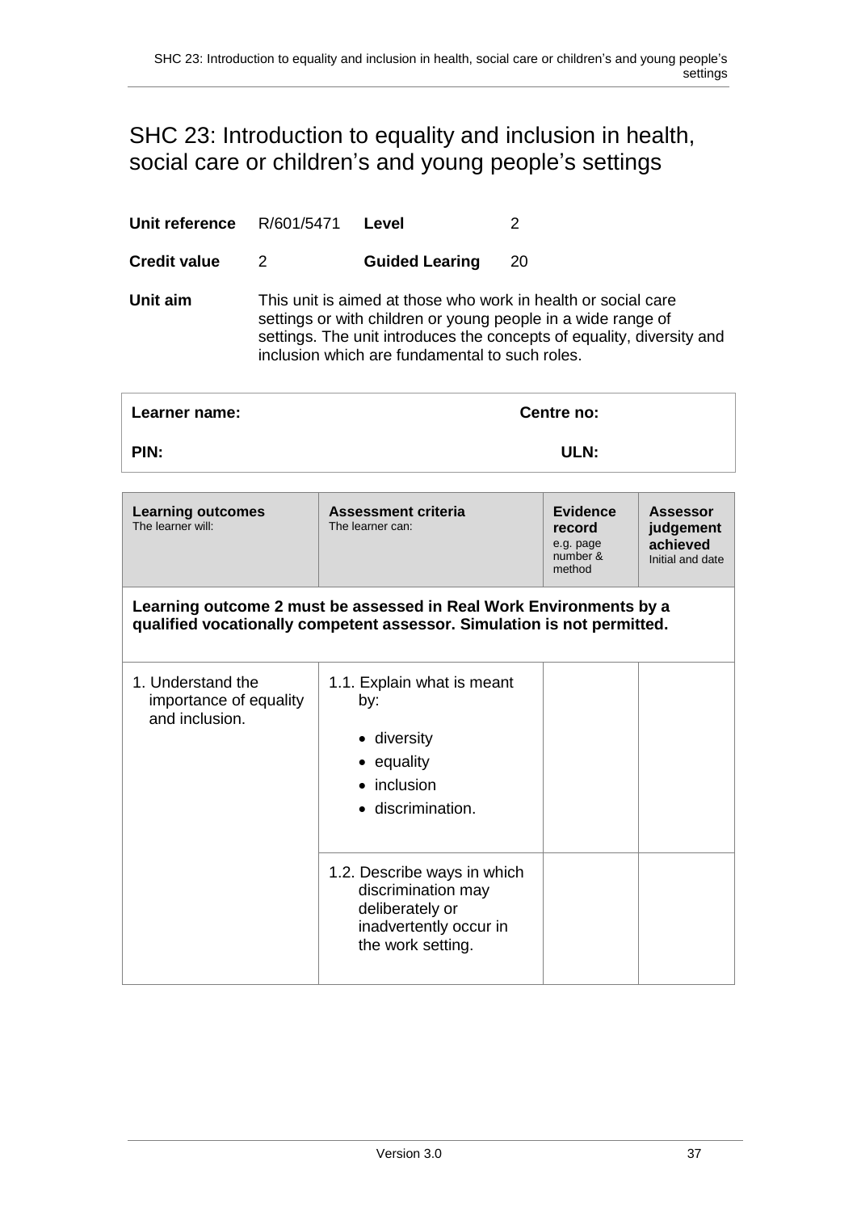# SHC 23: Introduction to equality and inclusion in health, social care or children's and young people's settings

| **Unit reference** | R/601/5471 | **Level** | 2 |
|---|---|---|---|
| **Credit value** | 2 | **Guided Learing** | 20 |

**Unit aim** This unit is aimed at those who work in health or social care settings or with children or young people in a wide range of settings. The unit introduces the concepts of equality, diversity and inclusion which are fundamental to such roles.

| **Learner name:** | **Centre no:** |
|---|---|
| **PIN:** | **ULN:** |

| **Learning outcomes** The learner will: | **Assessment criteria** The learner can: | **Evidence record** e.g. page number & method | **Assessor judgement achieved** Initial and date |
|---|---|---|---|
| **Learning outcome 2 must be assessed in Real Work Environments by a qualified vocationally competent assessor. Simulation is not permitted.** | | | |
| 1. Understand the importance of equality and inclusion. | 1.1. Explain what is meant by:<br>• diversity<br>• equality<br>• inclusion<br>• discrimination. | | |
| | 1.2. Describe ways in which discrimination may deliberately or inadvertently occur in the work setting. | | |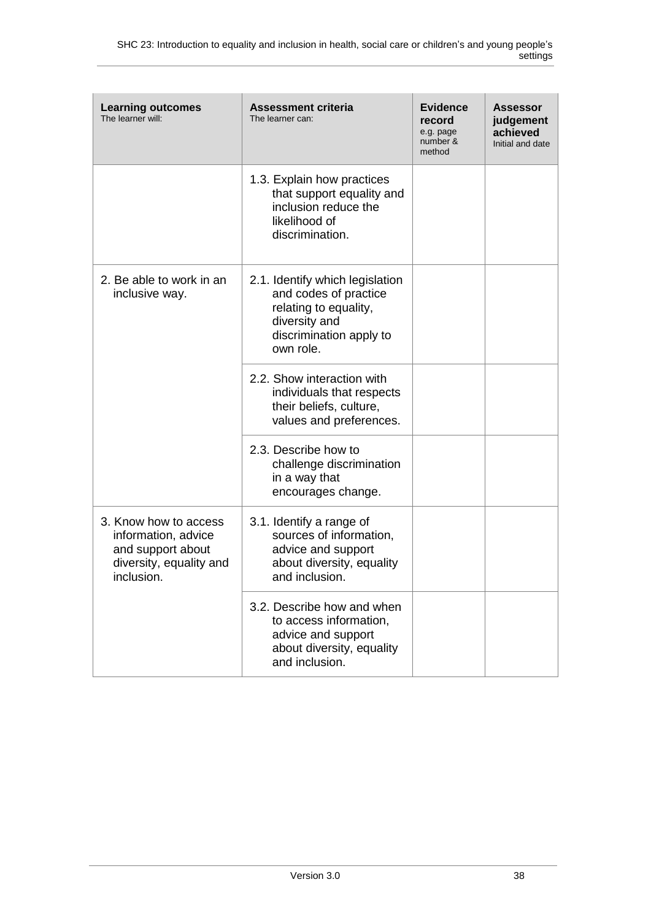| **Learning outcomes** The learner will: | **Assessment criteria** The learner can: | **Evidence record** e.g. page number & method | **Assessor judgement achieved** Initial and date |
|---|---|---|---|
| | 1.3. Explain how practices that support equality and inclusion reduce the likelihood of discrimination. | | |
| 2. Be able to work in an inclusive way. | 2.1. Identify which legislation and codes of practice relating to equality, diversity and discrimination apply to own role. | | |
| | 2.2. Show interaction with individuals that respects their beliefs, culture, values and preferences. | | |
| | 2.3. Describe how to challenge discrimination in a way that encourages change. | | |
| 3. Know how to access information, advice and support about diversity, equality and inclusion. | 3.1. Identify a range of sources of information, advice and support about diversity, equality and inclusion. | | |
| | 3.2. Describe how and when to access information, advice and support about diversity, equality and inclusion. | | |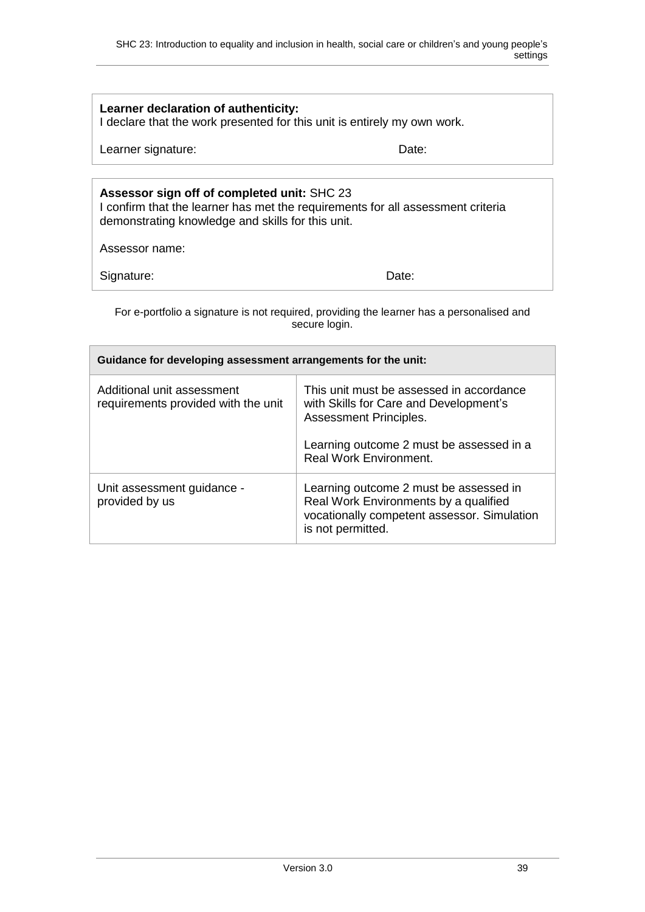**Learner declaration of authenticity:**
I declare that the work presented for this unit is entirely my own work.

Learner signature: Date:

**Assessor sign off of completed unit:** SHC 23
I confirm that the learner has met the requirements for all assessment criteria demonstrating knowledge and skills for this unit.

Assessor name:

Signature: Date:

For e-portfolio a signature is not required, providing the learner has a personalised and secure login.

| **Guidance for developing assessment arrangements for the unit:** | |
|---|---|
| Additional unit assessment requirements provided with the unit | This unit must be assessed in accordance with Skills for Care and Development's Assessment Principles.<br><br>Learning outcome 2 must be assessed in a Real Work Environment. |
| Unit assessment guidance - provided by us | Learning outcome 2 must be assessed in Real Work Environments by a qualified vocationally competent assessor. Simulation is not permitted. |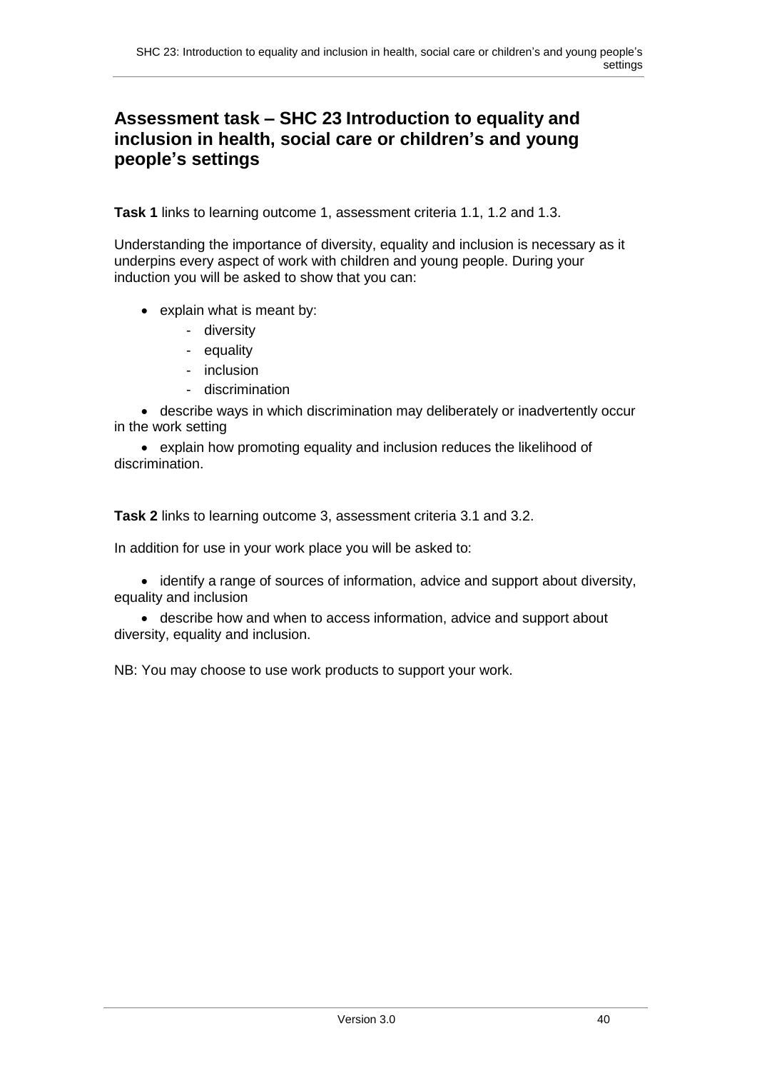## Assessment task – SHC 23 Introduction to equality and inclusion in health, social care or children's and young people's settings

**Task 1** links to learning outcome 1, assessment criteria 1.1, 1.2 and 1.3.

Understanding the importance of diversity, equality and inclusion is necessary as it underpins every aspect of work with children and young people. During your induction you will be asked to show that you can:

- explain what is meant by:
  - diversity
  - equality
  - inclusion
  - discrimination
- describe ways in which discrimination may deliberately or inadvertently occur in the work setting
- explain how promoting equality and inclusion reduces the likelihood of discrimination.

**Task 2** links to learning outcome 3, assessment criteria 3.1 and 3.2.

In addition for use in your work place you will be asked to:

- identify a range of sources of information, advice and support about diversity, equality and inclusion
- describe how and when to access information, advice and support about diversity, equality and inclusion.

NB: You may choose to use work products to support your work.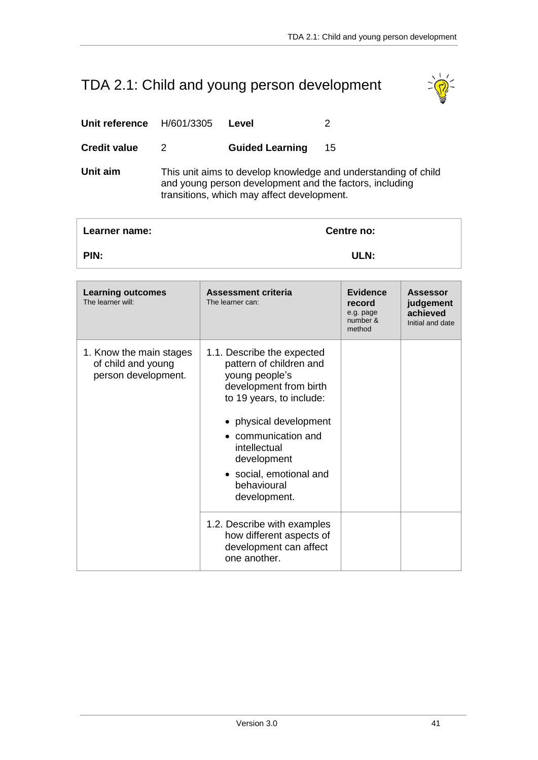# TDA 2.1: Child and young person development

| **Unit reference** | H/601/3305 | **Level** | 2 |
|---|---|---|---|
| **Credit value** | 2 | **Guided Learning** | 15 |

**Unit aim** This unit aims to develop knowledge and understanding of child and young person development and the factors, including transitions, which may affect development.

| **Learner name:** | **Centre no:** |
|---|---|
| **PIN:** | **ULN:** |

| **Learning outcomes** The learner will: | **Assessment criteria** The learner can: | **Evidence record** e.g. page number & method | **Assessor judgement achieved** Initial and date |
|---|---|---|---|
| 1. Know the main stages of child and young person development. | 1.1. Describe the expected pattern of children and young people's development from birth to 19 years, to include: <br>• physical development <br>• communication and intellectual development <br>• social, emotional and behavioural development. | | |
| | 1.2. Describe with examples how different aspects of development can affect one another. | | |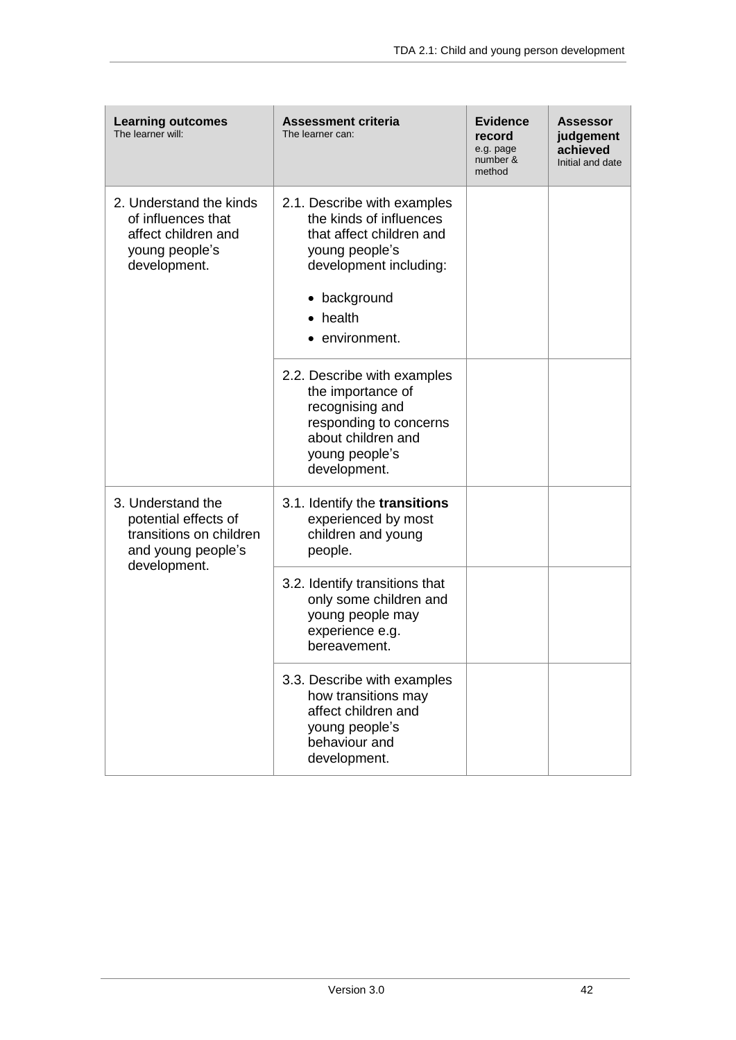| **Learning outcomes** The learner will: | **Assessment criteria** The learner can: | **Evidence record** e.g. page number & method | **Assessor judgement achieved** Initial and date |
|---|---|---|---|
| 2. Understand the kinds of influences that affect children and young people's development. | 2.1. Describe with examples the kinds of influences that affect children and young people's development including: <br>• background <br>• health <br>• environment. | | |
| | 2.2. Describe with examples the importance of recognising and responding to concerns about children and young people's development. | | |
| 3. Understand the potential effects of transitions on children and young people's development. | 3.1. Identify the **transitions** experienced by most children and young people. | | |
| | 3.2. Identify transitions that only some children and young people may experience e.g. bereavement. | | |
| | 3.3. Describe with examples how transitions may affect children and young people's behaviour and development. | | |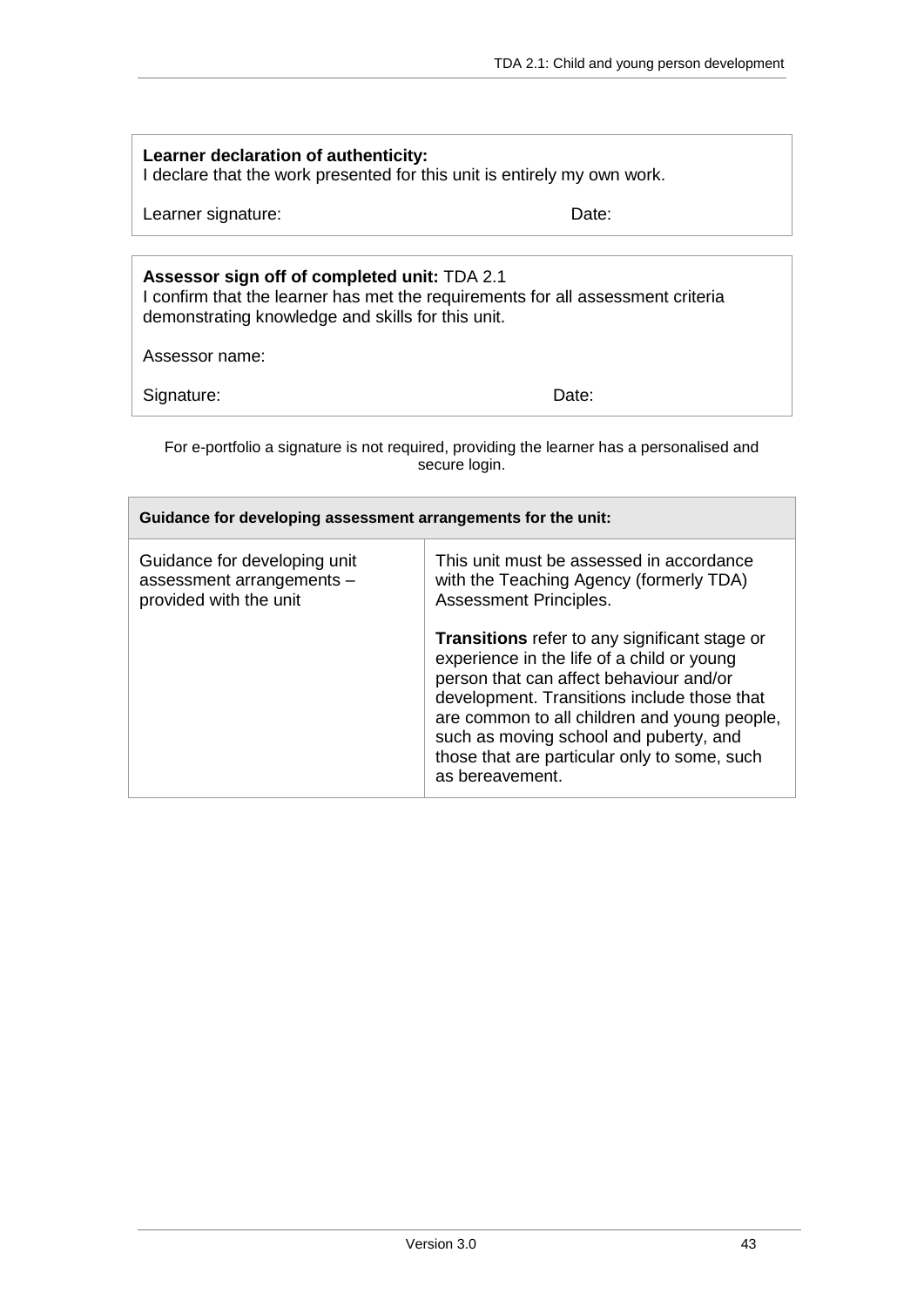**Learner declaration of authenticity:**
I declare that the work presented for this unit is entirely my own work.

Learner signature: Date:

**Assessor sign off of completed unit:** TDA 2.1
I confirm that the learner has met the requirements for all assessment criteria demonstrating knowledge and skills for this unit.

Assessor name:

Signature: Date:

For e-portfolio a signature is not required, providing the learner has a personalised and secure login.

| **Guidance for developing assessment arrangements for the unit:** | |
|---|---|
| Guidance for developing unit assessment arrangements – provided with the unit | This unit must be assessed in accordance with the Teaching Agency (formerly TDA) Assessment Principles.<br><br>**Transitions** refer to any significant stage or experience in the life of a child or young person that can affect behaviour and/or development. Transitions include those that are common to all children and young people, such as moving school and puberty, and those that are particular only to some, such as bereavement. |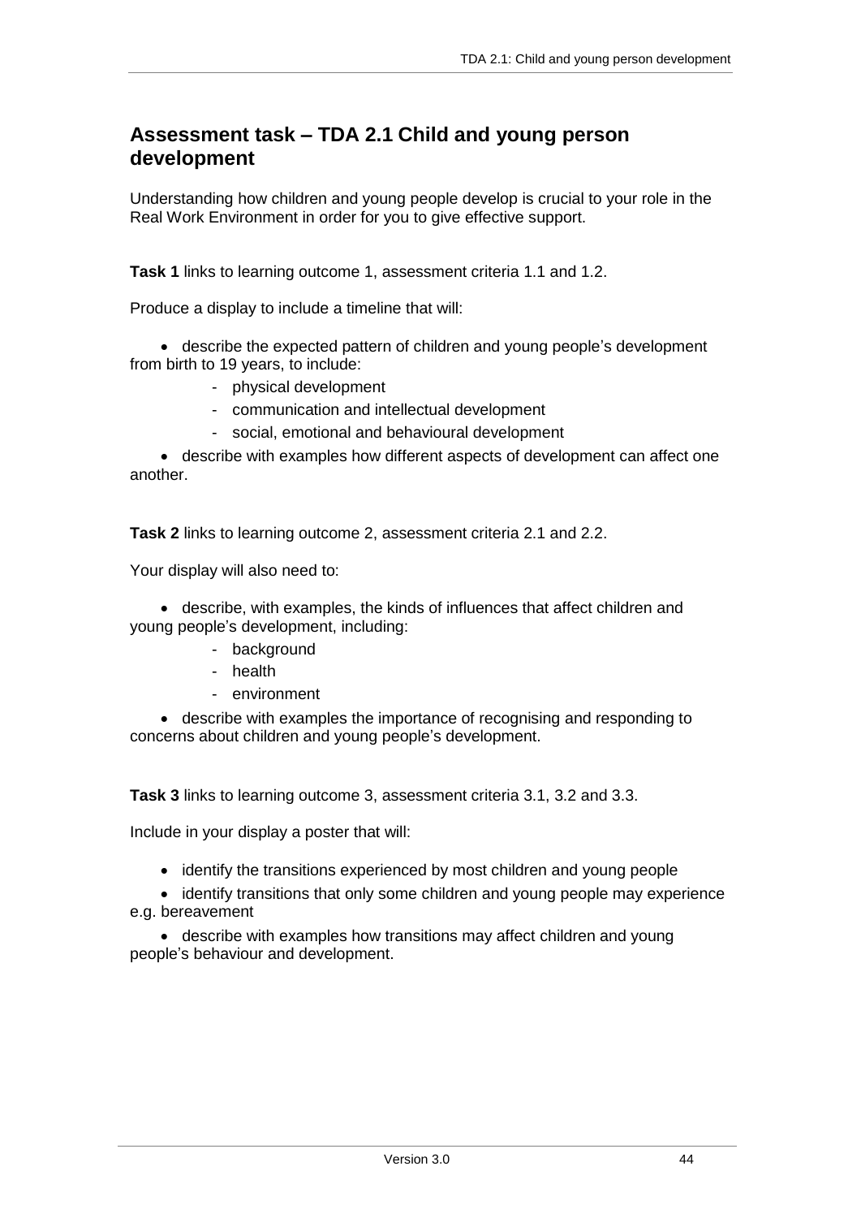## Assessment task – TDA 2.1 Child and young person development

Understanding how children and young people develop is crucial to your role in the Real Work Environment in order for you to give effective support.

**Task 1** links to learning outcome 1, assessment criteria 1.1 and 1.2.

Produce a display to include a timeline that will:

- describe the expected pattern of children and young people's development from birth to 19 years, to include:
  - physical development
  - communication and intellectual development
  - social, emotional and behavioural development
- describe with examples how different aspects of development can affect one another.

**Task 2** links to learning outcome 2, assessment criteria 2.1 and 2.2.

Your display will also need to:

- describe, with examples, the kinds of influences that affect children and young people's development, including:
  - background
  - health
  - environment
- describe with examples the importance of recognising and responding to concerns about children and young people's development.

**Task 3** links to learning outcome 3, assessment criteria 3.1, 3.2 and 3.3.

Include in your display a poster that will:

- identify the transitions experienced by most children and young people
- identify transitions that only some children and young people may experience e.g. bereavement
- describe with examples how transitions may affect children and young people's behaviour and development.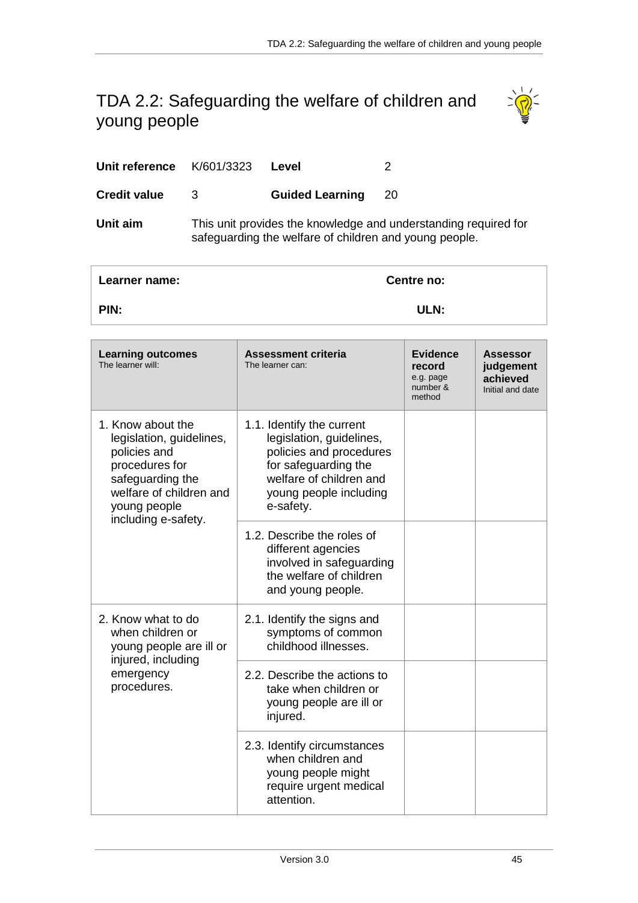# TDA 2.2: Safeguarding the welfare of children and young people

| | | | |
|---|---|---|---|
| **Unit reference** | K/601/3323 | **Level** | 2 |
| **Credit value** | 3 | **Guided Learning** | 20 |

**Unit aim** This unit provides the knowledge and understanding required for safeguarding the welfare of children and young people.

| | |
|---|---|
| **Learner name:** | **Centre no:** |
| **PIN:** | **ULN:** |

| **Learning outcomes** The learner will: | **Assessment criteria** The learner can: | **Evidence record** e.g. page number & method | **Assessor judgement achieved** Initial and date |
|---|---|---|---|
| 1. Know about the legislation, guidelines, policies and procedures for safeguarding the welfare of children and young people including e-safety. | 1.1. Identify the current legislation, guidelines, policies and procedures for safeguarding the welfare of children and young people including e-safety. | | |
| | 1.2. Describe the roles of different agencies involved in safeguarding the welfare of children and young people. | | |
| 2. Know what to do when children or young people are ill or injured, including emergency procedures. | 2.1. Identify the signs and symptoms of common childhood illnesses. | | |
| | 2.2. Describe the actions to take when children or young people are ill or injured. | | |
| | 2.3. Identify circumstances when children and young people might require urgent medical attention. | | |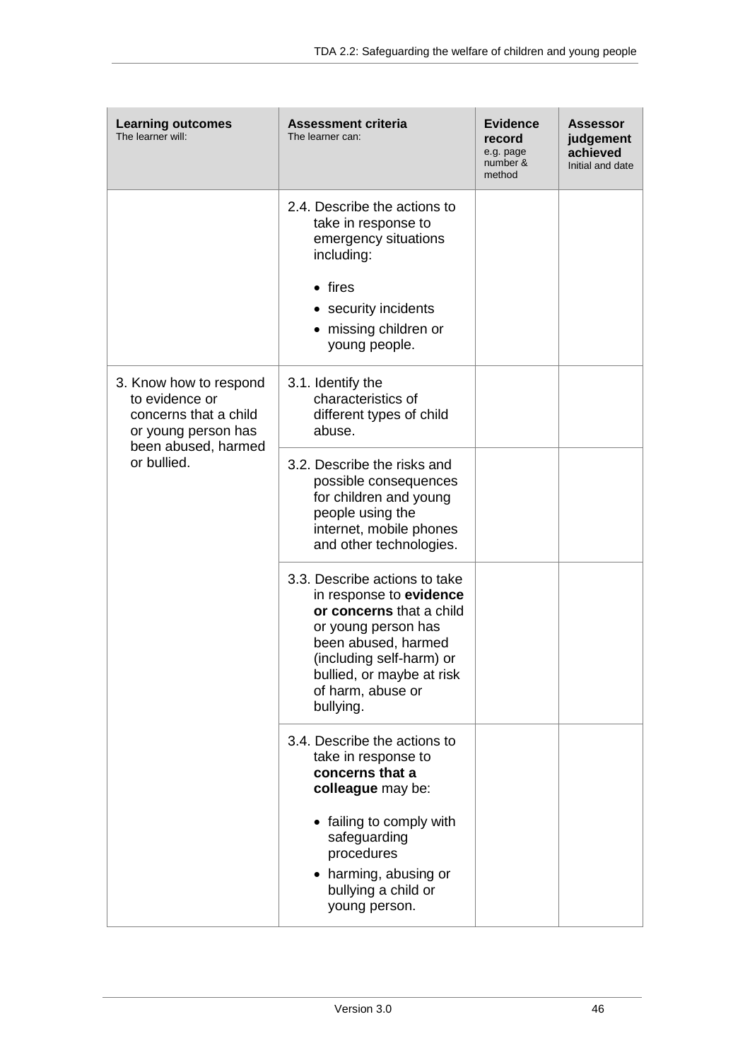| **Learning outcomes** The learner will: | **Assessment criteria** The learner can: | **Evidence record** e.g. page number & method | **Assessor judgement achieved** Initial and date |
|---|---|---|---|
| | 2.4. Describe the actions to take in response to emergency situations including: <br>• fires <br>• security incidents <br>• missing children or young people. | | |
| 3. Know how to respond to evidence or concerns that a child or young person has been abused, harmed or bullied. | 3.1. Identify the characteristics of different types of child abuse. | | |
| | 3.2. Describe the risks and possible consequences for children and young people using the internet, mobile phones and other technologies. | | |
| | 3.3. Describe actions to take in response to **evidence or concerns** that a child or young person has been abused, harmed (including self-harm) or bullied, or maybe at risk of harm, abuse or bullying. | | |
| | 3.4. Describe the actions to take in response to **concerns that a colleague** may be: <br>• failing to comply with safeguarding procedures <br>• harming, abusing or bullying a child or young person. | | |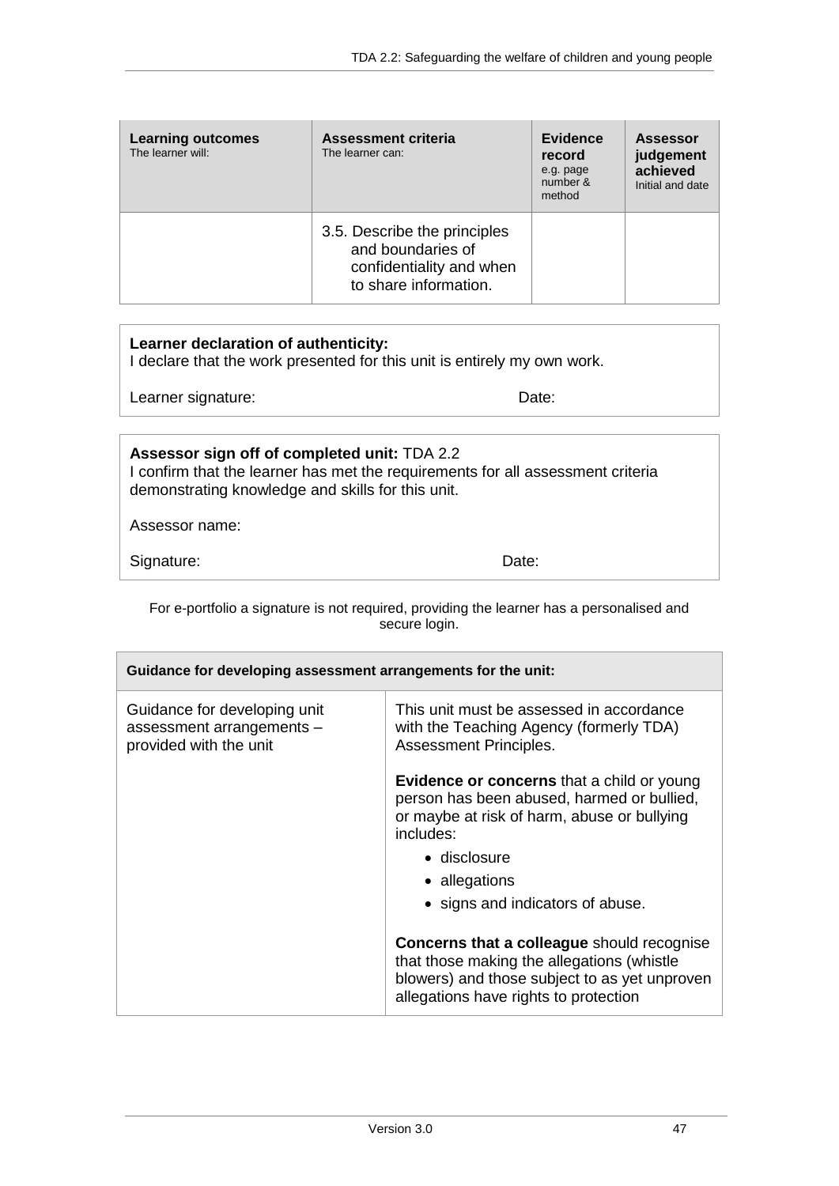| **Learning outcomes** The learner will: | **Assessment criteria** The learner can: | **Evidence record** e.g. page number & method | **Assessor judgement achieved** Initial and date |
|---|---|---|---|
| | 3.5. Describe the principles and boundaries of confidentiality and when to share information. | | |

**Learner declaration of authenticity:**
I declare that the work presented for this unit is entirely my own work.

Learner signature: Date:

**Assessor sign off of completed unit:** TDA 2.2
I confirm that the learner has met the requirements for all assessment criteria demonstrating knowledge and skills for this unit.

Assessor name:

Signature: Date:

For e-portfolio a signature is not required, providing the learner has a personalised and secure login.

| **Guidance for developing assessment arrangements for the unit:** | |
|---|---|
| Guidance for developing unit assessment arrangements – provided with the unit | This unit must be assessed in accordance with the Teaching Agency (formerly TDA) Assessment Principles.<br><br>**Evidence or concerns** that a child or young person has been abused, harmed or bullied, or maybe at risk of harm, abuse or bullying includes:<br>• disclosure<br>• allegations<br>• signs and indicators of abuse.<br><br>**Concerns that a colleague** should recognise that those making the allegations (whistle blowers) and those subject to as yet unproven allegations have rights to protection |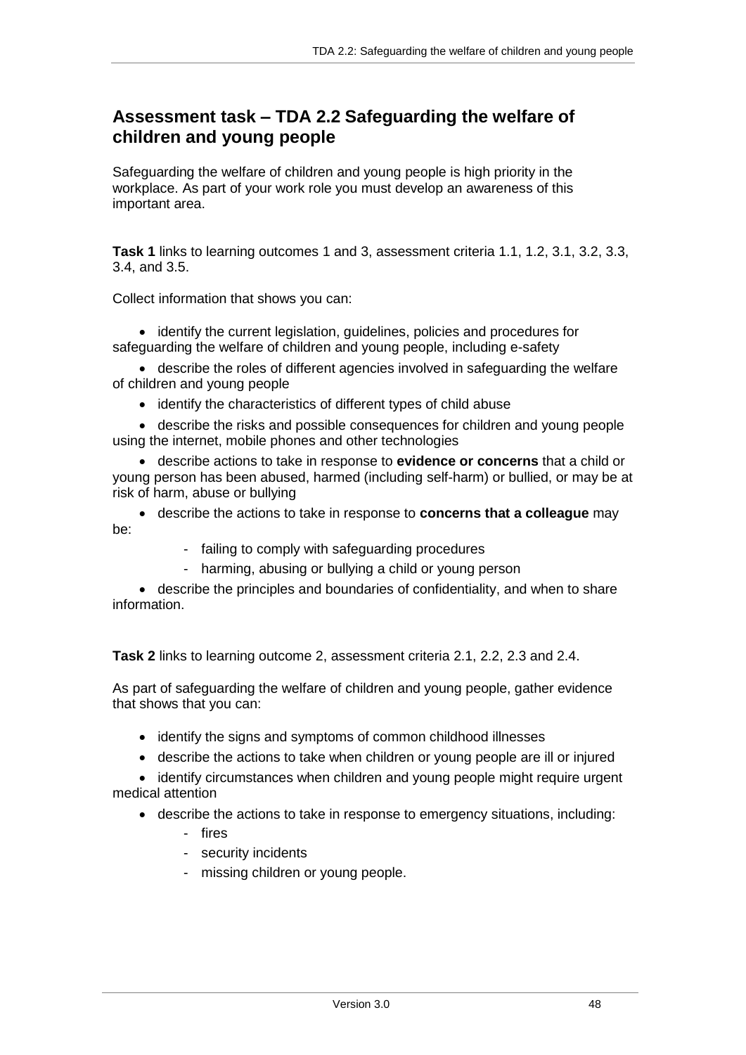## Assessment task – TDA 2.2 Safeguarding the welfare of children and young people

Safeguarding the welfare of children and young people is high priority in the workplace. As part of your work role you must develop an awareness of this important area.

**Task 1** links to learning outcomes 1 and 3, assessment criteria 1.1, 1.2, 3.1, 3.2, 3.3, 3.4, and 3.5.

Collect information that shows you can:

- identify the current legislation, guidelines, policies and procedures for safeguarding the welfare of children and young people, including e-safety
- describe the roles of different agencies involved in safeguarding the welfare of children and young people
- identify the characteristics of different types of child abuse
- describe the risks and possible consequences for children and young people using the internet, mobile phones and other technologies
- describe actions to take in response to **evidence or concerns** that a child or young person has been abused, harmed (including self-harm) or bullied, or may be at risk of harm, abuse or bullying
- describe the actions to take in response to **concerns that a colleague** may be:
  - failing to comply with safeguarding procedures
  - harming, abusing or bullying a child or young person
- describe the principles and boundaries of confidentiality, and when to share information.

**Task 2** links to learning outcome 2, assessment criteria 2.1, 2.2, 2.3 and 2.4.

As part of safeguarding the welfare of children and young people, gather evidence that shows that you can:

- identify the signs and symptoms of common childhood illnesses
- describe the actions to take when children or young people are ill or injured
- identify circumstances when children and young people might require urgent medical attention
- describe the actions to take in response to emergency situations, including:
  - fires
  - security incidents
  - missing children or young people.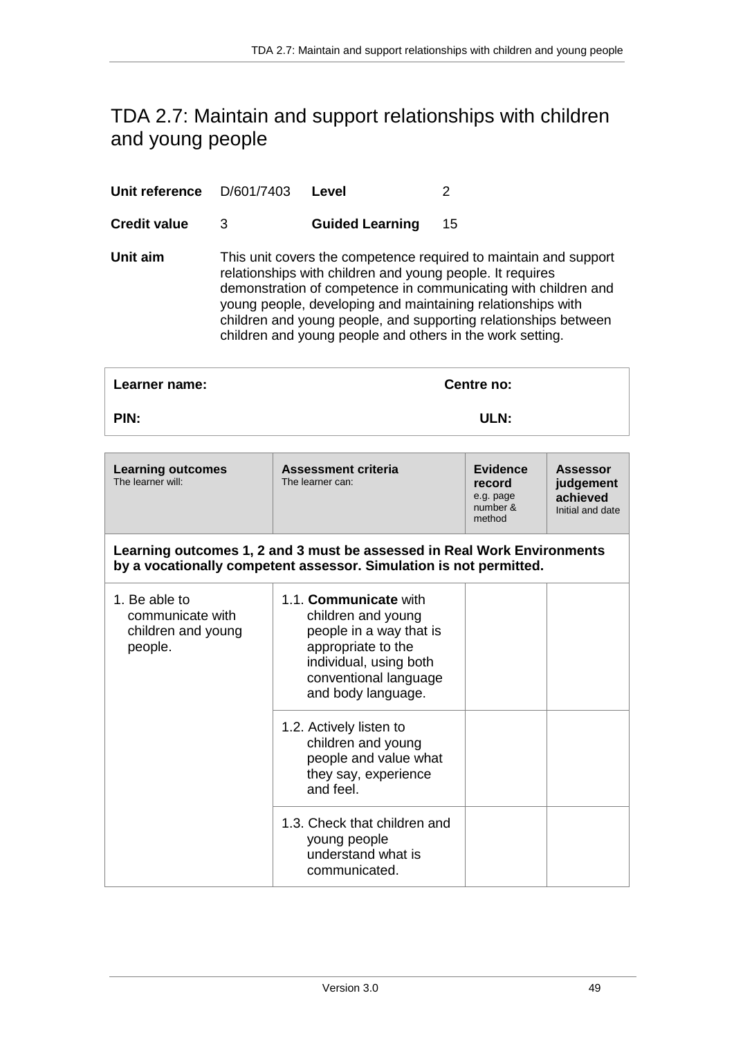# TDA 2.7: Maintain and support relationships with children and young people

| | | | |
|---|---|---|---|
| **Unit reference** | D/601/7403 | **Level** | 2 |
| **Credit value** | 3 | **Guided Learning** | 15 |

**Unit aim** This unit covers the competence required to maintain and support relationships with children and young people. It requires demonstration of competence in communicating with children and young people, developing and maintaining relationships with children and young people, and supporting relationships between children and young people and others in the work setting.

| | |
|---|---|
| **Learner name:** | **Centre no:** |
| **PIN:** | **ULN:** |

| **Learning outcomes** The learner will: | **Assessment criteria** The learner can: | **Evidence record** e.g. page number & method | **Assessor judgement achieved** Initial and date |
|---|---|---|---|
| **Learning outcomes 1, 2 and 3 must be assessed in Real Work Environments by a vocationally competent assessor. Simulation is not permitted.** | | | |
| 1. Be able to communicate with children and young people. | 1.1. **Communicate** with children and young people in a way that is appropriate to the individual, using both conventional language and body language. | | |
| | 1.2. Actively listen to children and young people and value what they say, experience and feel. | | |
| | 1.3. Check that children and young people understand what is communicated. | | |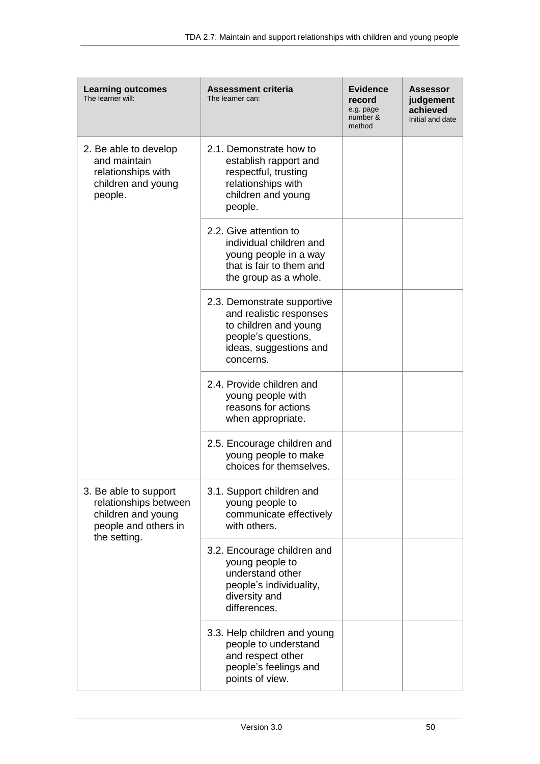| **Learning outcomes** The learner will: | **Assessment criteria** The learner can: | **Evidence record** e.g. page number & method | **Assessor judgement achieved** Initial and date |
|---|---|---|---|
| 2. Be able to develop and maintain relationships with children and young people. | 2.1. Demonstrate how to establish rapport and respectful, trusting relationships with children and young people. | | |
| | 2.2. Give attention to individual children and young people in a way that is fair to them and the group as a whole. | | |
| | 2.3. Demonstrate supportive and realistic responses to children and young people's questions, ideas, suggestions and concerns. | | |
| | 2.4. Provide children and young people with reasons for actions when appropriate. | | |
| | 2.5. Encourage children and young people to make choices for themselves. | | |
| 3. Be able to support relationships between children and young people and others in the setting. | 3.1. Support children and young people to communicate effectively with others. | | |
| | 3.2. Encourage children and young people to understand other people's individuality, diversity and differences. | | |
| | 3.3. Help children and young people to understand and respect other people's feelings and points of view. | | |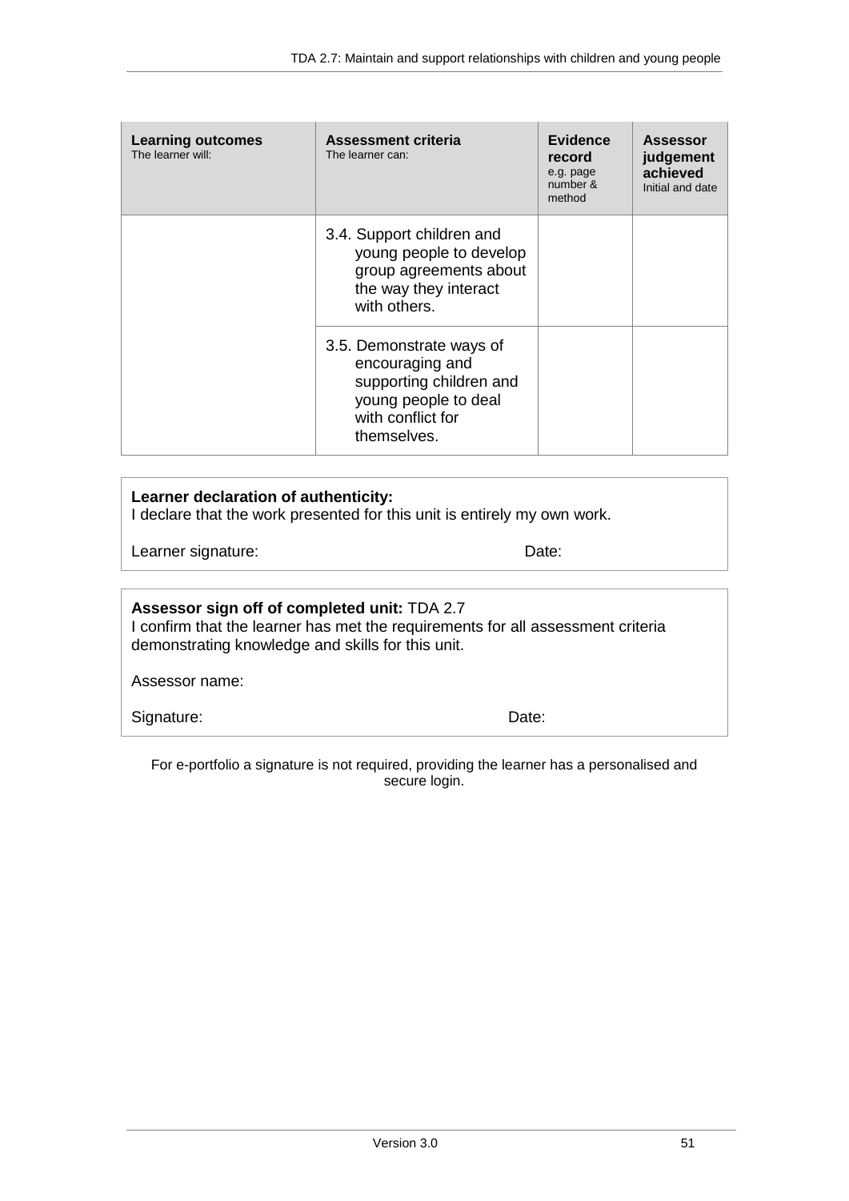| **Learning outcomes** The learner will: | **Assessment criteria** The learner can: | **Evidence record** e.g. page number & method | **Assessor judgement achieved** Initial and date |
|---|---|---|---|
| | 3.4. Support children and young people to develop group agreements about the way they interact with others. | | |
| | 3.5. Demonstrate ways of encouraging and supporting children and young people to deal with conflict for themselves. | | |

**Learner declaration of authenticity:**
I declare that the work presented for this unit is entirely my own work.

Learner signature: Date:

**Assessor sign off of completed unit:** TDA 2.7
I confirm that the learner has met the requirements for all assessment criteria demonstrating knowledge and skills for this unit.

Assessor name:

Signature: Date:

For e-portfolio a signature is not required, providing the learner has a personalised and secure login.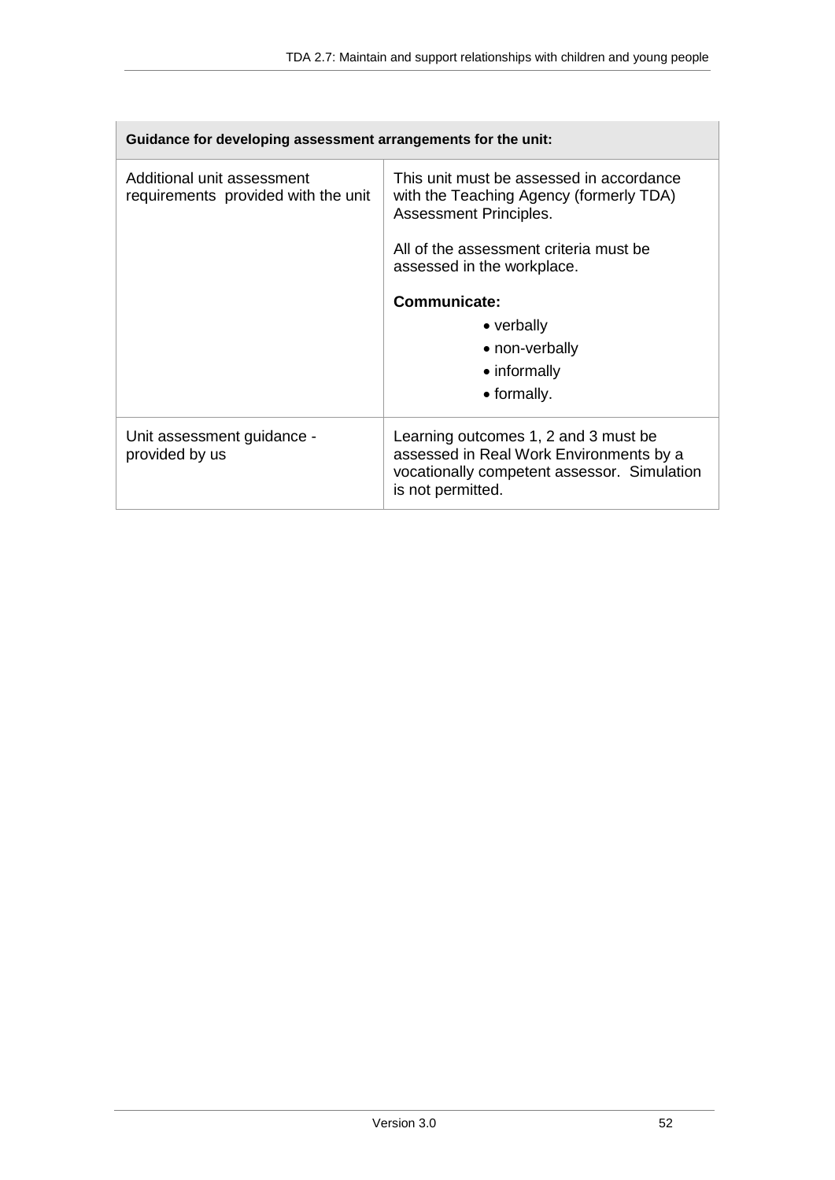| Guidance for developing assessment arrangements for the unit: | |
|---|---|
| Additional unit assessment requirements provided with the unit | This unit must be assessed in accordance with the Teaching Agency (formerly TDA) Assessment Principles.<br><br>All of the assessment criteria must be assessed in the workplace.<br><br>**Communicate:**<br>• verbally<br>• non-verbally<br>• informally<br>• formally. |
| Unit assessment guidance - provided by us | Learning outcomes 1, 2 and 3 must be assessed in Real Work Environments by a vocationally competent assessor. Simulation is not permitted. |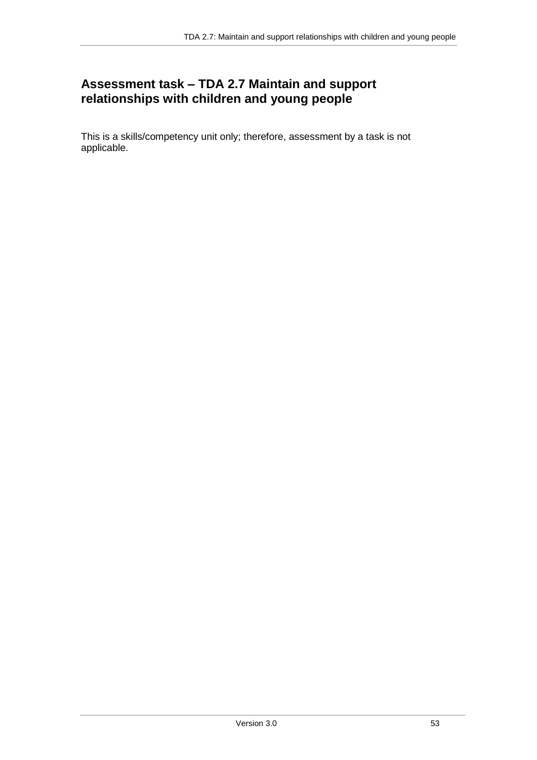## Assessment task – TDA 2.7 Maintain and support relationships with children and young people

This is a skills/competency unit only; therefore, assessment by a task is not applicable.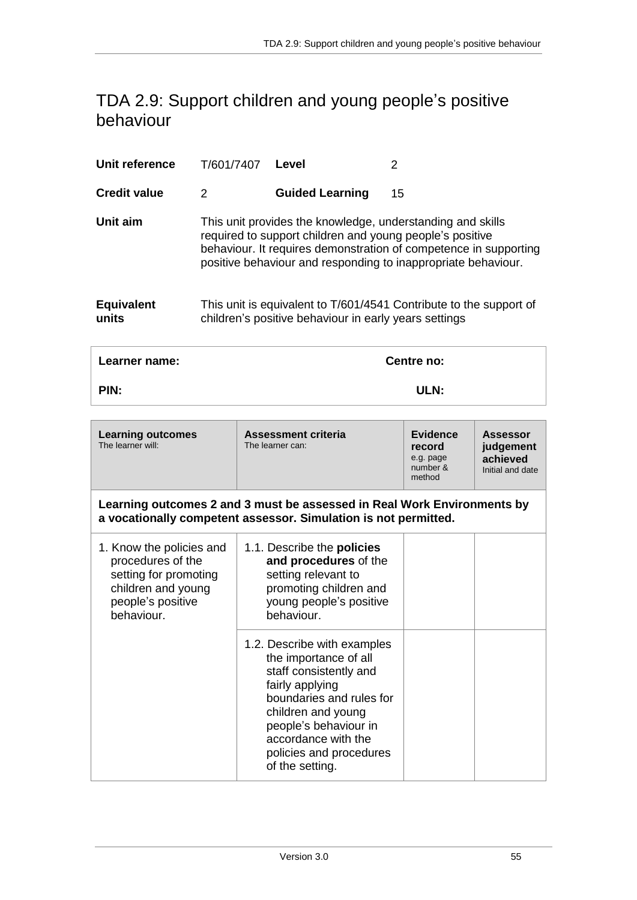# TDA 2.9: Support children and young people's positive behaviour

| | | | |
|---|---|---|---|
| **Unit reference** | T/601/7407 | **Level** | 2 |
| **Credit value** | 2 | **Guided Learning** | 15 |

**Unit aim**

This unit provides the knowledge, understanding and skills required to support children and young people's positive behaviour. It requires demonstration of competence in supporting positive behaviour and responding to inappropriate behaviour.

**Equivalent units**

This unit is equivalent to T/601/4541 Contribute to the support of children's positive behaviour in early years settings

| | |
|---|---|
| **Learner name:** | **Centre no:** |
| **PIN:** | **ULN:** |

| **Learning outcomes** The learner will: | **Assessment criteria** The learner can: | **Evidence record** e.g. page number & method | **Assessor judgement achieved** Initial and date |
|---|---|---|---|
| **Learning outcomes 2 and 3 must be assessed in Real Work Environments by a vocationally competent assessor. Simulation is not permitted.** | | | |
| 1. Know the policies and procedures of the setting for promoting children and young people's positive behaviour. | 1.1. Describe the **policies and procedures** of the setting relevant to promoting children and young people's positive behaviour. | | |
| | 1.2. Describe with examples the importance of all staff consistently and fairly applying boundaries and rules for children and young people's behaviour in accordance with the policies and procedures of the setting. | | |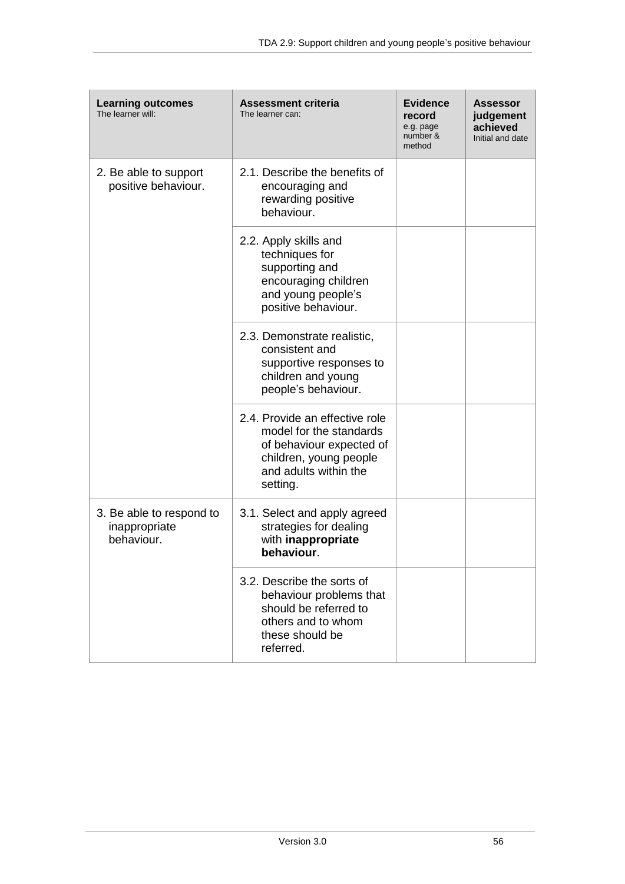| **Learning outcomes** The learner will: | **Assessment criteria** The learner can: | **Evidence record** e.g. page number & method | **Assessor judgement achieved** Initial and date |
|---|---|---|---|
| 2. Be able to support positive behaviour. | 2.1. Describe the benefits of encouraging and rewarding positive behaviour. | | |
| | 2.2. Apply skills and techniques for supporting and encouraging children and young people's positive behaviour. | | |
| | 2.3. Demonstrate realistic, consistent and supportive responses to children and young people's behaviour. | | |
| | 2.4. Provide an effective role model for the standards of behaviour expected of children, young people and adults within the setting. | | |
| 3. Be able to respond to inappropriate behaviour. | 3.1. Select and apply agreed strategies for dealing with **inappropriate behaviour**. | | |
| | 3.2. Describe the sorts of behaviour problems that should be referred to others and to whom these should be referred. | | |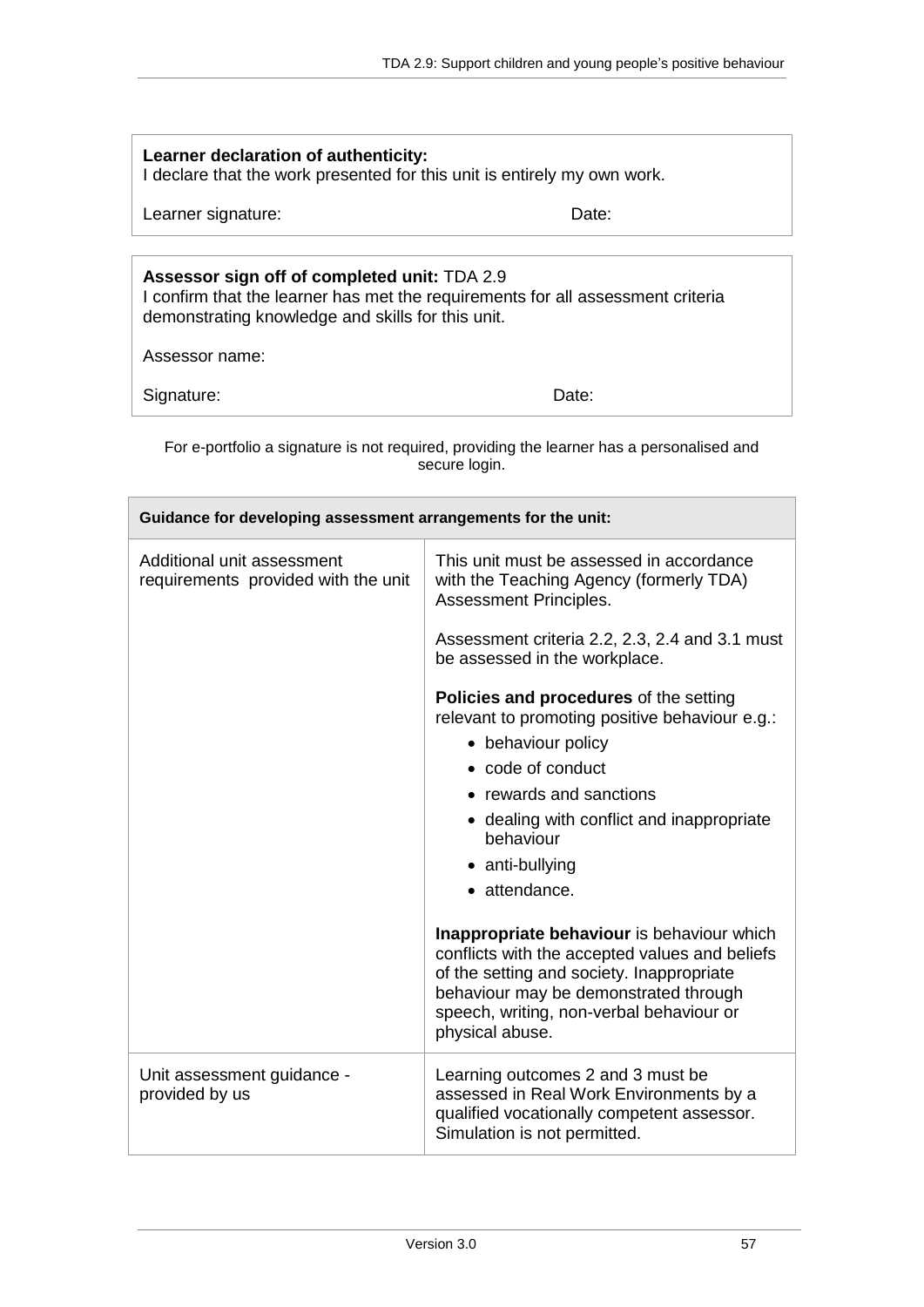**Learner declaration of authenticity:**
I declare that the work presented for this unit is entirely my own work.

Learner signature: Date:

**Assessor sign off of completed unit:** TDA 2.9
I confirm that the learner has met the requirements for all assessment criteria demonstrating knowledge and skills for this unit.

Assessor name:

Signature: Date:

For e-portfolio a signature is not required, providing the learner has a personalised and secure login.

| **Guidance for developing assessment arrangements for the unit:** | |
|---|---|
| Additional unit assessment requirements provided with the unit | This unit must be assessed in accordance with the Teaching Agency (formerly TDA) Assessment Principles.<br><br>Assessment criteria 2.2, 2.3, 2.4 and 3.1 must be assessed in the workplace.<br><br>**Policies and procedures** of the setting relevant to promoting positive behaviour e.g.:<br>• behaviour policy<br>• code of conduct<br>• rewards and sanctions<br>• dealing with conflict and inappropriate behaviour<br>• anti-bullying<br>• attendance.<br><br>**Inappropriate behaviour** is behaviour which conflicts with the accepted values and beliefs of the setting and society. Inappropriate behaviour may be demonstrated through speech, writing, non-verbal behaviour or physical abuse. |
| Unit assessment guidance - provided by us | Learning outcomes 2 and 3 must be assessed in Real Work Environments by a qualified vocationally competent assessor. Simulation is not permitted. |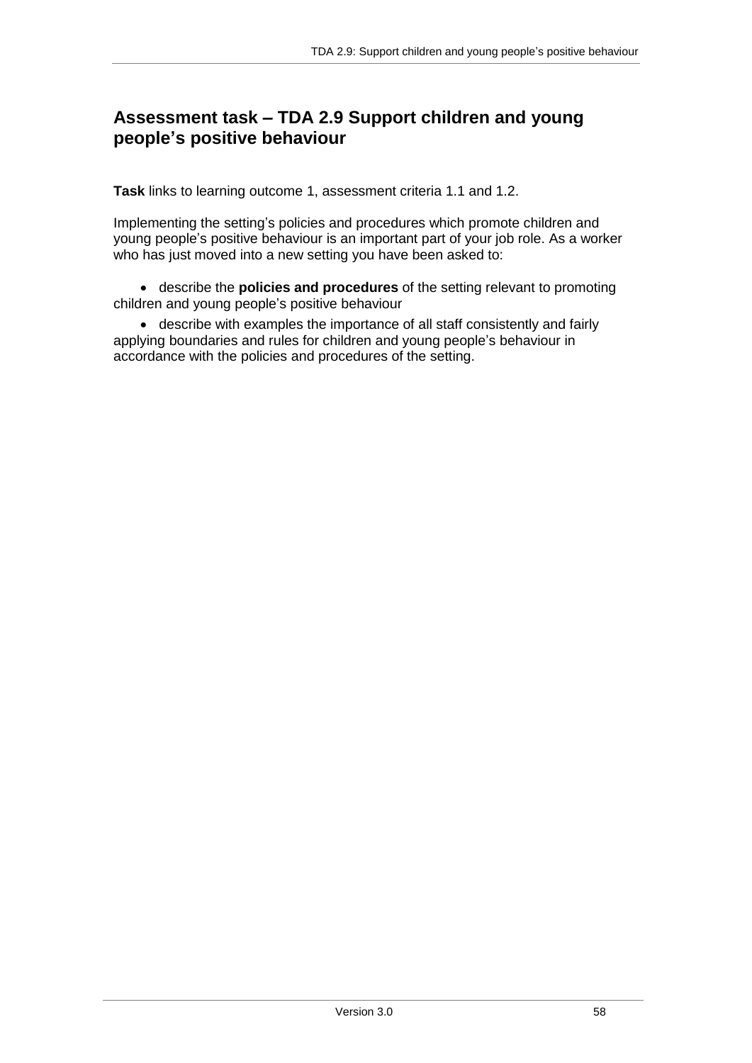## Assessment task – TDA 2.9 Support children and young people's positive behaviour

**Task** links to learning outcome 1, assessment criteria 1.1 and 1.2.

Implementing the setting's policies and procedures which promote children and young people's positive behaviour is an important part of your job role. As a worker who has just moved into a new setting you have been asked to:

- describe the **policies and procedures** of the setting relevant to promoting children and young people's positive behaviour
- describe with examples the importance of all staff consistently and fairly applying boundaries and rules for children and young people's behaviour in accordance with the policies and procedures of the setting.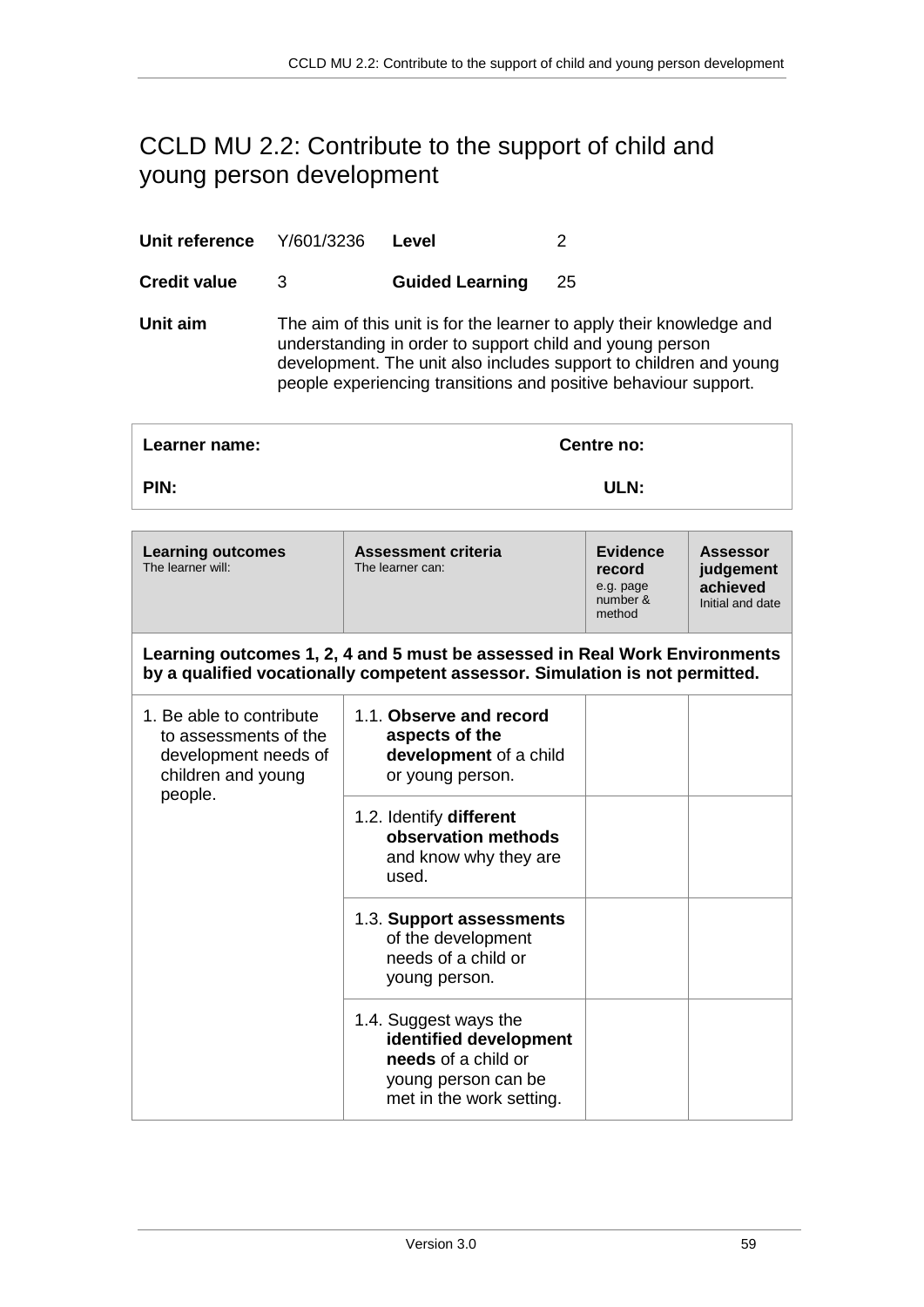# CCLD MU 2.2: Contribute to the support of child and young person development

| | | | |
|---|---|---|---|
| **Unit reference** | Y/601/3236 | **Level** | 2 |
| **Credit value** | 3 | **Guided Learning** | 25 |

**Unit aim** The aim of this unit is for the learner to apply their knowledge and understanding in order to support child and young person development. The unit also includes support to children and young people experiencing transitions and positive behaviour support.

| | |
|---|---|
| **Learner name:** | **Centre no:** |
| **PIN:** | **ULN:** |

| **Learning outcomes** The learner will: | **Assessment criteria** The learner can: | **Evidence record** e.g. page number & method | **Assessor judgement achieved** Initial and date |
|---|---|---|---|
| **Learning outcomes 1, 2, 4 and 5 must be assessed in Real Work Environments by a qualified vocationally competent assessor. Simulation is not permitted.** | | | |
| 1. Be able to contribute to assessments of the development needs of children and young people. | 1.1. **Observe and record aspects of the development** of a child or young person. | | |
| | 1.2. Identify **different observation methods** and know why they are used. | | |
| | 1.3. **Support assessments** of the development needs of a child or young person. | | |
| | 1.4. Suggest ways the **identified development needs** of a child or young person can be met in the work setting. | | |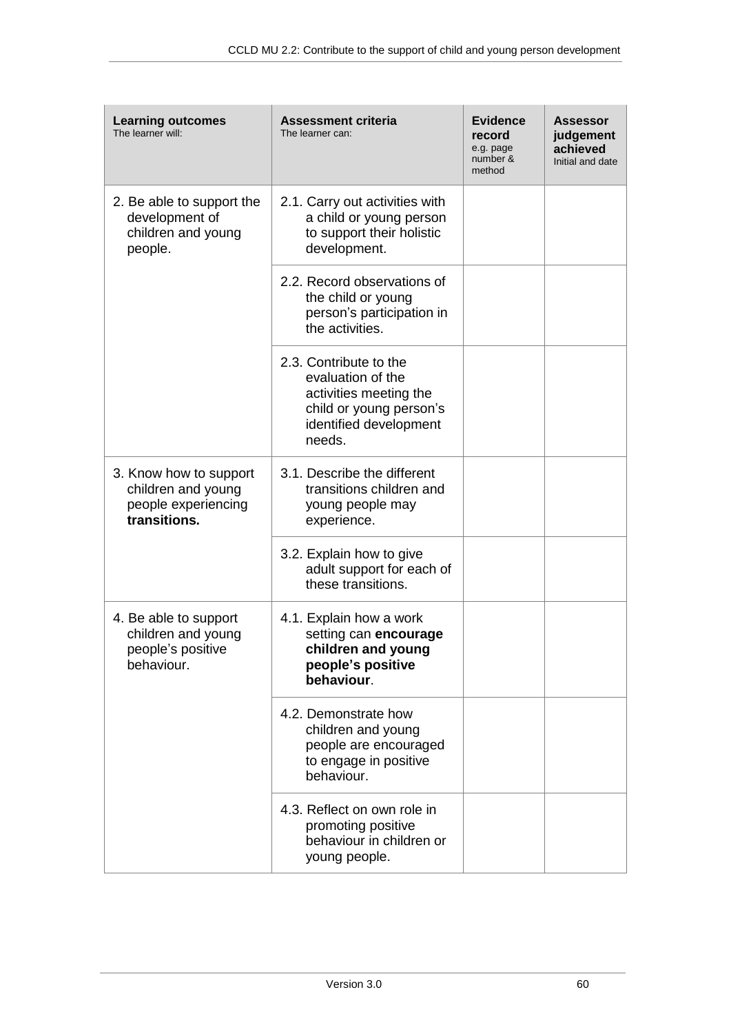| **Learning outcomes** The learner will: | **Assessment criteria** The learner can: | **Evidence record** e.g. page number & method | **Assessor judgement achieved** Initial and date |
|---|---|---|---|
| 2. Be able to support the development of children and young people. | 2.1. Carry out activities with a child or young person to support their holistic development. | | |
| | 2.2. Record observations of the child or young person's participation in the activities. | | |
| | 2.3. Contribute to the evaluation of the activities meeting the child or young person's identified development needs. | | |
| 3. Know how to support children and young people experiencing **transitions.** | 3.1. Describe the different transitions children and young people may experience. | | |
| | 3.2. Explain how to give adult support for each of these transitions. | | |
| 4. Be able to support children and young people's positive behaviour. | 4.1. Explain how a work setting can **encourage children and young people's positive behaviour**. | | |
| | 4.2. Demonstrate how children and young people are encouraged to engage in positive behaviour. | | |
| | 4.3. Reflect on own role in promoting positive behaviour in children or young people. | | |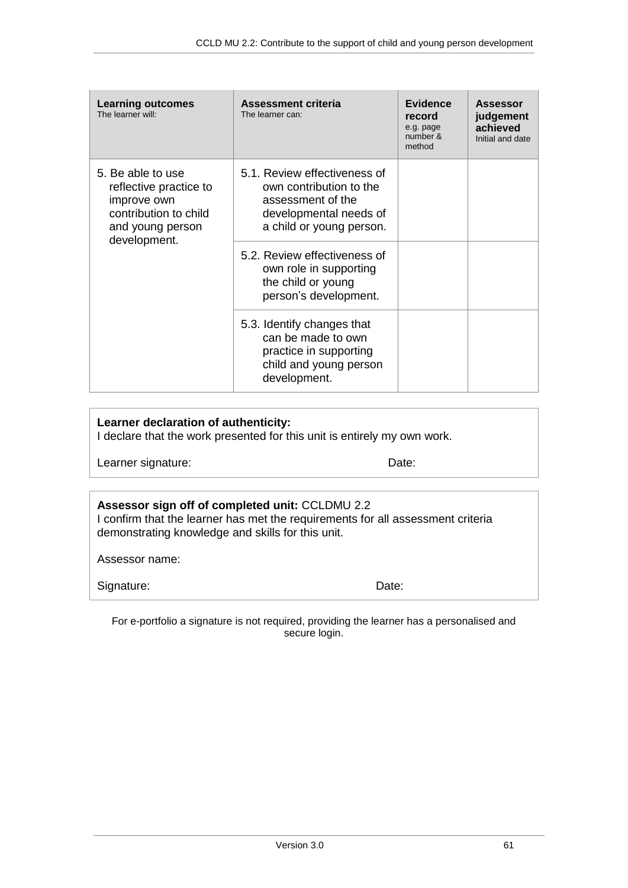| **Learning outcomes** The learner will: | **Assessment criteria** The learner can: | **Evidence record** e.g. page number & method | **Assessor judgement achieved** Initial and date |
|---|---|---|---|
| 5. Be able to use reflective practice to improve own contribution to child and young person development. | 5.1. Review effectiveness of own contribution to the assessment of the developmental needs of a child or young person. | | |
| | 5.2. Review effectiveness of own role in supporting the child or young person's development. | | |
| | 5.3. Identify changes that can be made to own practice in supporting child and young person development. | | |

**Learner declaration of authenticity:**
I declare that the work presented for this unit is entirely my own work.

Learner signature: Date:

**Assessor sign off of completed unit:** CCLDMU 2.2
I confirm that the learner has met the requirements for all assessment criteria demonstrating knowledge and skills for this unit.

Assessor name:

Signature: Date:

For e-portfolio a signature is not required, providing the learner has a personalised and secure login.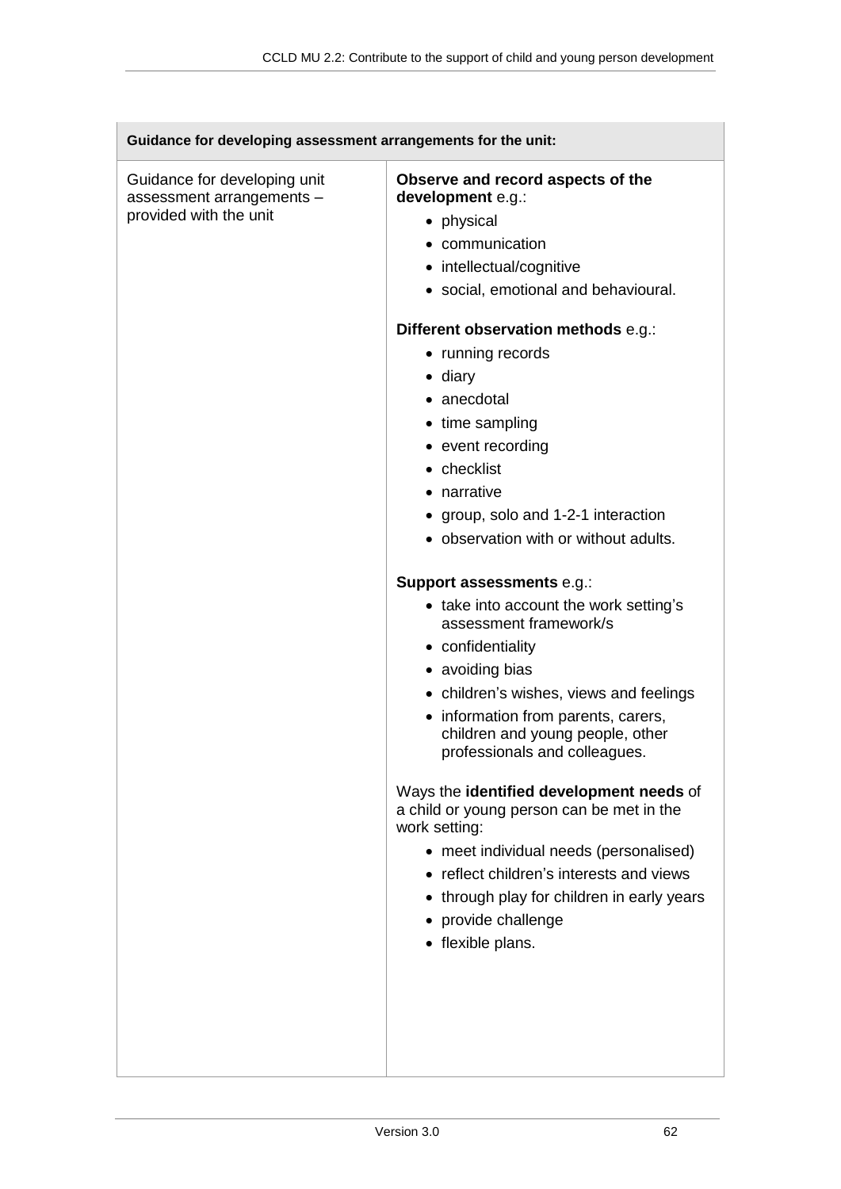| Guidance for developing assessment arrangements for the unit: | |
|---|---|
| Guidance for developing unit assessment arrangements – provided with the unit | **Observe and record aspects of the development** e.g.:<br>• physical<br>• communication<br>• intellectual/cognitive<br>• social, emotional and behavioural.<br><br>**Different observation methods** e.g.:<br>• running records<br>• diary<br>• anecdotal<br>• time sampling<br>• event recording<br>• checklist<br>• narrative<br>• group, solo and 1-2-1 interaction<br>• observation with or without adults.<br><br>**Support assessments** e.g.:<br>• take into account the work setting's assessment framework/s<br>• confidentiality<br>• avoiding bias<br>• children's wishes, views and feelings<br>• information from parents, carers, children and young people, other professionals and colleagues.<br><br>Ways the **identified development needs** of a child or young person can be met in the work setting:<br>• meet individual needs (personalised)<br>• reflect children's interests and views<br>• through play for children in early years<br>• provide challenge<br>• flexible plans. |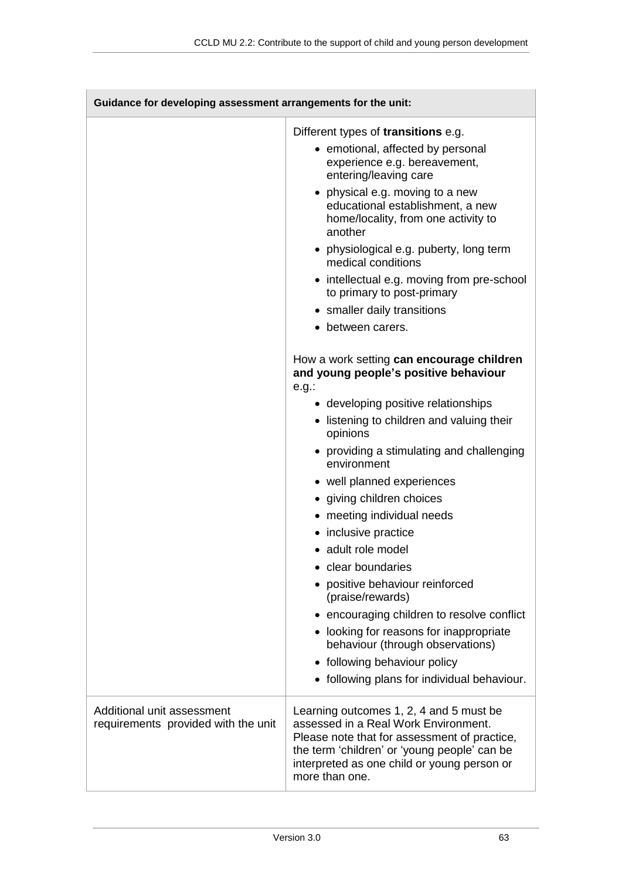| Guidance for developing assessment arrangements for the unit: | |
|---|---|
| | Different types of **transitions** e.g.<br>• emotional, affected by personal experience e.g. bereavement, entering/leaving care<br>• physical e.g. moving to a new educational establishment, a new home/locality, from one activity to another<br>• physiological e.g. puberty, long term medical conditions<br>• intellectual e.g. moving from pre-school to primary to post-primary<br>• smaller daily transitions<br>• between carers.<br><br>How a work setting **can encourage children and young people's positive behaviour** e.g.:<br>• developing positive relationships<br>• listening to children and valuing their opinions<br>• providing a stimulating and challenging environment<br>• well planned experiences<br>• giving children choices<br>• meeting individual needs<br>• inclusive practice<br>• adult role model<br>• clear boundaries<br>• positive behaviour reinforced (praise/rewards)<br>• encouraging children to resolve conflict<br>• looking for reasons for inappropriate behaviour (through observations)<br>• following behaviour policy<br>• following plans for individual behaviour. |
| Additional unit assessment requirements provided with the unit | Learning outcomes 1, 2, 4 and 5 must be assessed in a Real Work Environment. Please note that for assessment of practice, the term 'children' or 'young people' can be interpreted as one child or young person or more than one. |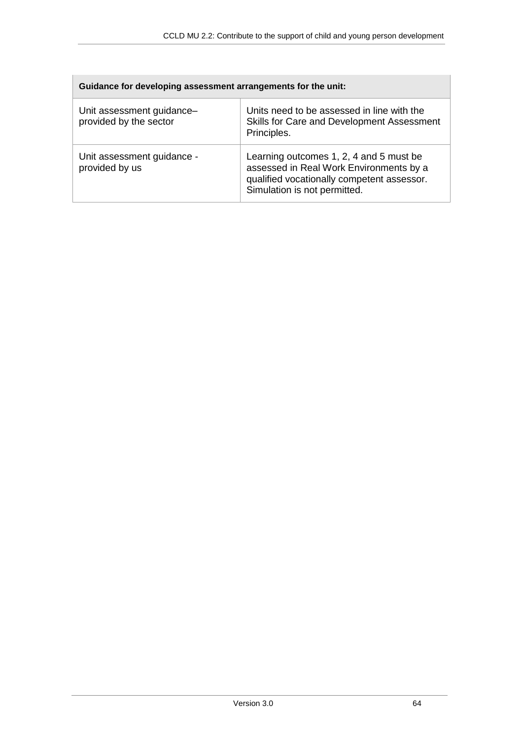| Guidance for developing assessment arrangements for the unit: | |
|---|---|
| Unit assessment guidance– provided by the sector | Units need to be assessed in line with the Skills for Care and Development Assessment Principles. |
| Unit assessment guidance - provided by us | Learning outcomes 1, 2, 4 and 5 must be assessed in Real Work Environments by a qualified vocationally competent assessor. Simulation is not permitted. |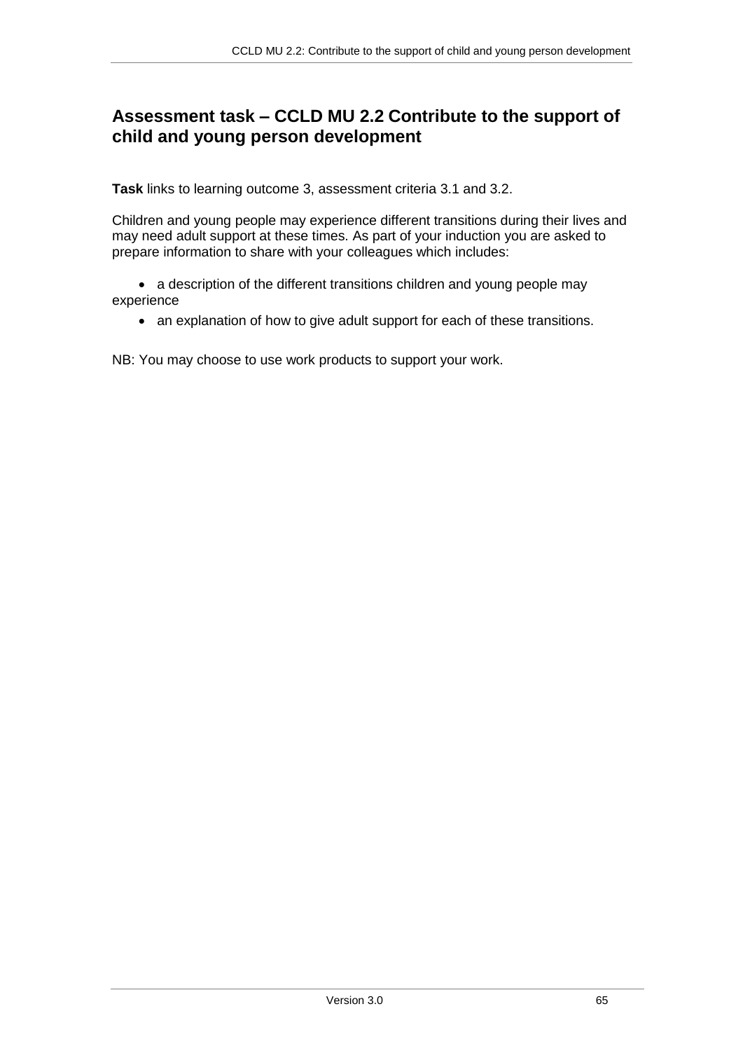## Assessment task – CCLD MU 2.2 Contribute to the support of child and young person development

**Task** links to learning outcome 3, assessment criteria 3.1 and 3.2.

Children and young people may experience different transitions during their lives and may need adult support at these times. As part of your induction you are asked to prepare information to share with your colleagues which includes:

- a description of the different transitions children and young people may experience
- an explanation of how to give adult support for each of these transitions.

NB: You may choose to use work products to support your work.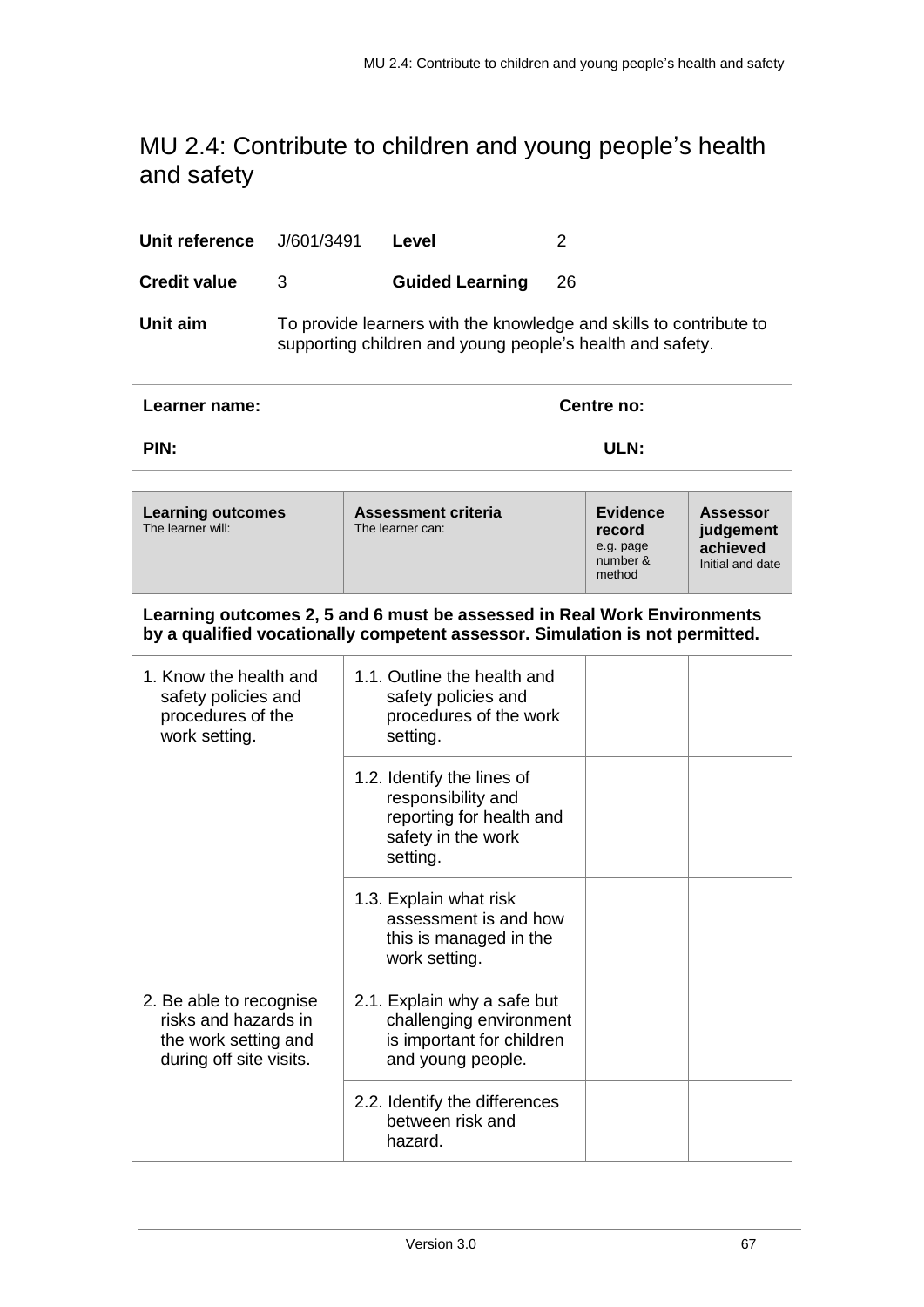# MU 2.4: Contribute to children and young people's health and safety

| | | | |
|---|---|---|---|
| **Unit reference** | J/601/3491 | **Level** | 2 |
| **Credit value** | 3 | **Guided Learning** | 26 |

**Unit aim** To provide learners with the knowledge and skills to contribute to supporting children and young people's health and safety.

| | |
|---|---|
| **Learner name:** | **Centre no:** |
| **PIN:** | **ULN:** |

| **Learning outcomes** The learner will: | **Assessment criteria** The learner can: | **Evidence record** e.g. page number & method | **Assessor judgement achieved** Initial and date |
|---|---|---|---|
| **Learning outcomes 2, 5 and 6 must be assessed in Real Work Environments by a qualified vocationally competent assessor. Simulation is not permitted.** | | | |
| 1. Know the health and safety policies and procedures of the work setting. | 1.1. Outline the health and safety policies and procedures of the work setting. | | |
| | 1.2. Identify the lines of responsibility and reporting for health and safety in the work setting. | | |
| | 1.3. Explain what risk assessment is and how this is managed in the work setting. | | |
| 2. Be able to recognise risks and hazards in the work setting and during off site visits. | 2.1. Explain why a safe but challenging environment is important for children and young people. | | |
| | 2.2. Identify the differences between risk and hazard. | | |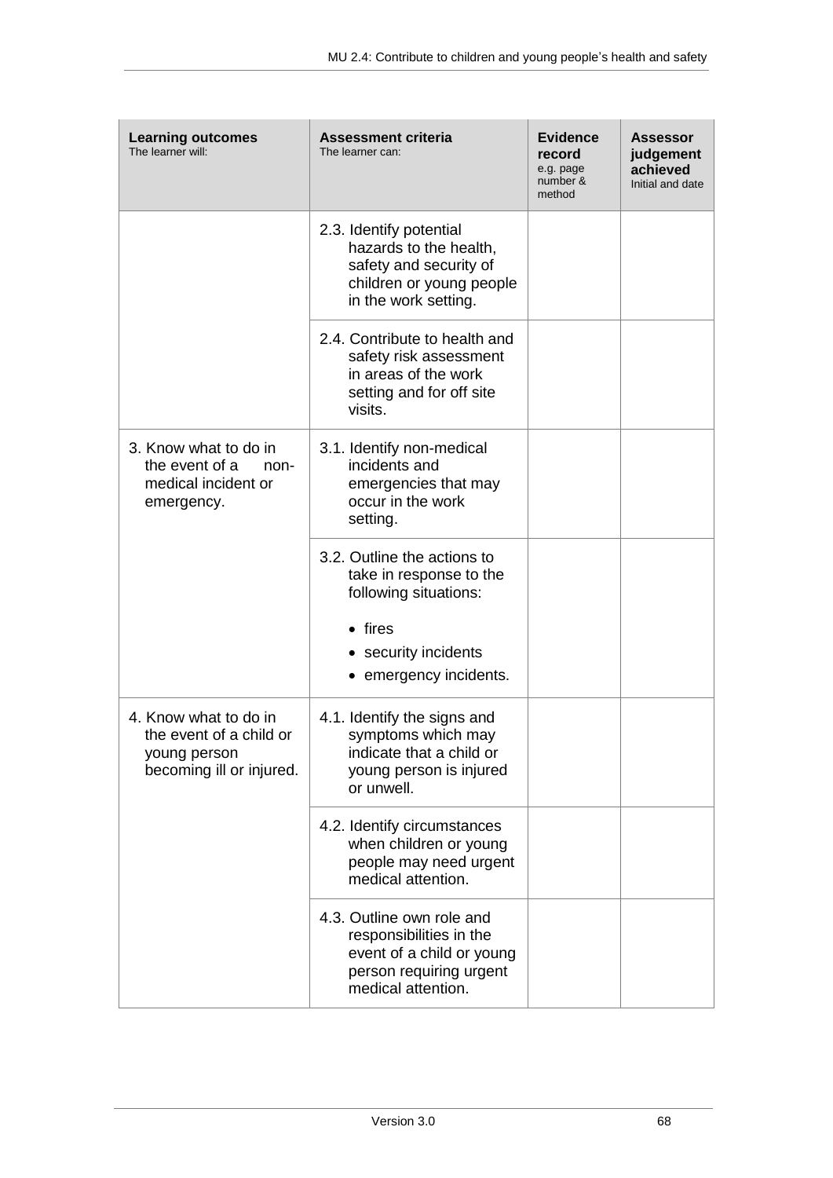| **Learning outcomes** The learner will: | **Assessment criteria** The learner can: | **Evidence record** e.g. page number & method | **Assessor judgement achieved** Initial and date |
|---|---|---|---|
| | 2.3. Identify potential hazards to the health, safety and security of children or young people in the work setting. | | |
| | 2.4. Contribute to health and safety risk assessment in areas of the work setting and for off site visits. | | |
| 3. Know what to do in the event of a non-medical incident or emergency. | 3.1. Identify non-medical incidents and emergencies that may occur in the work setting. | | |
| | 3.2. Outline the actions to take in response to the following situations:<br>• fires<br>• security incidents<br>• emergency incidents. | | |
| 4. Know what to do in the event of a child or young person becoming ill or injured. | 4.1. Identify the signs and symptoms which may indicate that a child or young person is injured or unwell. | | |
| | 4.2. Identify circumstances when children or young people may need urgent medical attention. | | |
| | 4.3. Outline own role and responsibilities in the event of a child or young person requiring urgent medical attention. | | |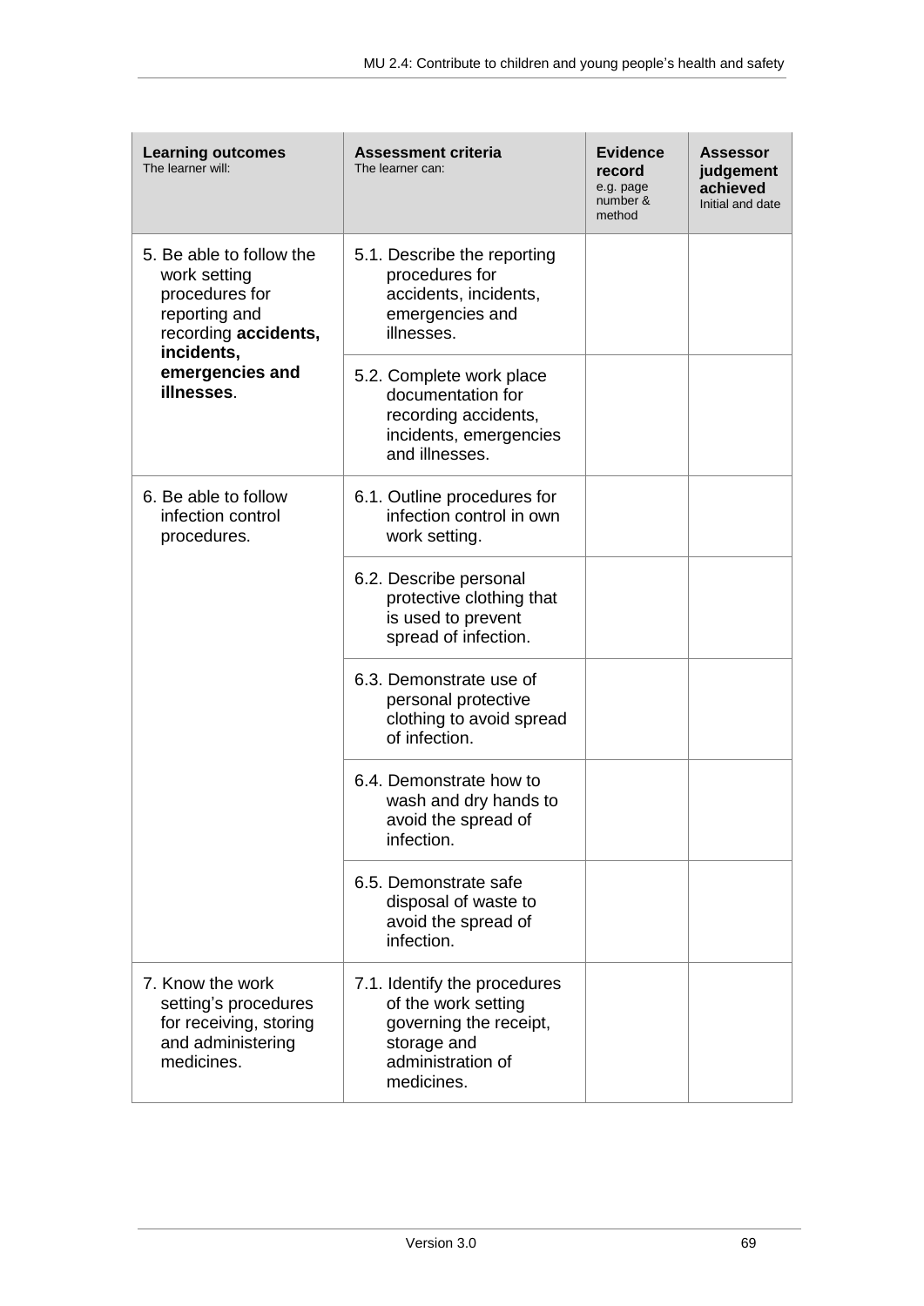| **Learning outcomes** The learner will: | **Assessment criteria** The learner can: | **Evidence record** e.g. page number & method | **Assessor judgement achieved** Initial and date |
|---|---|---|---|
| 5. Be able to follow the work setting procedures for reporting and recording **accidents, incidents, emergencies and illnesses**. | 5.1. Describe the reporting procedures for accidents, incidents, emergencies and illnesses. | | |
| | 5.2. Complete work place documentation for recording accidents, incidents, emergencies and illnesses. | | |
| 6. Be able to follow infection control procedures. | 6.1. Outline procedures for infection control in own work setting. | | |
| | 6.2. Describe personal protective clothing that is used to prevent spread of infection. | | |
| | 6.3. Demonstrate use of personal protective clothing to avoid spread of infection. | | |
| | 6.4. Demonstrate how to wash and dry hands to avoid the spread of infection. | | |
| | 6.5. Demonstrate safe disposal of waste to avoid the spread of infection. | | |
| 7. Know the work setting's procedures for receiving, storing and administering medicines. | 7.1. Identify the procedures of the work setting governing the receipt, storage and administration of medicines. | | |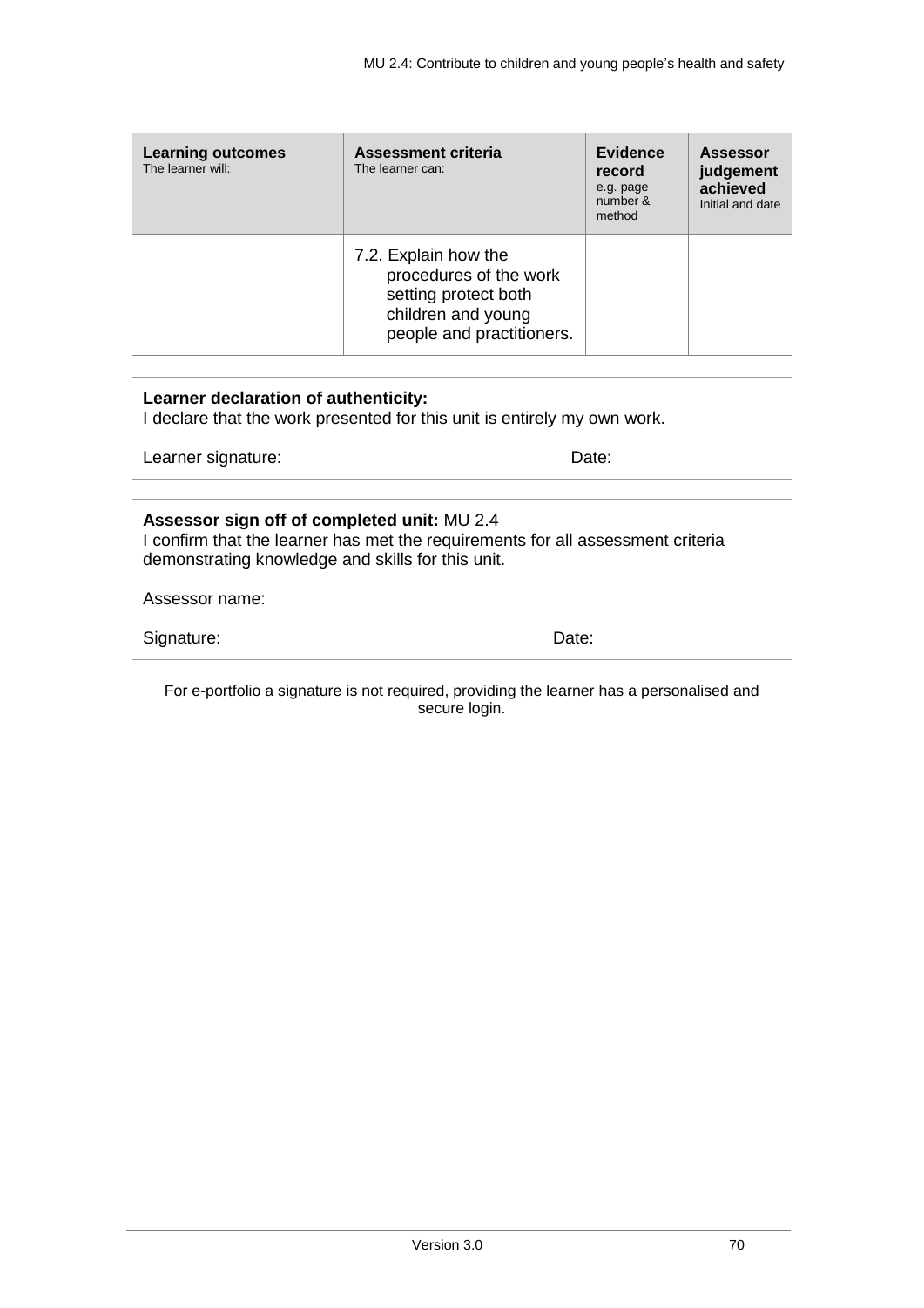| **Learning outcomes** The learner will: | **Assessment criteria** The learner can: | **Evidence record** e.g. page number & method | **Assessor judgement achieved** Initial and date |
|---|---|---|---|
| | 7.2. Explain how the procedures of the work setting protect both children and young people and practitioners. | | |

**Learner declaration of authenticity:**
I declare that the work presented for this unit is entirely my own work.

Learner signature: Date:

**Assessor sign off of completed unit:** MU 2.4
I confirm that the learner has met the requirements for all assessment criteria demonstrating knowledge and skills for this unit.

Assessor name:

Signature: Date:

For e-portfolio a signature is not required, providing the learner has a personalised and secure login.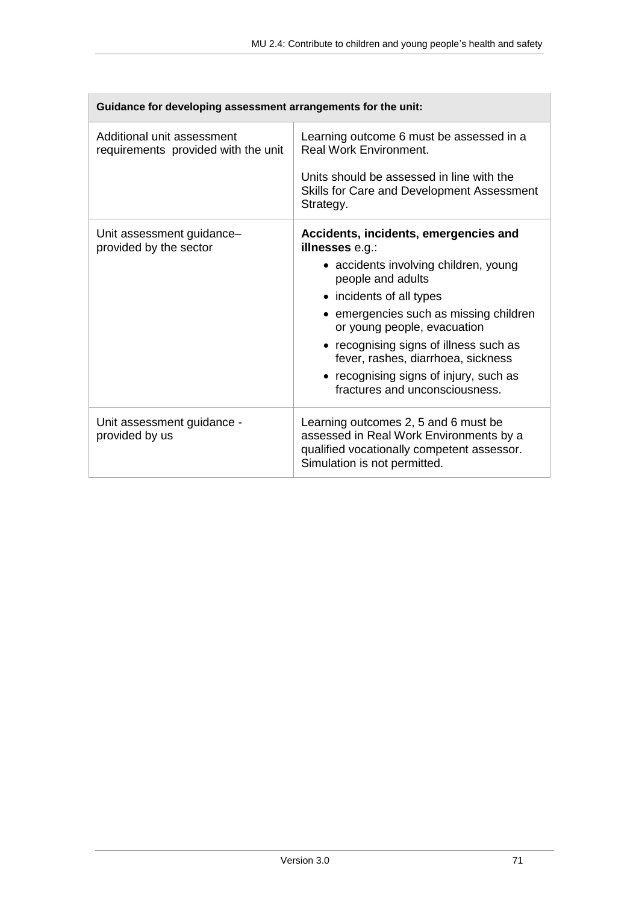| Guidance for developing assessment arrangements for the unit: | |
|---|---|
| Additional unit assessment requirements provided with the unit | Learning outcome 6 must be assessed in a Real Work Environment.<br><br>Units should be assessed in line with the Skills for Care and Development Assessment Strategy. |
| Unit assessment guidance– provided by the sector | **Accidents, incidents, emergencies and illnesses** e.g.:<br>• accidents involving children, young people and adults<br>• incidents of all types<br>• emergencies such as missing children or young people, evacuation<br>• recognising signs of illness such as fever, rashes, diarrhoea, sickness<br>• recognising signs of injury, such as fractures and unconsciousness. |
| Unit assessment guidance - provided by us | Learning outcomes 2, 5 and 6 must be assessed in Real Work Environments by a qualified vocationally competent assessor. Simulation is not permitted. |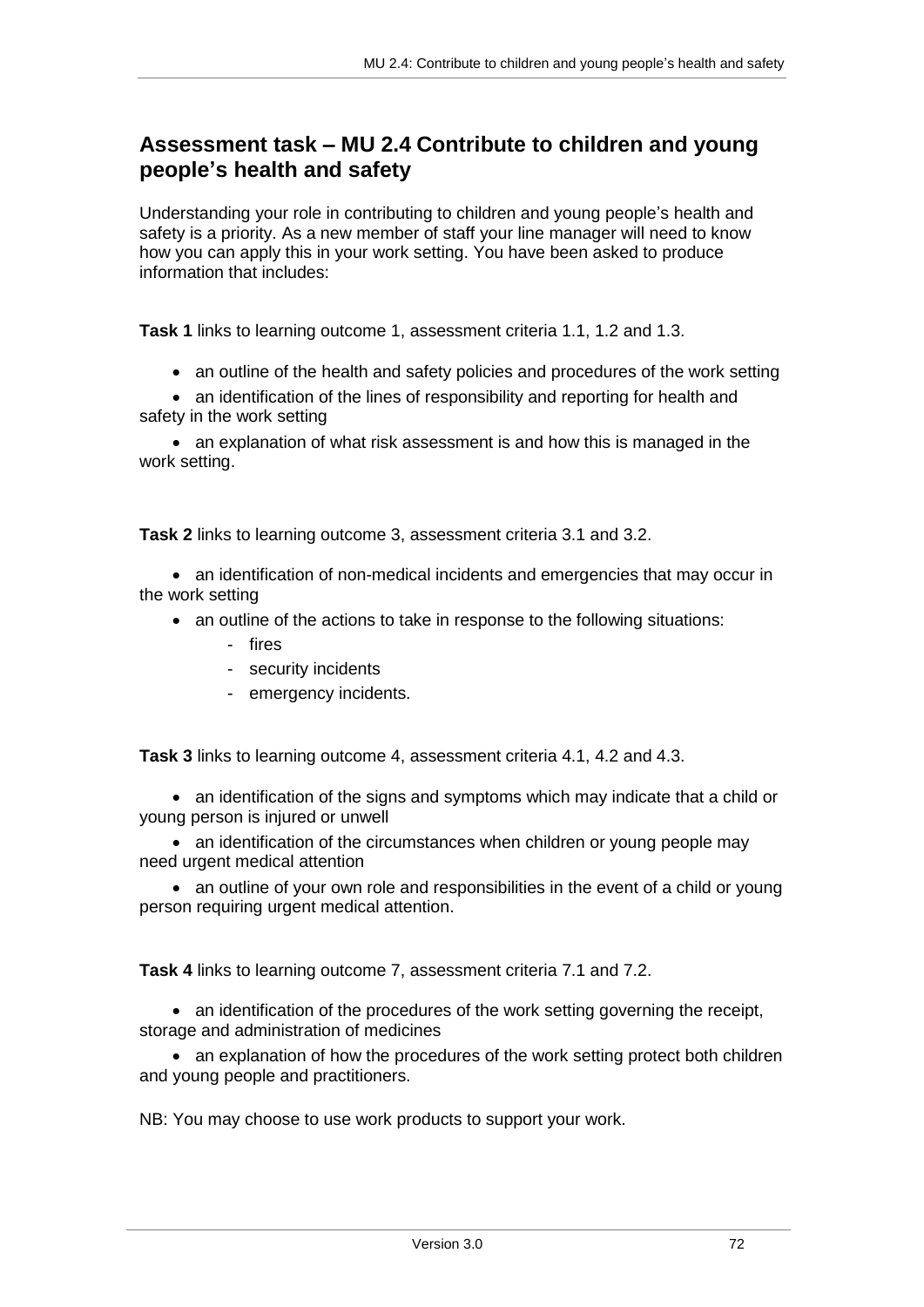## Assessment task – MU 2.4 Contribute to children and young people's health and safety

Understanding your role in contributing to children and young people's health and safety is a priority. As a new member of staff your line manager will need to know how you can apply this in your work setting. You have been asked to produce information that includes:

**Task 1** links to learning outcome 1, assessment criteria 1.1, 1.2 and 1.3.

- an outline of the health and safety policies and procedures of the work setting
- an identification of the lines of responsibility and reporting for health and safety in the work setting
- an explanation of what risk assessment is and how this is managed in the work setting.

**Task 2** links to learning outcome 3, assessment criteria 3.1 and 3.2.

- an identification of non-medical incidents and emergencies that may occur in the work setting
- an outline of the actions to take in response to the following situations:
  - fires
  - security incidents
  - emergency incidents.

**Task 3** links to learning outcome 4, assessment criteria 4.1, 4.2 and 4.3.

- an identification of the signs and symptoms which may indicate that a child or young person is injured or unwell
- an identification of the circumstances when children or young people may need urgent medical attention
- an outline of your own role and responsibilities in the event of a child or young person requiring urgent medical attention.

**Task 4** links to learning outcome 7, assessment criteria 7.1 and 7.2.

- an identification of the procedures of the work setting governing the receipt, storage and administration of medicines
- an explanation of how the procedures of the work setting protect both children and young people and practitioners.

NB: You may choose to use work products to support your work.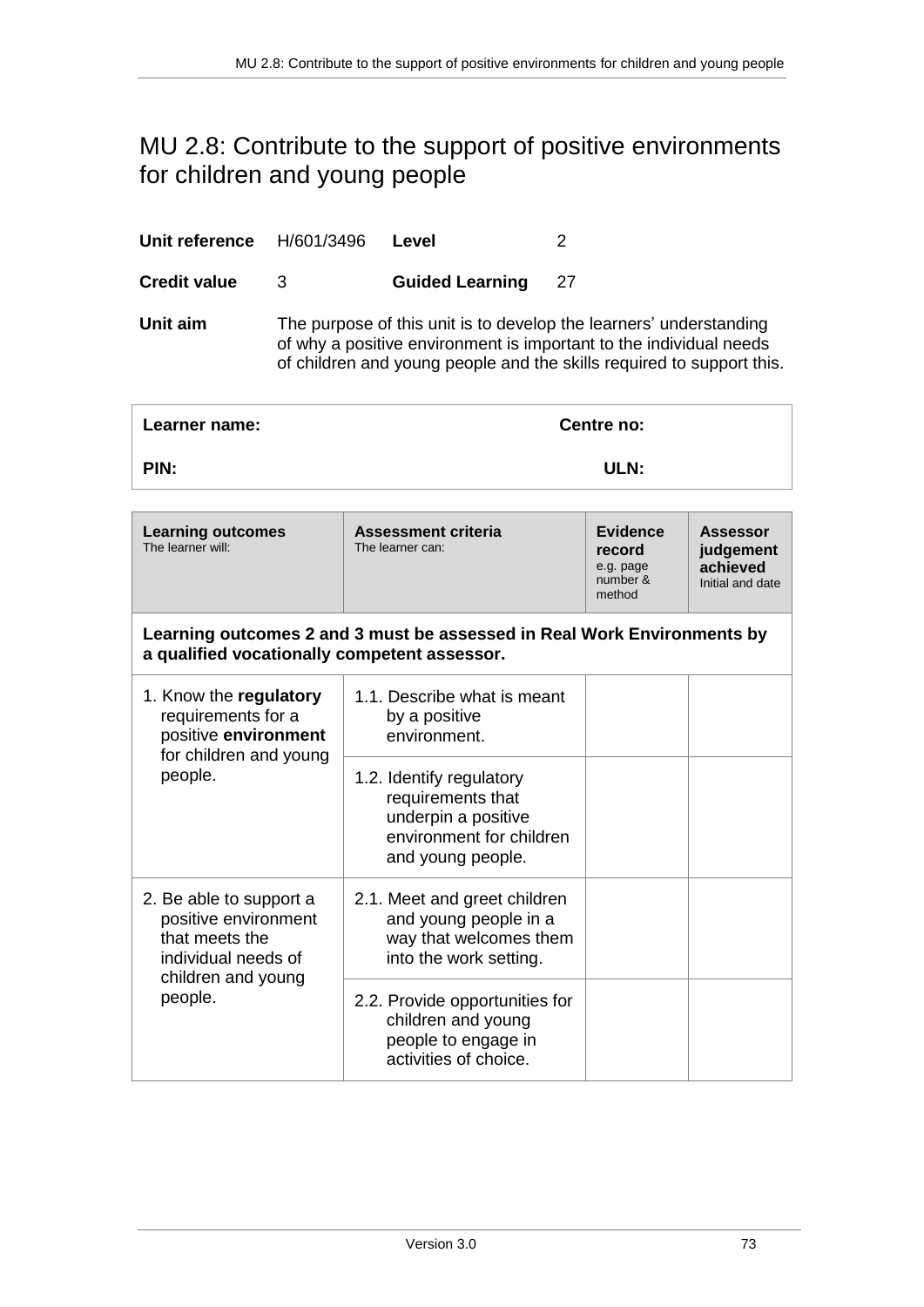# MU 2.8: Contribute to the support of positive environments for children and young people

| | | | |
|---|---|---|---|
| **Unit reference** | H/601/3496 | **Level** | 2 |
| **Credit value** | 3 | **Guided Learning** | 27 |

**Unit aim** The purpose of this unit is to develop the learners' understanding of why a positive environment is important to the individual needs of children and young people and the skills required to support this.

| | |
|---|---|
| **Learner name:** | **Centre no:** |
| **PIN:** | **ULN:** |

| **Learning outcomes** The learner will: | **Assessment criteria** The learner can: | **Evidence record** e.g. page number & method | **Assessor judgement achieved** Initial and date |
|---|---|---|---|
| **Learning outcomes 2 and 3 must be assessed in Real Work Environments by a qualified vocationally competent assessor.** | | | |
| 1. Know the **regulatory** requirements for a positive **environment** for children and young people. | 1.1. Describe what is meant by a positive environment. | | |
| | 1.2. Identify regulatory requirements that underpin a positive environment for children and young people. | | |
| 2. Be able to support a positive environment that meets the individual needs of children and young people. | 2.1. Meet and greet children and young people in a way that welcomes them into the work setting. | | |
| | 2.2. Provide opportunities for children and young people to engage in activities of choice. | | |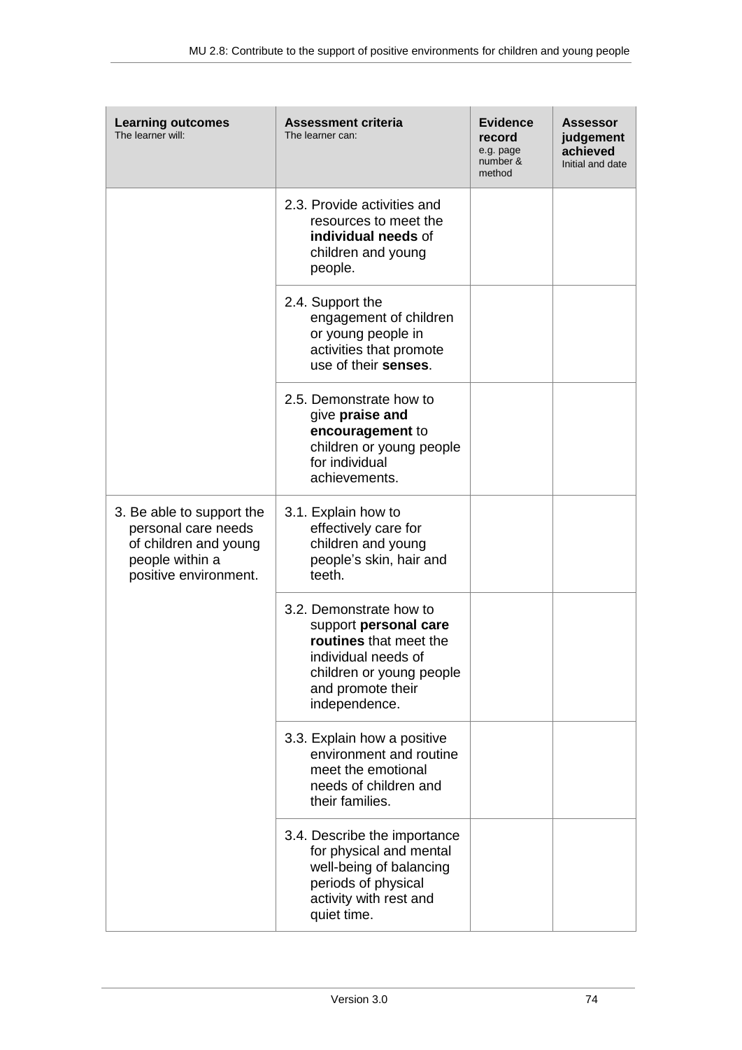| **Learning outcomes** The learner will: | **Assessment criteria** The learner can: | **Evidence record** e.g. page number & method | **Assessor judgement achieved** Initial and date |
|---|---|---|---|
| | 2.3. Provide activities and resources to meet the **individual needs** of children and young people. | | |
| | 2.4. Support the engagement of children or young people in activities that promote use of their **senses**. | | |
| | 2.5. Demonstrate how to give **praise and encouragement** to children or young people for individual achievements. | | |
| 3. Be able to support the personal care needs of children and young people within a positive environment. | 3.1. Explain how to effectively care for children and young people's skin, hair and teeth. | | |
| | 3.2. Demonstrate how to support **personal care routines** that meet the individual needs of children or young people and promote their independence. | | |
| | 3.3. Explain how a positive environment and routine meet the emotional needs of children and their families. | | |
| | 3.4. Describe the importance for physical and mental well-being of balancing periods of physical activity with rest and quiet time. | | |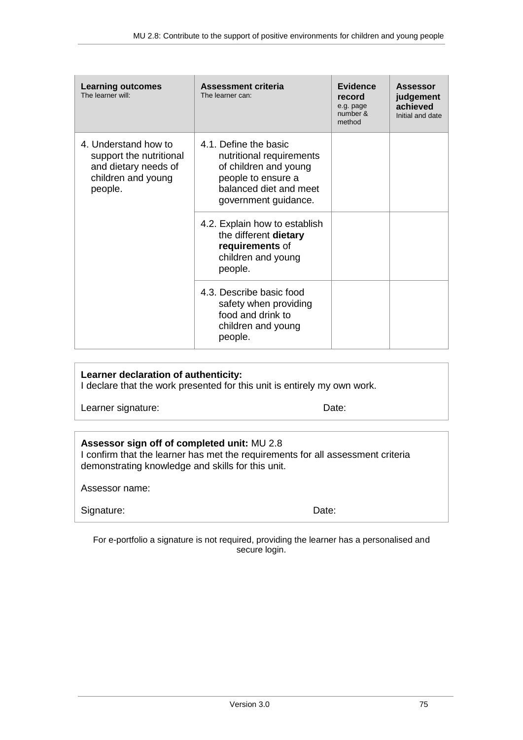| **Learning outcomes** The learner will: | **Assessment criteria** The learner can: | **Evidence record** e.g. page number & method | **Assessor judgement achieved** Initial and date |
|---|---|---|---|
| 4. Understand how to support the nutritional and dietary needs of children and young people. | 4.1. Define the basic nutritional requirements of children and young people to ensure a balanced diet and meet government guidance. | | |
| | 4.2. Explain how to establish the different **dietary requirements** of children and young people. | | |
| | 4.3. Describe basic food safety when providing food and drink to children and young people. | | |

**Learner declaration of authenticity:**
I declare that the work presented for this unit is entirely my own work.

Learner signature: Date:

**Assessor sign off of completed unit:** MU 2.8
I confirm that the learner has met the requirements for all assessment criteria demonstrating knowledge and skills for this unit.

Assessor name:

Signature: Date:

For e-portfolio a signature is not required, providing the learner has a personalised and secure login.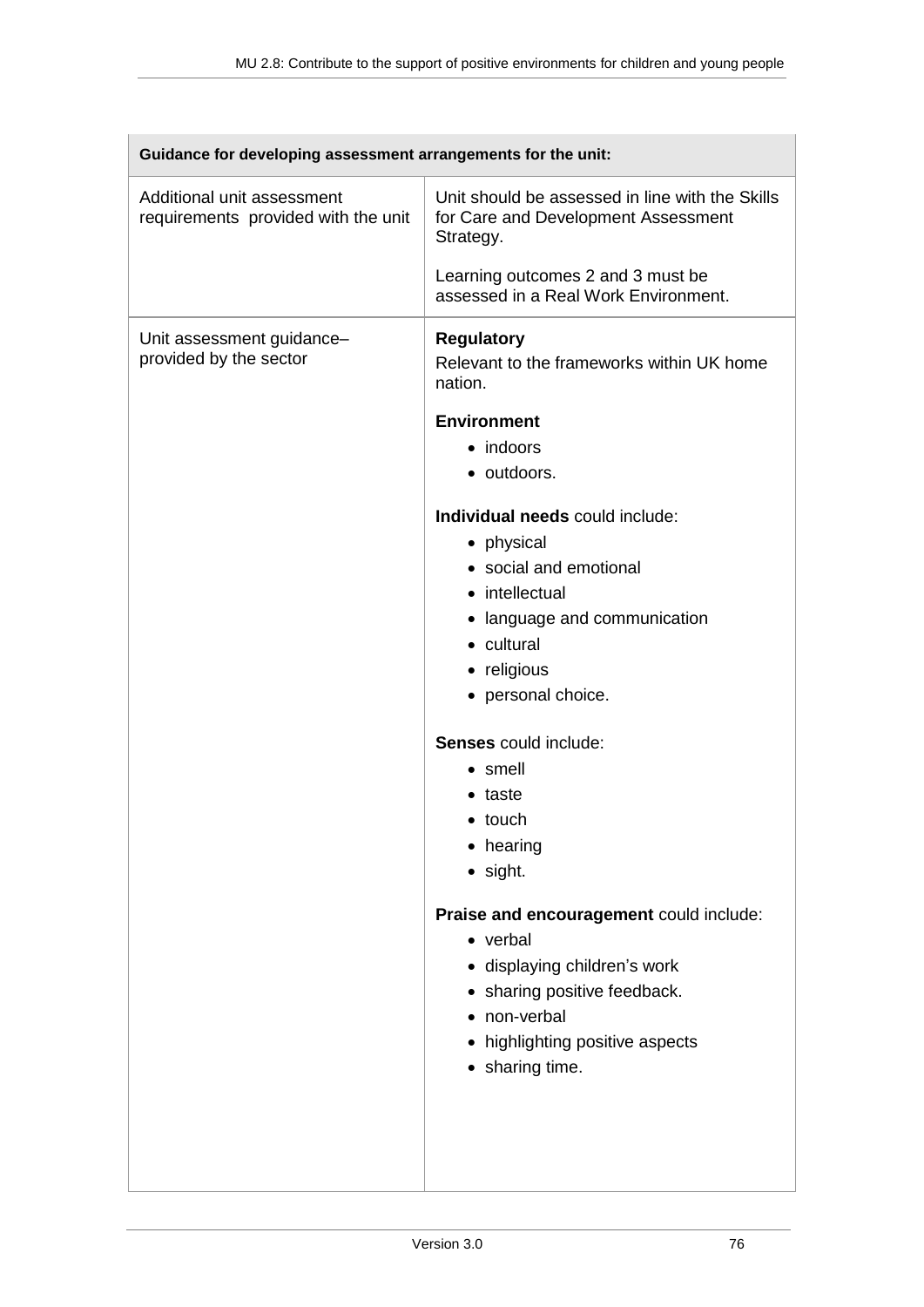| Guidance for developing assessment arrangements for the unit: | |
|---|---|
| Additional unit assessment requirements provided with the unit | Unit should be assessed in line with the Skills for Care and Development Assessment Strategy.<br><br>Learning outcomes 2 and 3 must be assessed in a Real Work Environment. |
| Unit assessment guidance– provided by the sector | **Regulatory**<br>Relevant to the frameworks within UK home nation.<br><br>**Environment**<br>• indoors<br>• outdoors.<br><br>**Individual needs** could include:<br>• physical<br>• social and emotional<br>• intellectual<br>• language and communication<br>• cultural<br>• religious<br>• personal choice.<br><br>**Senses** could include:<br>• smell<br>• taste<br>• touch<br>• hearing<br>• sight.<br><br>**Praise and encouragement** could include:<br>• verbal<br>• displaying children's work<br>• sharing positive feedback.<br>• non-verbal<br>• highlighting positive aspects<br>• sharing time. |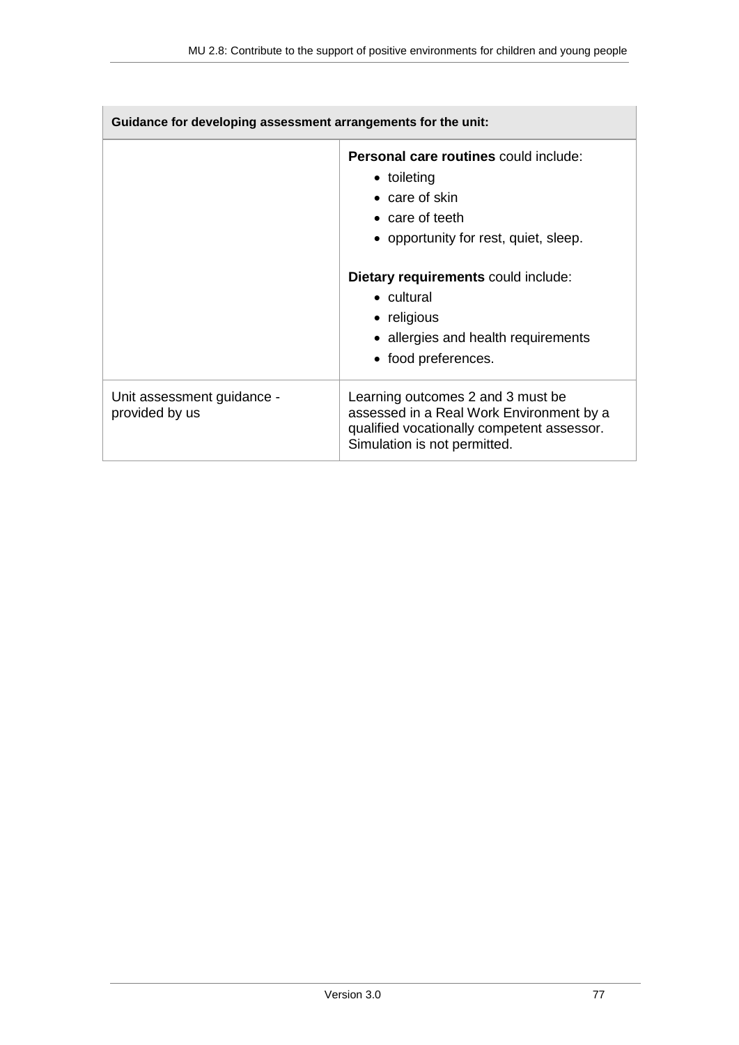| Guidance for developing assessment arrangements for the unit: | |
|---|---|
| | **Personal care routines** could include:<br>• toileting<br>• care of skin<br>• care of teeth<br>• opportunity for rest, quiet, sleep.<br><br>**Dietary requirements** could include:<br>• cultural<br>• religious<br>• allergies and health requirements<br>• food preferences. |
| Unit assessment guidance - provided by us | Learning outcomes 2 and 3 must be assessed in a Real Work Environment by a qualified vocationally competent assessor. Simulation is not permitted. |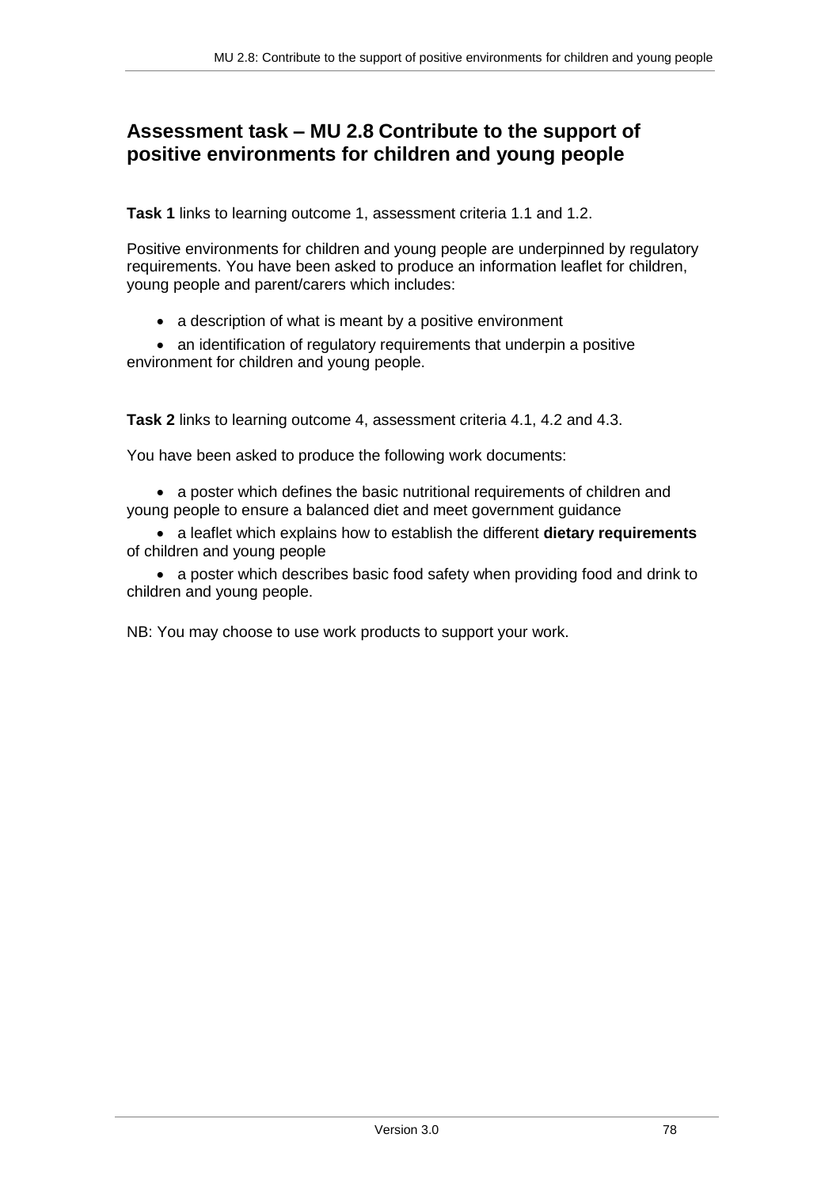## Assessment task – MU 2.8 Contribute to the support of positive environments for children and young people

**Task 1** links to learning outcome 1, assessment criteria 1.1 and 1.2.

Positive environments for children and young people are underpinned by regulatory requirements. You have been asked to produce an information leaflet for children, young people and parent/carers which includes:

- a description of what is meant by a positive environment
- an identification of regulatory requirements that underpin a positive environment for children and young people.

**Task 2** links to learning outcome 4, assessment criteria 4.1, 4.2 and 4.3.

You have been asked to produce the following work documents:

- a poster which defines the basic nutritional requirements of children and young people to ensure a balanced diet and meet government guidance
- a leaflet which explains how to establish the different **dietary requirements** of children and young people
- a poster which describes basic food safety when providing food and drink to children and young people.

NB: You may choose to use work products to support your work.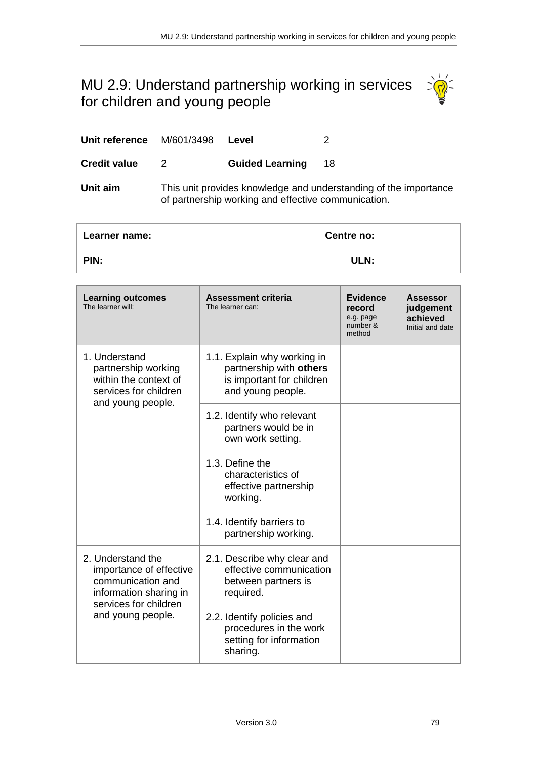# MU 2.9: Understand partnership working in services for children and young people

| | | | |
|---|---|---|---|
| **Unit reference** | M/601/3498 | **Level** | 2 |
| **Credit value** | 2 | **Guided Learning** | 18 |

**Unit aim** This unit provides knowledge and understanding of the importance of partnership working and effective communication.

| **Learner name:** | **Centre no:** |
|---|---|
| **PIN:** | **ULN:** |

| **Learning outcomes** The learner will: | **Assessment criteria** The learner can: | **Evidence record** e.g. page number & method | **Assessor judgement achieved** Initial and date |
|---|---|---|---|
| 1. Understand partnership working within the context of services for children and young people. | 1.1. Explain why working in partnership with **others** is important for children and young people. | | |
| | 1.2. Identify who relevant partners would be in own work setting. | | |
| | 1.3. Define the characteristics of effective partnership working. | | |
| | 1.4. Identify barriers to partnership working. | | |
| 2. Understand the importance of effective communication and information sharing in services for children and young people. | 2.1. Describe why clear and effective communication between partners is required. | | |
| | 2.2. Identify policies and procedures in the work setting for information sharing. | | |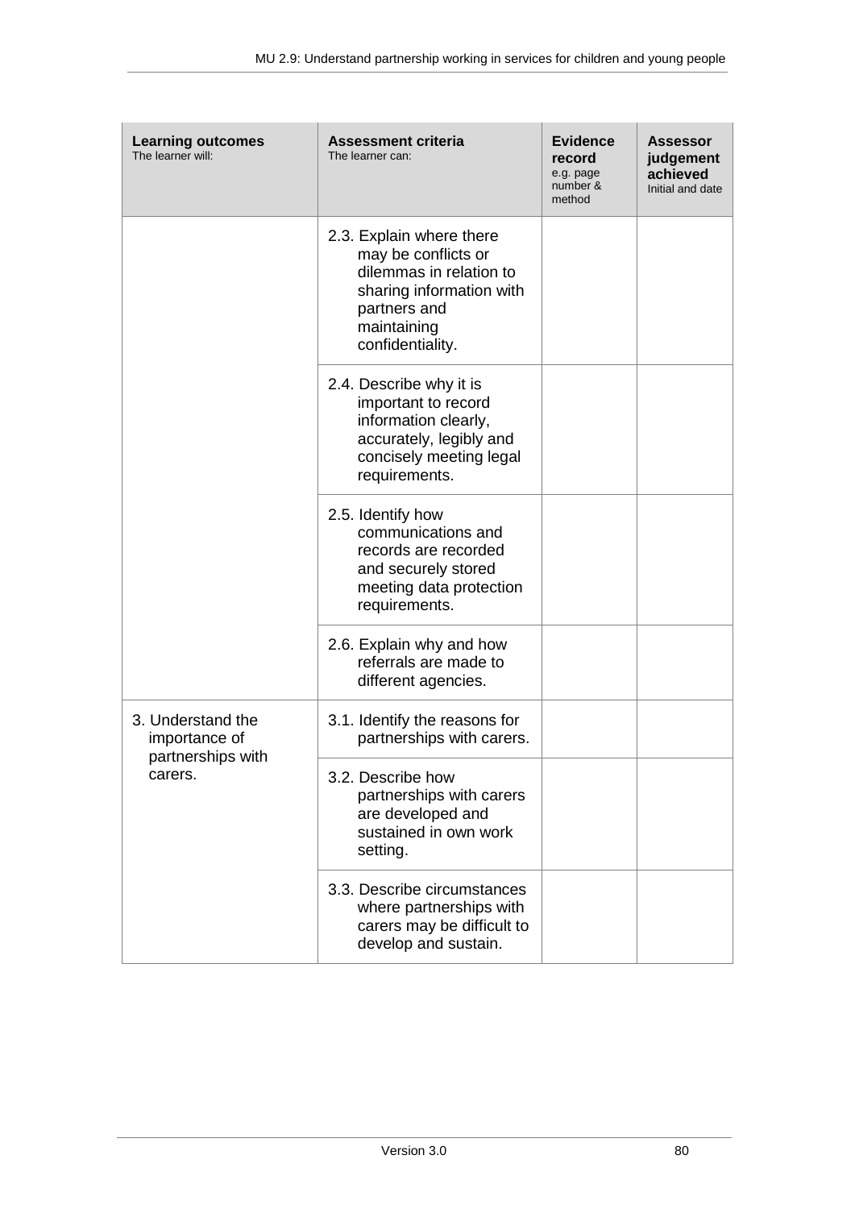| **Learning outcomes** The learner will: | **Assessment criteria** The learner can: | **Evidence record** e.g. page number & method | **Assessor judgement achieved** Initial and date |
|---|---|---|---|
| | 2.3. Explain where there may be conflicts or dilemmas in relation to sharing information with partners and maintaining confidentiality. | | |
| | 2.4. Describe why it is important to record information clearly, accurately, legibly and concisely meeting legal requirements. | | |
| | 2.5. Identify how communications and records are recorded and securely stored meeting data protection requirements. | | |
| | 2.6. Explain why and how referrals are made to different agencies. | | |
| 3. Understand the importance of partnerships with carers. | 3.1. Identify the reasons for partnerships with carers. | | |
| | 3.2. Describe how partnerships with carers are developed and sustained in own work setting. | | |
| | 3.3. Describe circumstances where partnerships with carers may be difficult to develop and sustain. | | |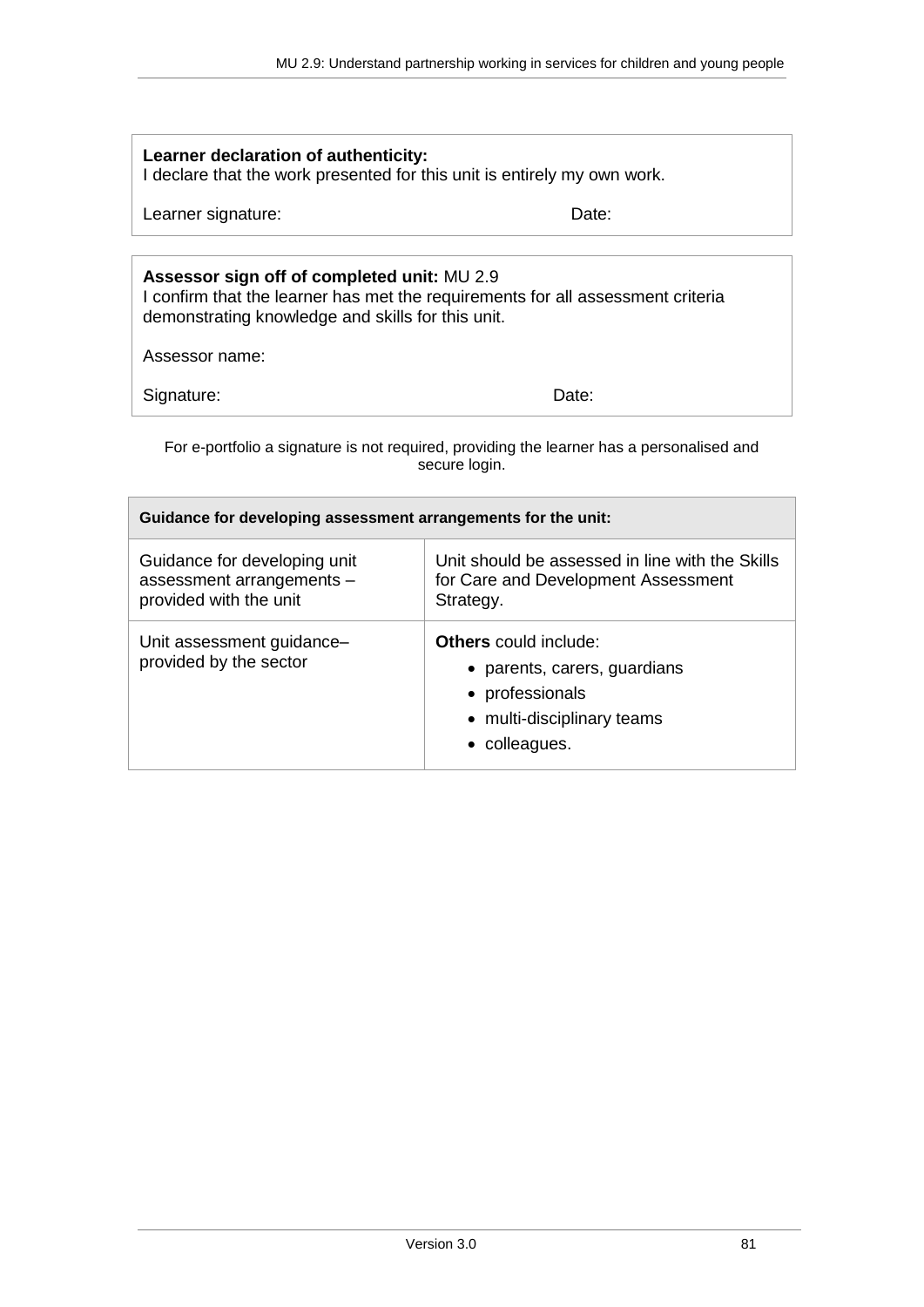**Learner declaration of authenticity:**
I declare that the work presented for this unit is entirely my own work.

Learner signature: Date:

**Assessor sign off of completed unit:** MU 2.9
I confirm that the learner has met the requirements for all assessment criteria demonstrating knowledge and skills for this unit.

Assessor name:

Signature: Date:

For e-portfolio a signature is not required, providing the learner has a personalised and secure login.

| **Guidance for developing assessment arrangements for the unit:** | |
|---|---|
| Guidance for developing unit assessment arrangements – provided with the unit | Unit should be assessed in line with the Skills for Care and Development Assessment Strategy. |
| Unit assessment guidance– provided by the sector | **Others** could include:<br>• parents, carers, guardians<br>• professionals<br>• multi-disciplinary teams<br>• colleagues. |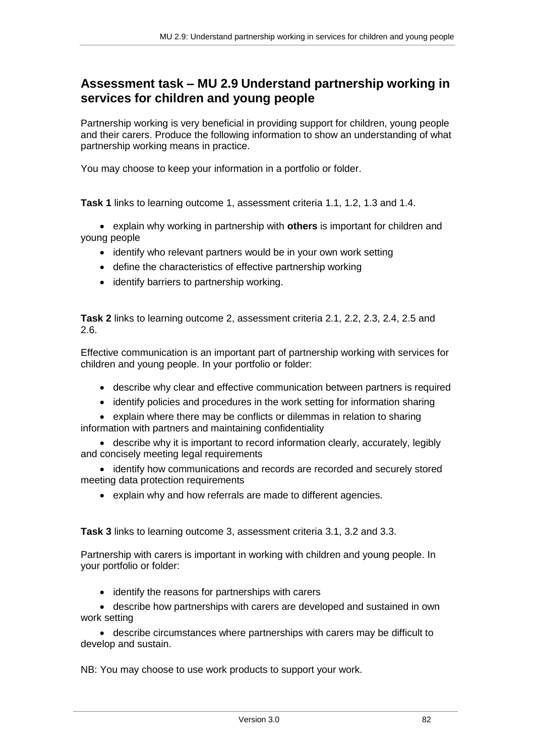## Assessment task – MU 2.9 Understand partnership working in services for children and young people

Partnership working is very beneficial in providing support for children, young people and their carers. Produce the following information to show an understanding of what partnership working means in practice.

You may choose to keep your information in a portfolio or folder.

**Task 1** links to learning outcome 1, assessment criteria 1.1, 1.2, 1.3 and 1.4.

- explain why working in partnership with **others** is important for children and young people
- identify who relevant partners would be in your own work setting
- define the characteristics of effective partnership working
- identify barriers to partnership working.

**Task 2** links to learning outcome 2, assessment criteria 2.1, 2.2, 2.3, 2.4, 2.5 and 2.6.

Effective communication is an important part of partnership working with services for children and young people. In your portfolio or folder:

- describe why clear and effective communication between partners is required
- identify policies and procedures in the work setting for information sharing
- explain where there may be conflicts or dilemmas in relation to sharing information with partners and maintaining confidentiality
- describe why it is important to record information clearly, accurately, legibly and concisely meeting legal requirements
- identify how communications and records are recorded and securely stored meeting data protection requirements
- explain why and how referrals are made to different agencies.

**Task 3** links to learning outcome 3, assessment criteria 3.1, 3.2 and 3.3.

Partnership with carers is important in working with children and young people. In your portfolio or folder:

- identify the reasons for partnerships with carers
- describe how partnerships with carers are developed and sustained in own work setting
- describe circumstances where partnerships with carers may be difficult to develop and sustain.

NB: You may choose to use work products to support your work.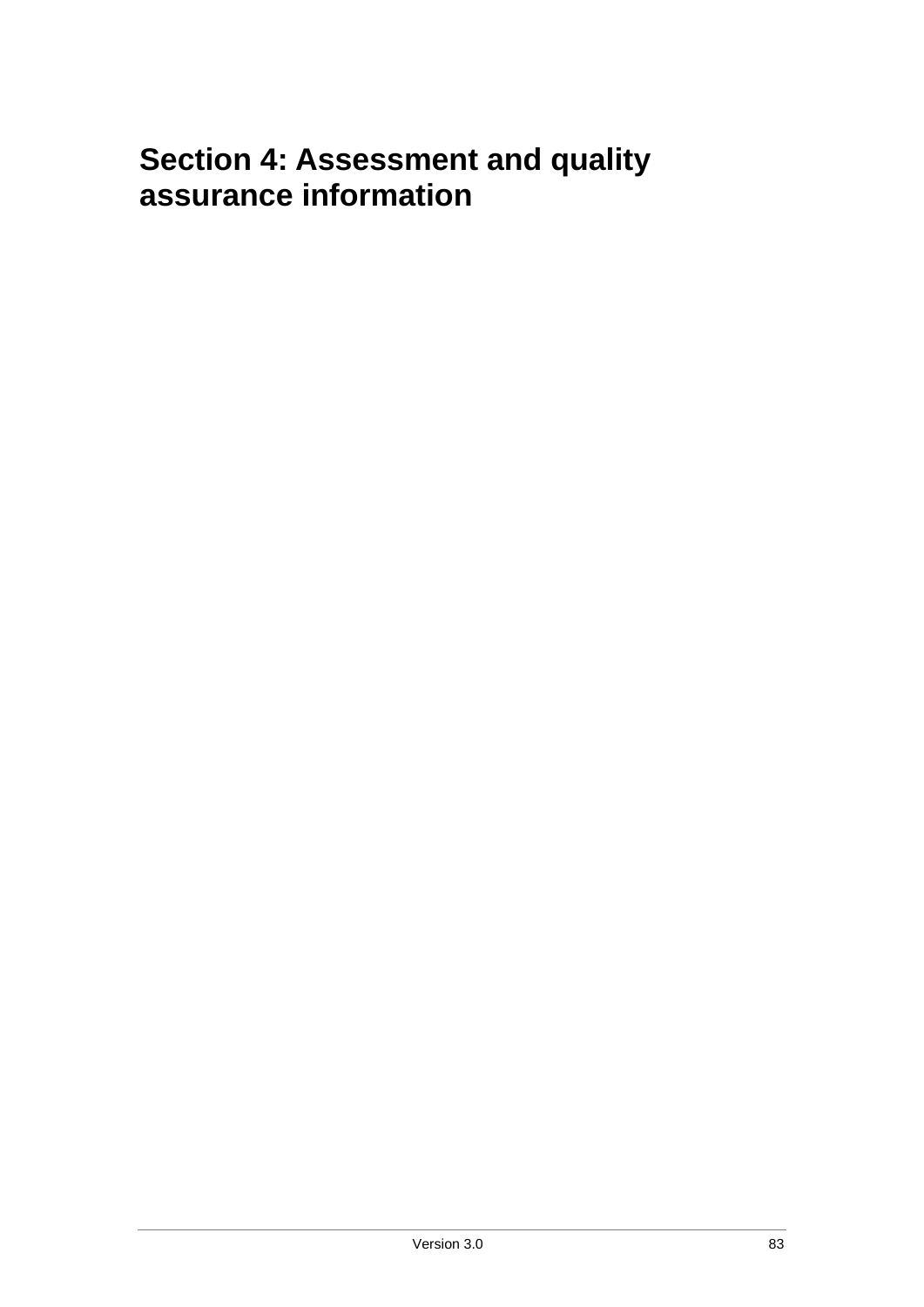# Section 4: Assessment and quality assurance information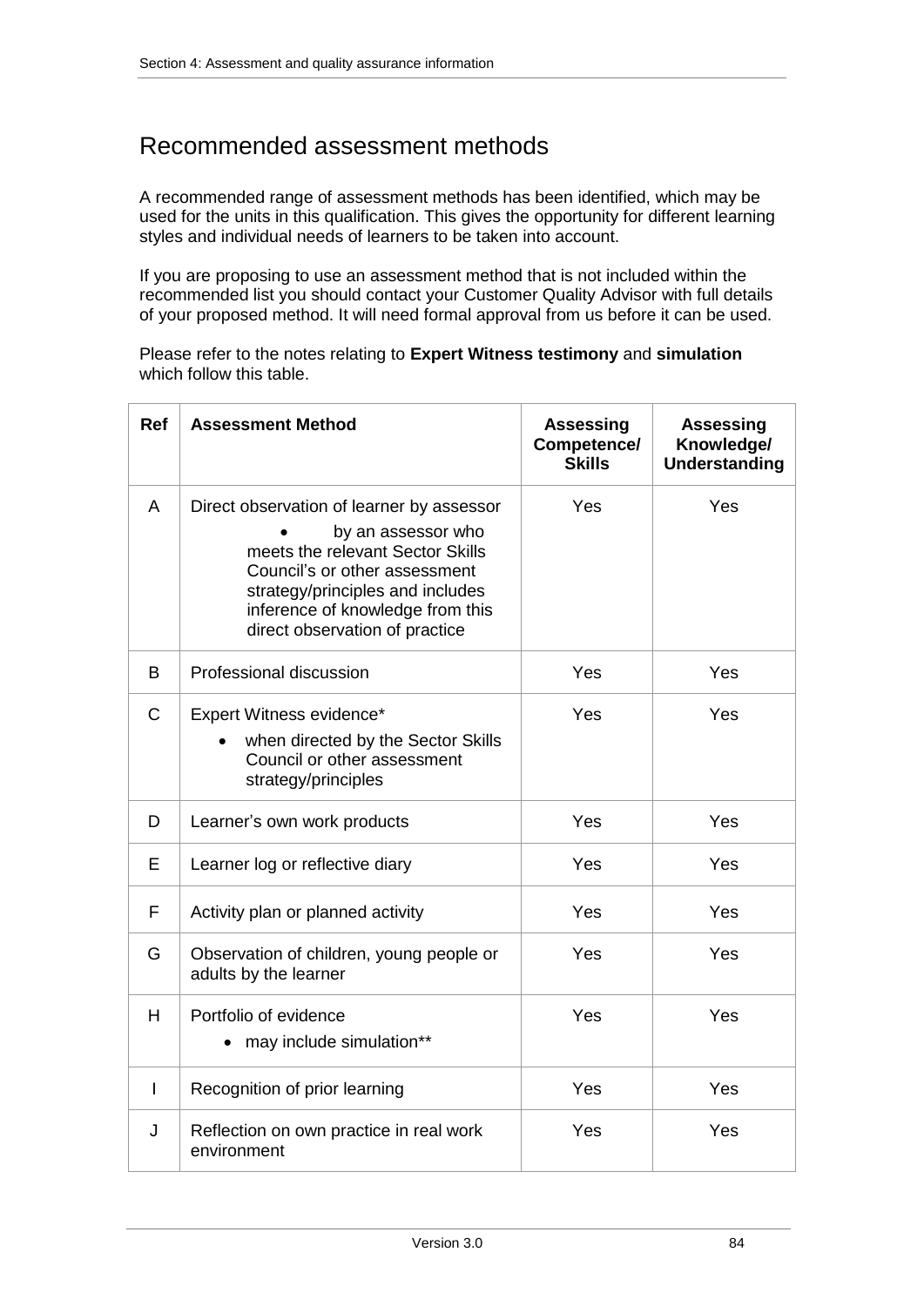## Recommended assessment methods

A recommended range of assessment methods has been identified, which may be used for the units in this qualification. This gives the opportunity for different learning styles and individual needs of learners to be taken into account.

If you are proposing to use an assessment method that is not included within the recommended list you should contact your Customer Quality Advisor with full details of your proposed method. It will need formal approval from us before it can be used.

Please refer to the notes relating to **Expert Witness testimony** and **simulation** which follow this table.

| Ref | Assessment Method | Assessing Competence/ Skills | Assessing Knowledge/ Understanding |
|---|---|---|---|
| A | Direct observation of learner by assessor<br>• by an assessor who meets the relevant Sector Skills Council's or other assessment strategy/principles and includes inference of knowledge from this direct observation of practice | Yes | Yes |
| B | Professional discussion | Yes | Yes |
| C | Expert Witness evidence*<br>• when directed by the Sector Skills Council or other assessment strategy/principles | Yes | Yes |
| D | Learner's own work products | Yes | Yes |
| E | Learner log or reflective diary | Yes | Yes |
| F | Activity plan or planned activity | Yes | Yes |
| G | Observation of children, young people or adults by the learner | Yes | Yes |
| H | Portfolio of evidence<br>• may include simulation** | Yes | Yes |
| I | Recognition of prior learning | Yes | Yes |
| J | Reflection on own practice in real work environment | Yes | Yes |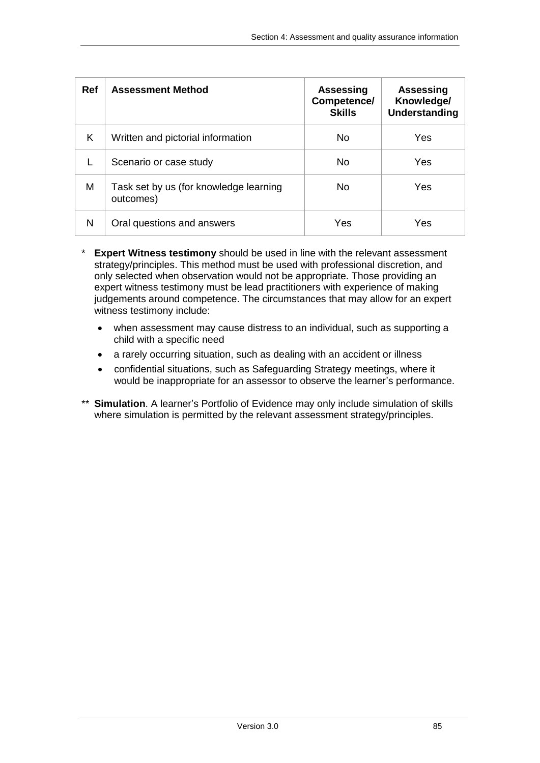| Ref | Assessment Method | Assessing Competence/ Skills | Assessing Knowledge/ Understanding |
|---|---|---|---|
| K | Written and pictorial information | No | Yes |
| L | Scenario or case study | No | Yes |
| M | Task set by us (for knowledge learning outcomes) | No | Yes |
| N | Oral questions and answers | Yes | Yes |

\* **Expert Witness testimony** should be used in line with the relevant assessment strategy/principles. This method must be used with professional discretion, and only selected when observation would not be appropriate. Those providing an expert witness testimony must be lead practitioners with experience of making judgements around competence. The circumstances that may allow for an expert witness testimony include:

- when assessment may cause distress to an individual, such as supporting a child with a specific need
- a rarely occurring situation, such as dealing with an accident or illness
- confidential situations, such as Safeguarding Strategy meetings, where it would be inappropriate for an assessor to observe the learner's performance.

\*\* **Simulation**. A learner's Portfolio of Evidence may only include simulation of skills where simulation is permitted by the relevant assessment strategy/principles.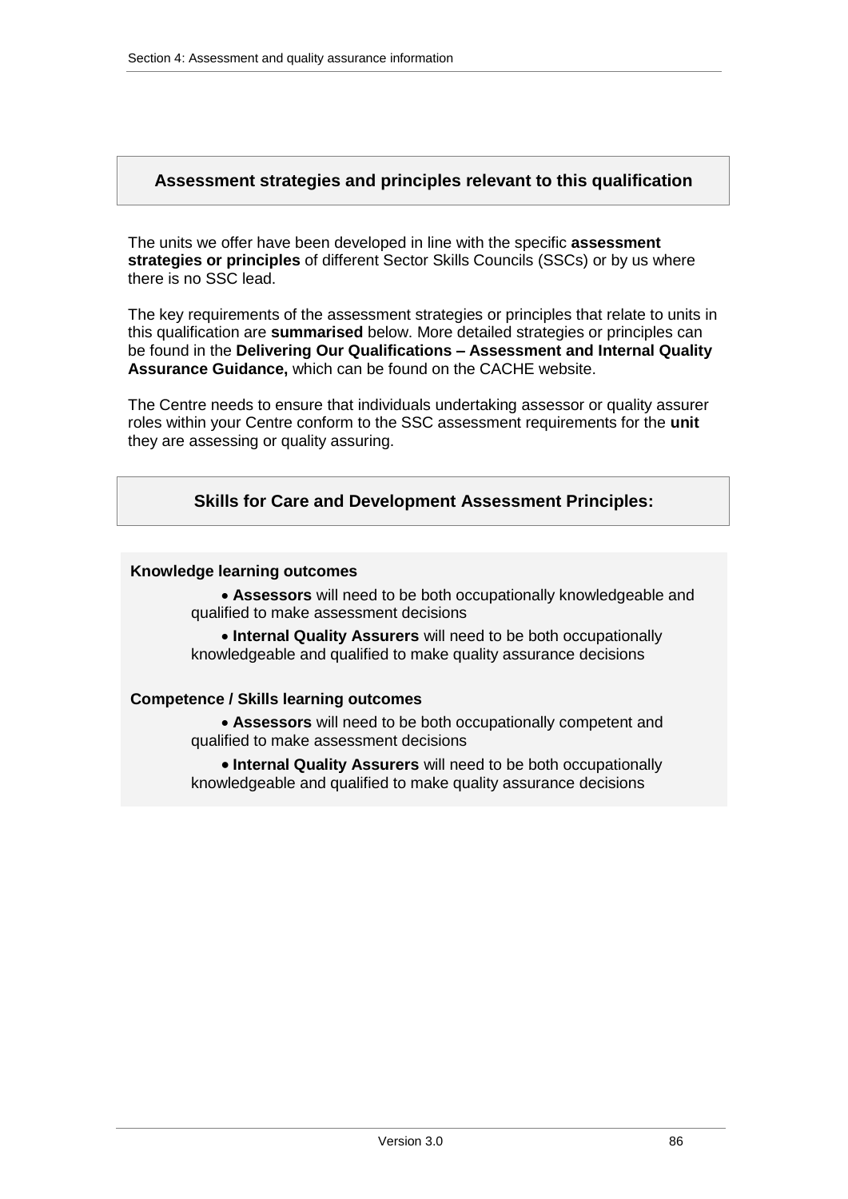## Assessment strategies and principles relevant to this qualification

The units we offer have been developed in line with the specific **assessment strategies or principles** of different Sector Skills Councils (SSCs) or by us where there is no SSC lead.

The key requirements of the assessment strategies or principles that relate to units in this qualification are **summarised** below. More detailed strategies or principles can be found in the **Delivering Our Qualifications – Assessment and Internal Quality Assurance Guidance,** which can be found on the CACHE website.

The Centre needs to ensure that individuals undertaking assessor or quality assurer roles within your Centre conform to the SSC assessment requirements for the **unit** they are assessing or quality assuring.

## Skills for Care and Development Assessment Principles:

**Knowledge learning outcomes**

- **Assessors** will need to be both occupationally knowledgeable and qualified to make assessment decisions
- **Internal Quality Assurers** will need to be both occupationally knowledgeable and qualified to make quality assurance decisions

**Competence / Skills learning outcomes**

- **Assessors** will need to be both occupationally competent and qualified to make assessment decisions
- **Internal Quality Assurers** will need to be both occupationally knowledgeable and qualified to make quality assurance decisions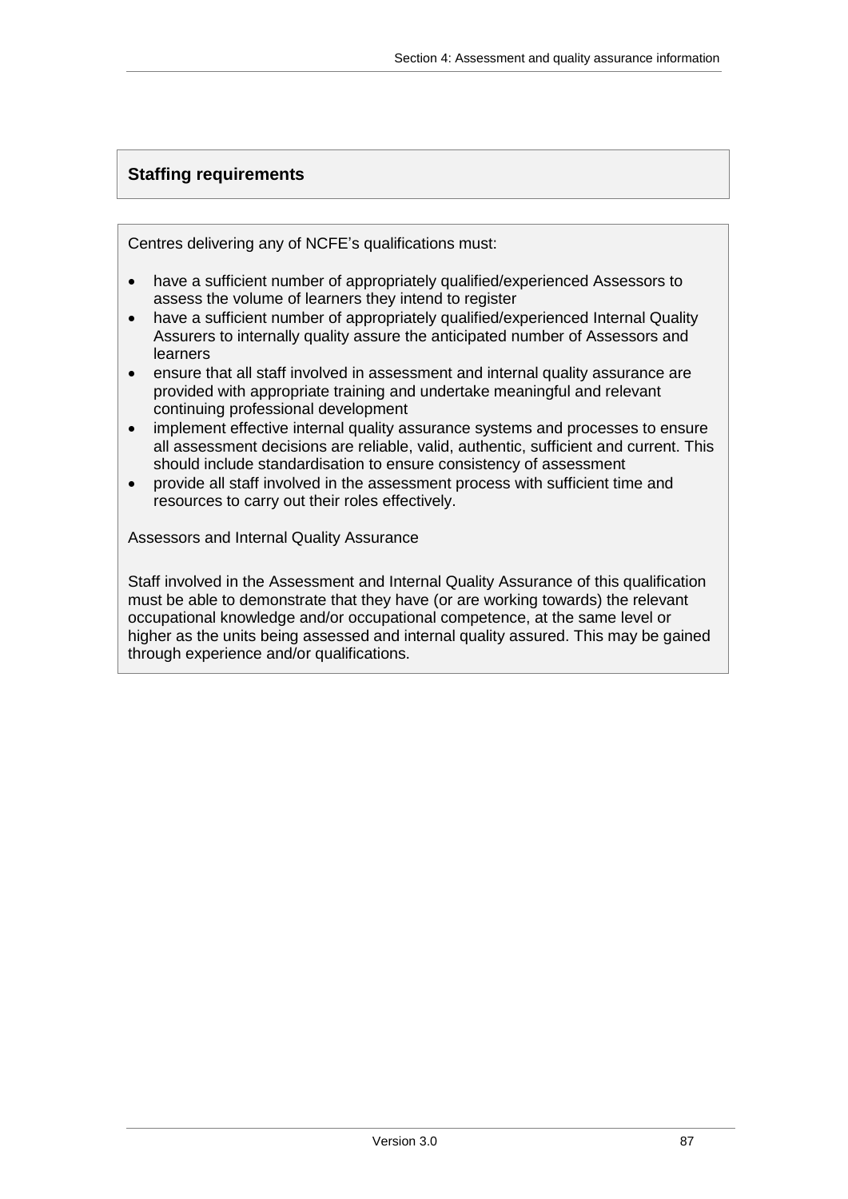## Staffing requirements

Centres delivering any of NCFE's qualifications must:

- have a sufficient number of appropriately qualified/experienced Assessors to assess the volume of learners they intend to register
- have a sufficient number of appropriately qualified/experienced Internal Quality Assurers to internally quality assure the anticipated number of Assessors and learners
- ensure that all staff involved in assessment and internal quality assurance are provided with appropriate training and undertake meaningful and relevant continuing professional development
- implement effective internal quality assurance systems and processes to ensure all assessment decisions are reliable, valid, authentic, sufficient and current. This should include standardisation to ensure consistency of assessment
- provide all staff involved in the assessment process with sufficient time and resources to carry out their roles effectively.

Assessors and Internal Quality Assurance

Staff involved in the Assessment and Internal Quality Assurance of this qualification must be able to demonstrate that they have (or are working towards) the relevant occupational knowledge and/or occupational competence, at the same level or higher as the units being assessed and internal quality assured. This may be gained through experience and/or qualifications.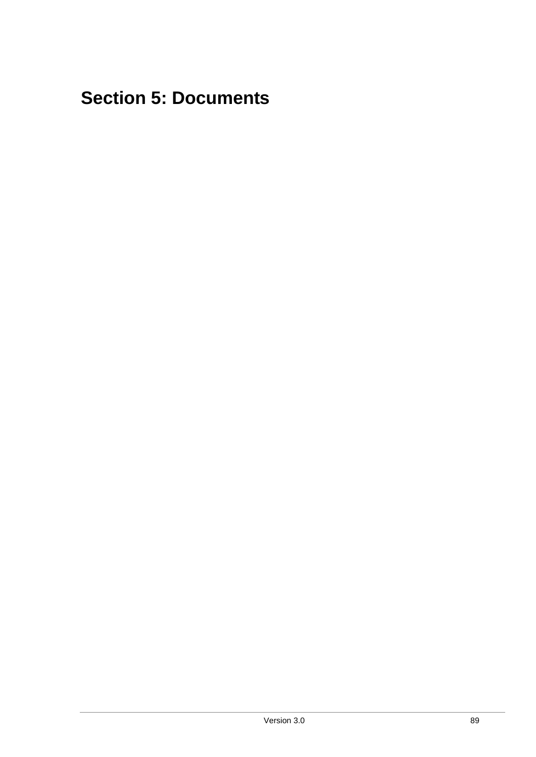# Section 5: Documents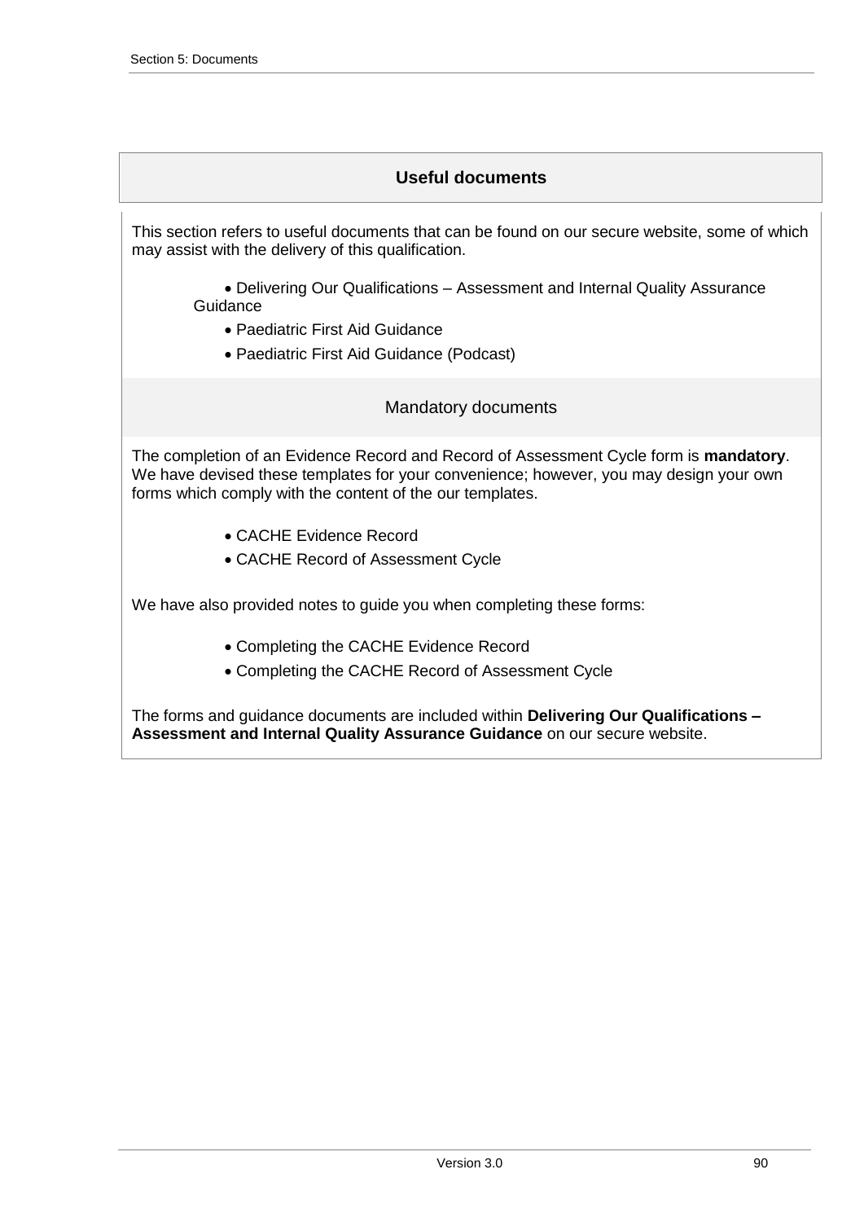## Useful documents

This section refers to useful documents that can be found on our secure website, some of which may assist with the delivery of this qualification.

- Delivering Our Qualifications – Assessment and Internal Quality Assurance Guidance
- Paediatric First Aid Guidance
- Paediatric First Aid Guidance (Podcast)

### Mandatory documents

The completion of an Evidence Record and Record of Assessment Cycle form is **mandatory**. We have devised these templates for your convenience; however, you may design your own forms which comply with the content of the our templates.

- CACHE Evidence Record
- CACHE Record of Assessment Cycle

We have also provided notes to guide you when completing these forms:

- Completing the CACHE Evidence Record
- Completing the CACHE Record of Assessment Cycle

The forms and guidance documents are included within **Delivering Our Qualifications – Assessment and Internal Quality Assurance Guidance** on our secure website.